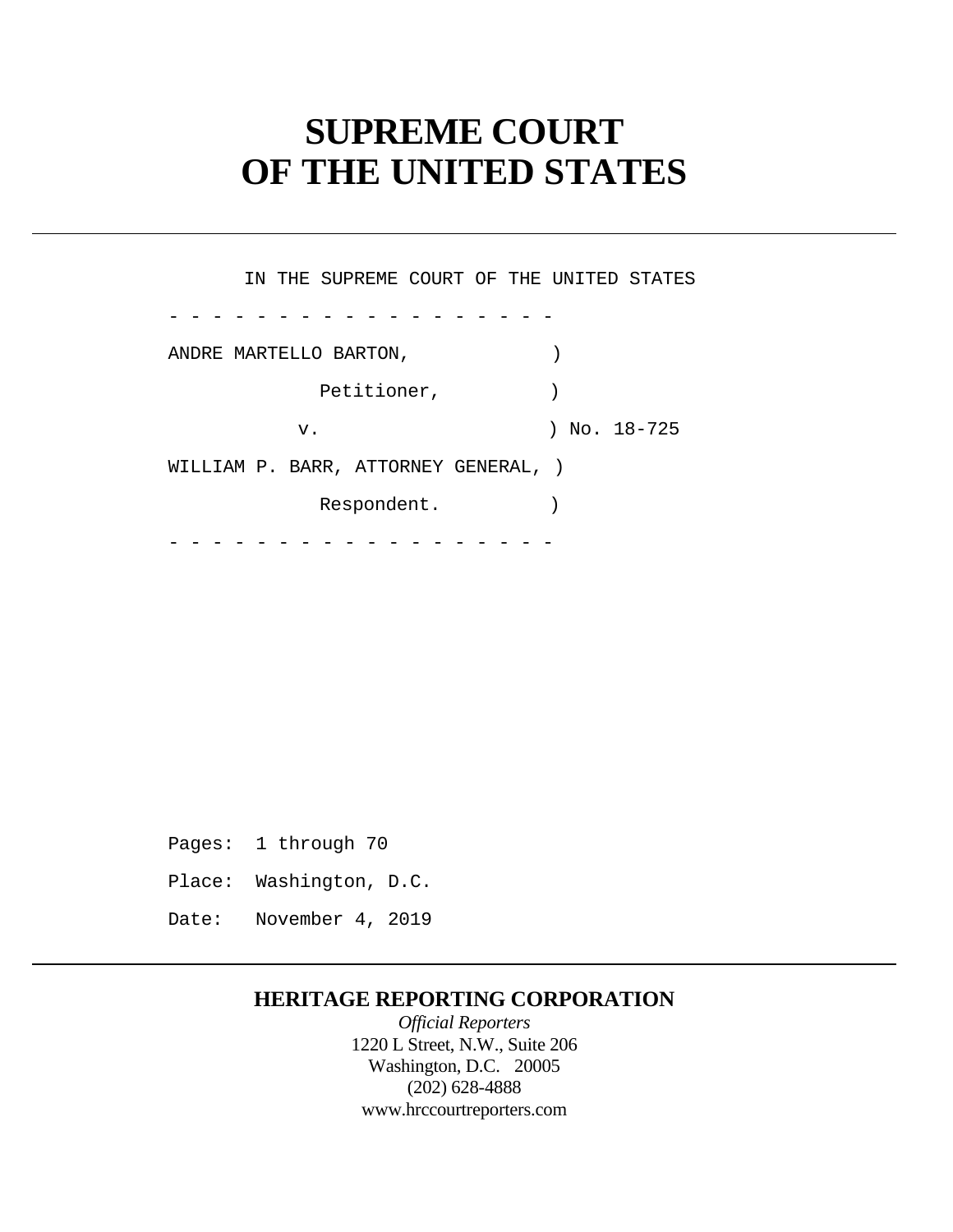# SUPREME COURT OF THE UNITED STATES

IN THE SUPREME COURT OF THE UNITED STATES

```
- - - - - - - - - - - - - - - - - -
ANDRE MARTELLO BARTON,             )
            Petitioner,            )
          v.                       ) No. 18-725
WILLIAM P. BARR, ATTORNEY GENERAL, )
            Respondent.            )
- - - - - - - - - - - - - - - - - -
```

Pages: 1 through 70

Place: Washington, D.C.

Date: November 4, 2019

**HERITAGE REPORTING CORPORATION**

*Official Reporters*

1220 L Street, N.W., Suite 206

Washington, D.C. 20005

(202) 628-4888

www.hrccourtreporters.com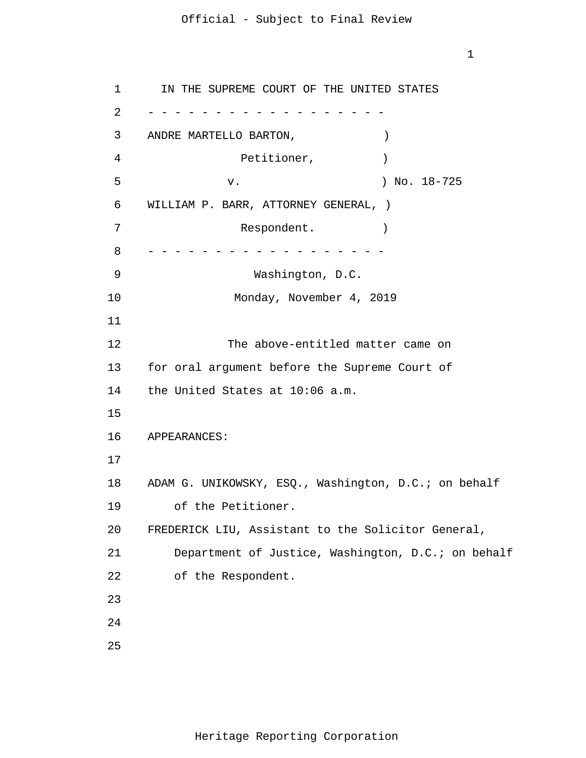IN THE SUPREME COURT OF THE UNITED STATES

\- - - - - - - - - - - - - - - - - - -

ANDRE MARTELLO BARTON, )

Petitioner, )

v. ) No. 18-725

WILLIAM P. BARR, ATTORNEY GENERAL, )

Respondent. )

\- - - - - - - - - - - - - - - - - - -

Washington, D.C.

Monday, November 4, 2019

The above-entitled matter came on for oral argument before the Supreme Court of the United States at 10:06 a.m.

APPEARANCES:

ADAM G. UNIKOWSKY, ESQ., Washington, D.C.; on behalf of the Petitioner.

FREDERICK LIU, Assistant to the Solicitor General, Department of Justice, Washington, D.C.; on behalf of the Respondent.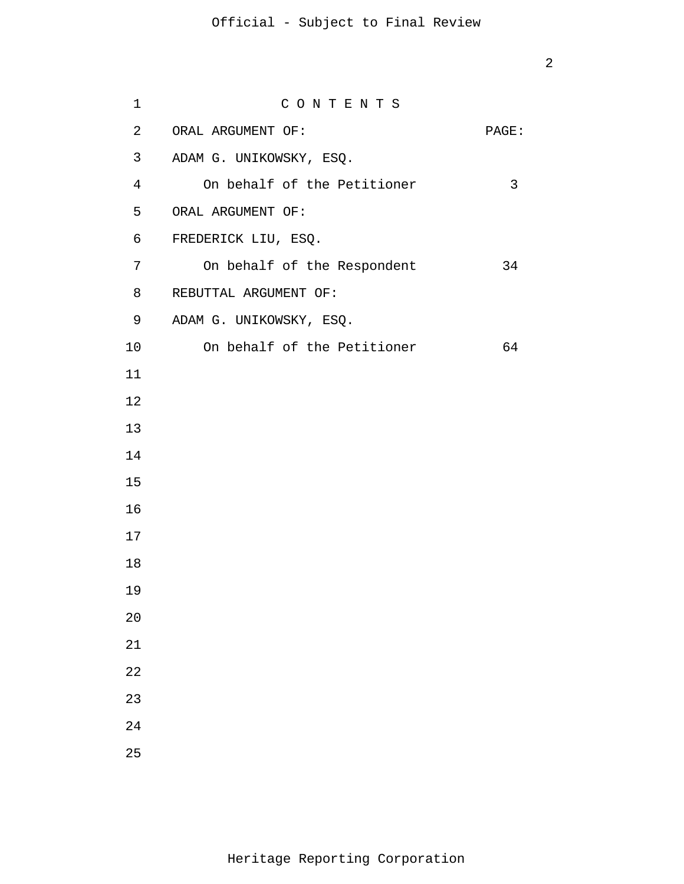# C O N T E N T S

| ORAL ARGUMENT OF: | PAGE: |
|---|---|
| ADAM G. UNIKOWSKY, ESQ. | |
| On behalf of the Petitioner | 3 |
| ORAL ARGUMENT OF: | |
| FREDERICK LIU, ESQ. | |
| On behalf of the Respondent | 34 |
| REBUTTAL ARGUMENT OF: | |
| ADAM G. UNIKOWSKY, ESQ. | |
| On behalf of the Petitioner | 64 |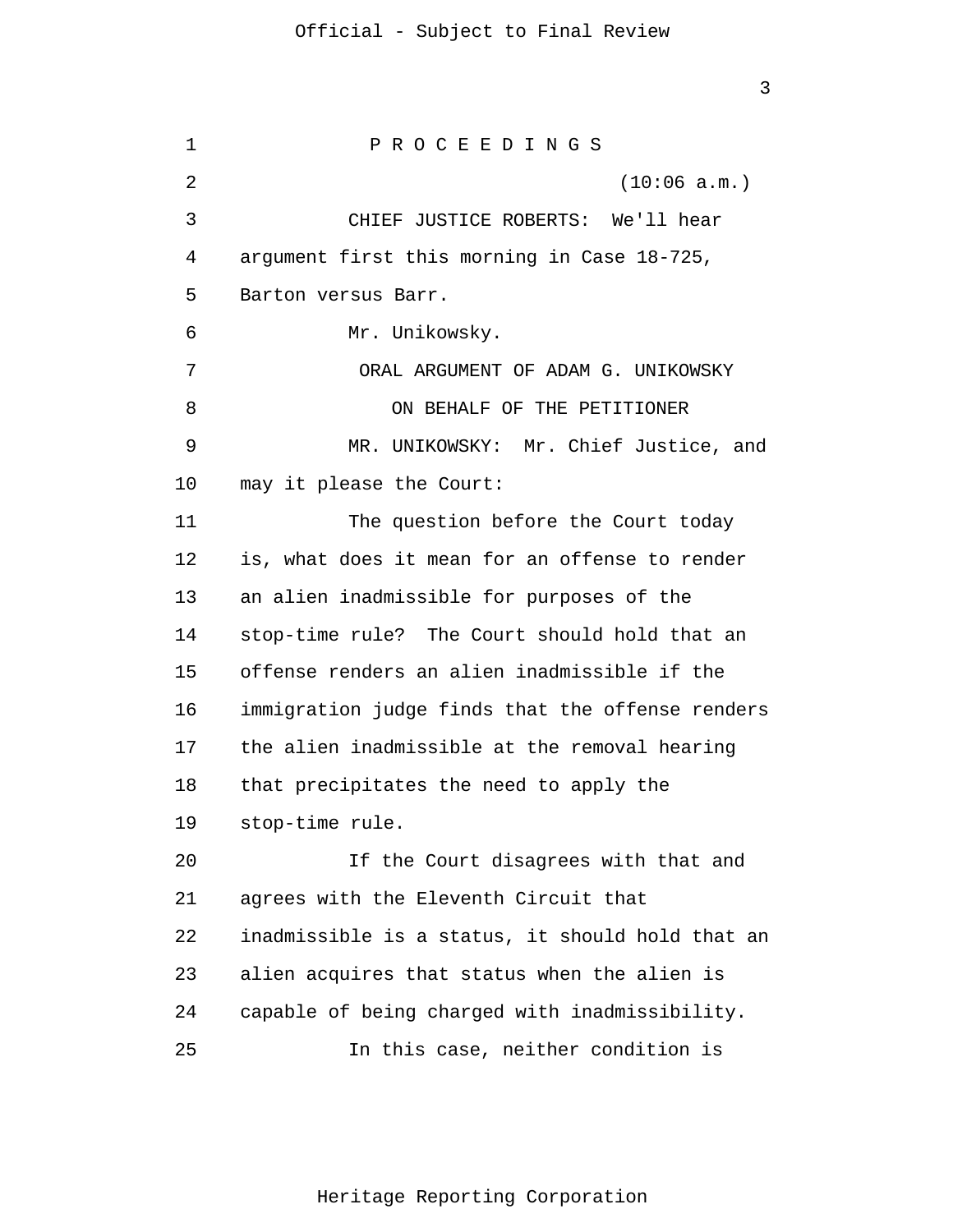P R O C E E D I N G S

(10:06 a.m.)

CHIEF JUSTICE ROBERTS: We'll hear argument first this morning in Case 18-725, Barton versus Barr.

Mr. Unikowsky.

ORAL ARGUMENT OF ADAM G. UNIKOWSKY

ON BEHALF OF THE PETITIONER

MR. UNIKOWSKY: Mr. Chief Justice, and may it please the Court:

The question before the Court today is, what does it mean for an offense to render an alien inadmissible for purposes of the stop-time rule? The Court should hold that an offense renders an alien inadmissible if the immigration judge finds that the offense renders the alien inadmissible at the removal hearing that precipitates the need to apply the stop-time rule.

If the Court disagrees with that and agrees with the Eleventh Circuit that inadmissible is a status, it should hold that an alien acquires that status when the alien is capable of being charged with inadmissibility.

In this case, neither condition is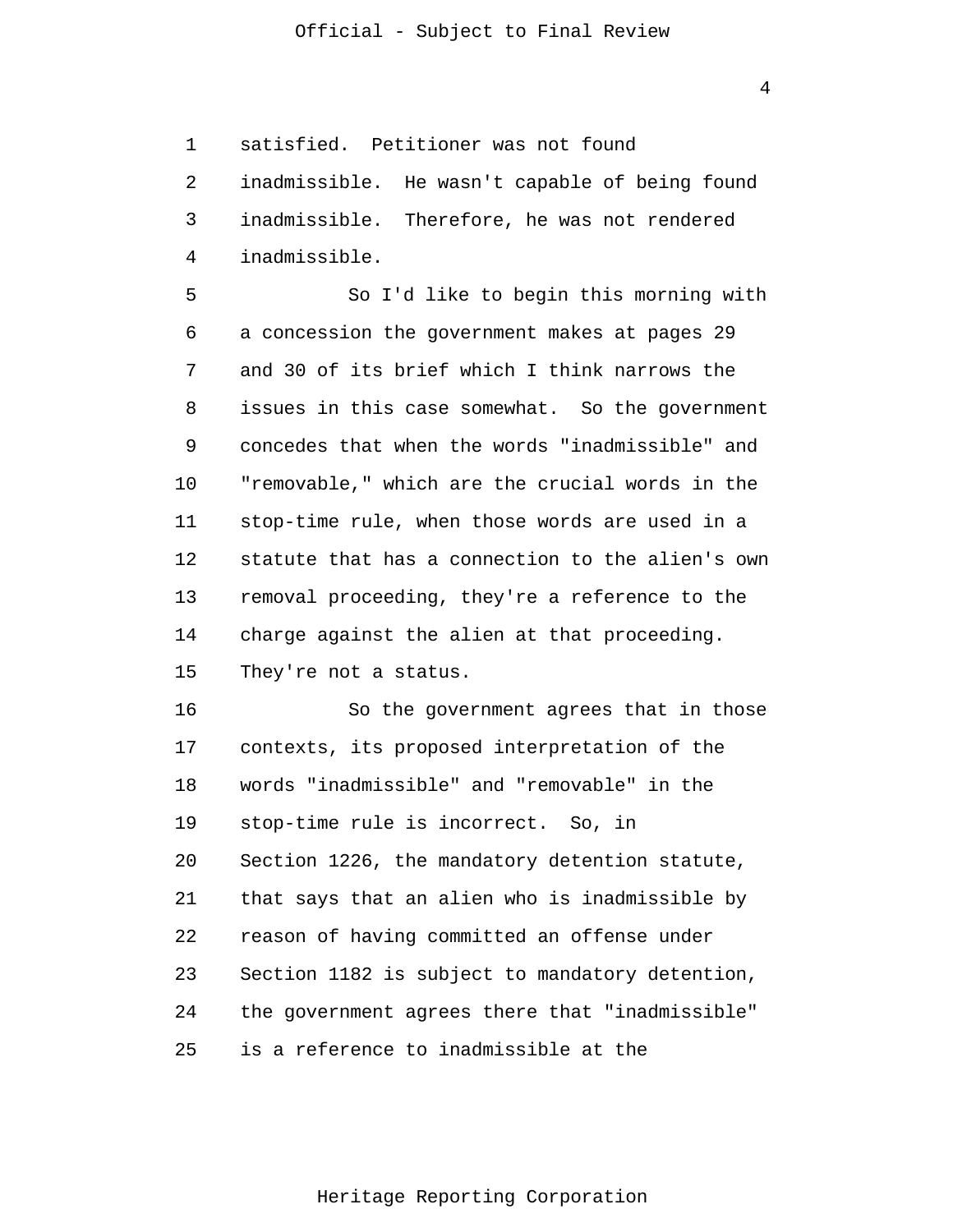satisfied. Petitioner was not found inadmissible. He wasn't capable of being found inadmissible. Therefore, he was not rendered inadmissible.

So I'd like to begin this morning with a concession the government makes at pages 29 and 30 of its brief which I think narrows the issues in this case somewhat. So the government concedes that when the words "inadmissible" and "removable," which are the crucial words in the stop-time rule, when those words are used in a statute that has a connection to the alien's own removal proceeding, they're a reference to the charge against the alien at that proceeding. They're not a status.

So the government agrees that in those contexts, its proposed interpretation of the words "inadmissible" and "removable" in the stop-time rule is incorrect. So, in Section 1226, the mandatory detention statute, that says that an alien who is inadmissible by reason of having committed an offense under Section 1182 is subject to mandatory detention, the government agrees there that "inadmissible" is a reference to inadmissible at the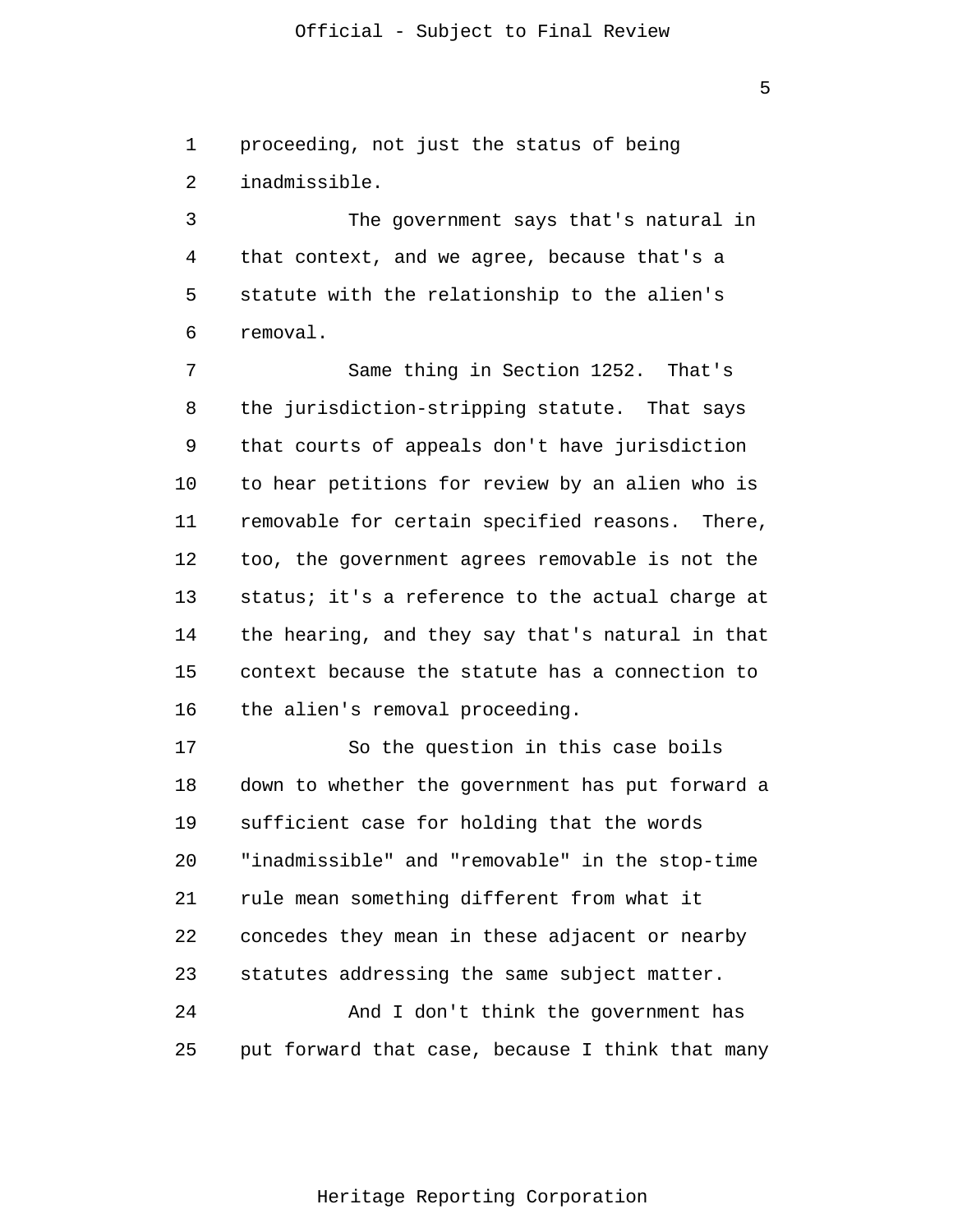proceeding, not just the status of being inadmissible.

The government says that's natural in that context, and we agree, because that's a statute with the relationship to the alien's removal.

Same thing in Section 1252. That's the jurisdiction-stripping statute. That says that courts of appeals don't have jurisdiction to hear petitions for review by an alien who is removable for certain specified reasons. There, too, the government agrees removable is not the status; it's a reference to the actual charge at the hearing, and they say that's natural in that context because the statute has a connection to the alien's removal proceeding.

So the question in this case boils down to whether the government has put forward a sufficient case for holding that the words "inadmissible" and "removable" in the stop-time rule mean something different from what it concedes they mean in these adjacent or nearby statutes addressing the same subject matter.

And I don't think the government has put forward that case, because I think that many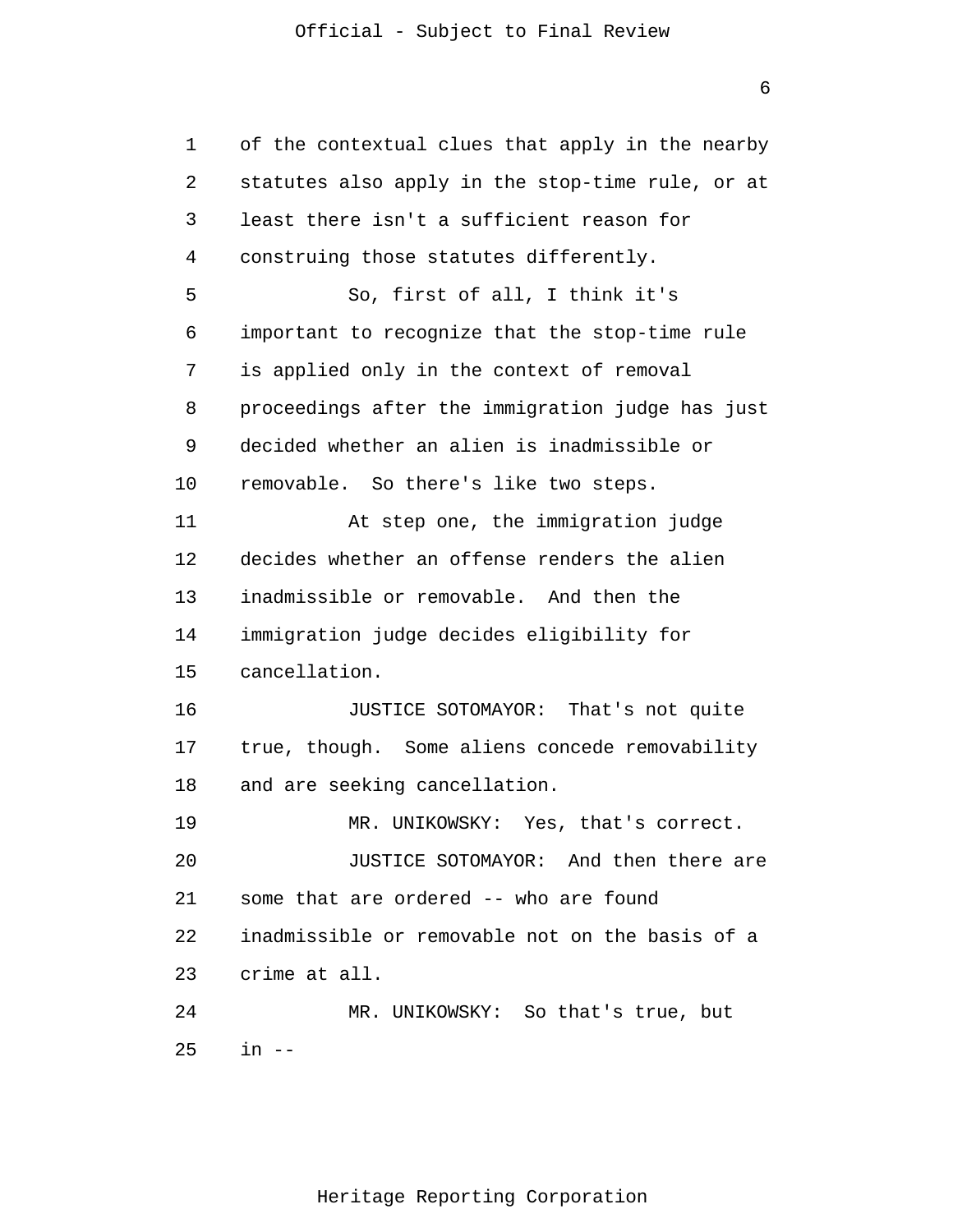of the contextual clues that apply in the nearby statutes also apply in the stop-time rule, or at least there isn't a sufficient reason for construing those statutes differently.

So, first of all, I think it's important to recognize that the stop-time rule is applied only in the context of removal proceedings after the immigration judge has just decided whether an alien is inadmissible or removable. So there's like two steps.

At step one, the immigration judge decides whether an offense renders the alien inadmissible or removable. And then the immigration judge decides eligibility for cancellation.

JUSTICE SOTOMAYOR: That's not quite true, though. Some aliens concede removability and are seeking cancellation.

MR. UNIKOWSKY: Yes, that's correct.

JUSTICE SOTOMAYOR: And then there are some that are ordered -- who are found inadmissible or removable not on the basis of a crime at all.

MR. UNIKOWSKY: So that's true, but in --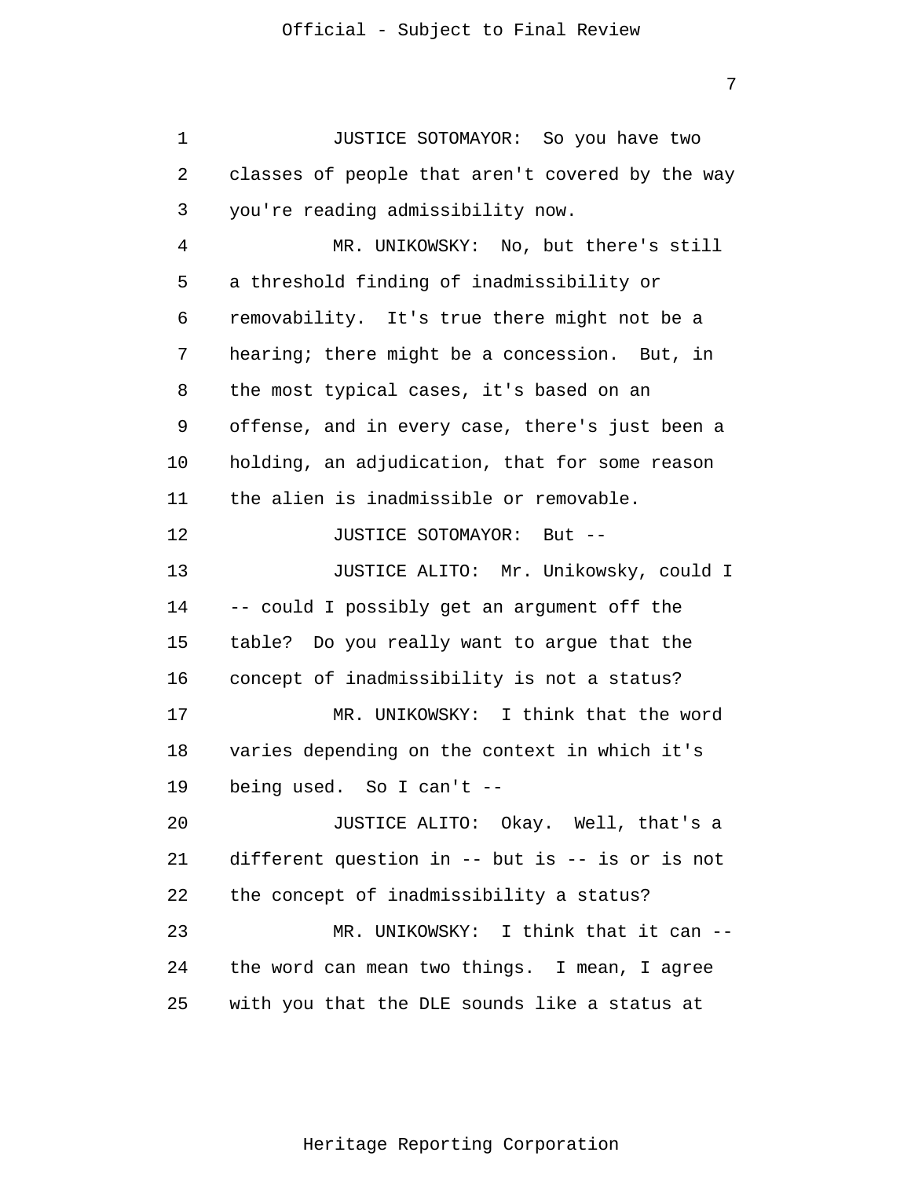JUSTICE SOTOMAYOR: So you have two classes of people that aren't covered by the way you're reading admissibility now.

MR. UNIKOWSKY: No, but there's still a threshold finding of inadmissibility or removability. It's true there might not be a hearing; there might be a concession. But, in the most typical cases, it's based on an offense, and in every case, there's just been a holding, an adjudication, that for some reason the alien is inadmissible or removable.

JUSTICE SOTOMAYOR: But --

JUSTICE ALITO: Mr. Unikowsky, could I -- could I possibly get an argument off the table? Do you really want to argue that the concept of inadmissibility is not a status?

MR. UNIKOWSKY: I think that the word varies depending on the context in which it's being used. So I can't --

JUSTICE ALITO: Okay. Well, that's a different question in -- but is -- is or is not the concept of inadmissibility a status?

MR. UNIKOWSKY: I think that it can -- the word can mean two things. I mean, I agree with you that the DLE sounds like a status at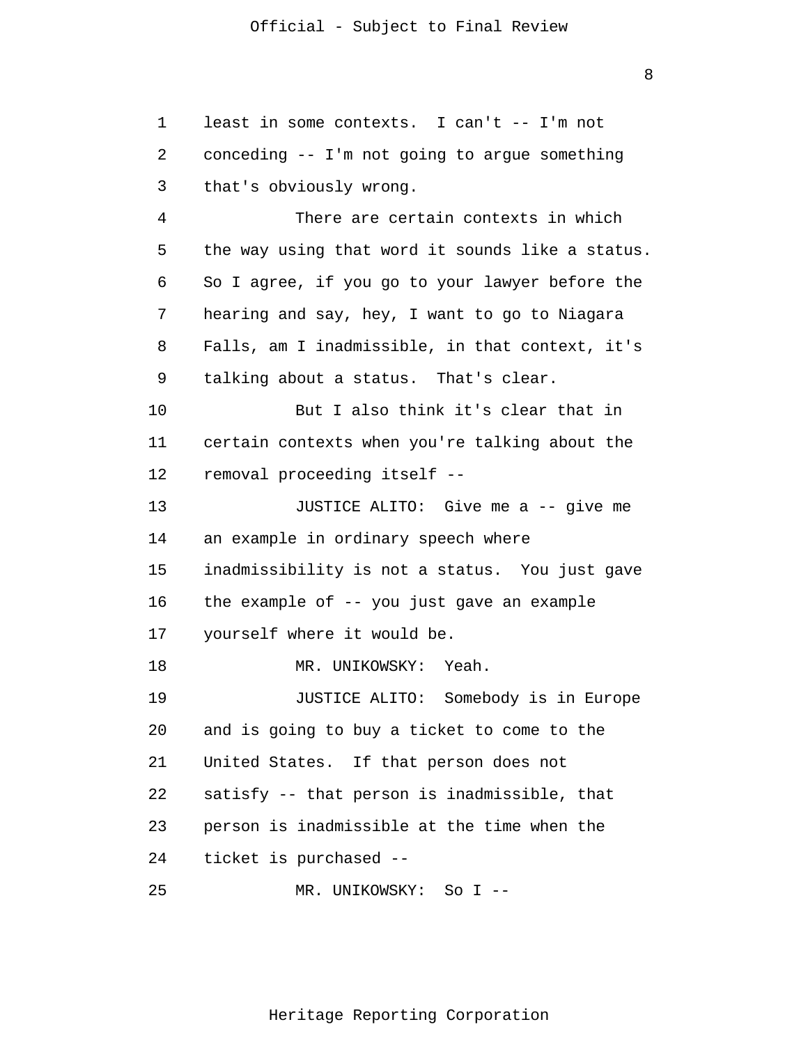least in some contexts. I can't -- I'm not conceding -- I'm not going to argue something that's obviously wrong.

There are certain contexts in which the way using that word it sounds like a status. So I agree, if you go to your lawyer before the hearing and say, hey, I want to go to Niagara Falls, am I inadmissible, in that context, it's talking about a status. That's clear.

But I also think it's clear that in certain contexts when you're talking about the removal proceeding itself --

JUSTICE ALITO: Give me a -- give me an example in ordinary speech where inadmissibility is not a status. You just gave the example of -- you just gave an example yourself where it would be.

MR. UNIKOWSKY: Yeah.

JUSTICE ALITO: Somebody is in Europe and is going to buy a ticket to come to the United States. If that person does not satisfy -- that person is inadmissible, that person is inadmissible at the time when the ticket is purchased --

MR. UNIKOWSKY: So I --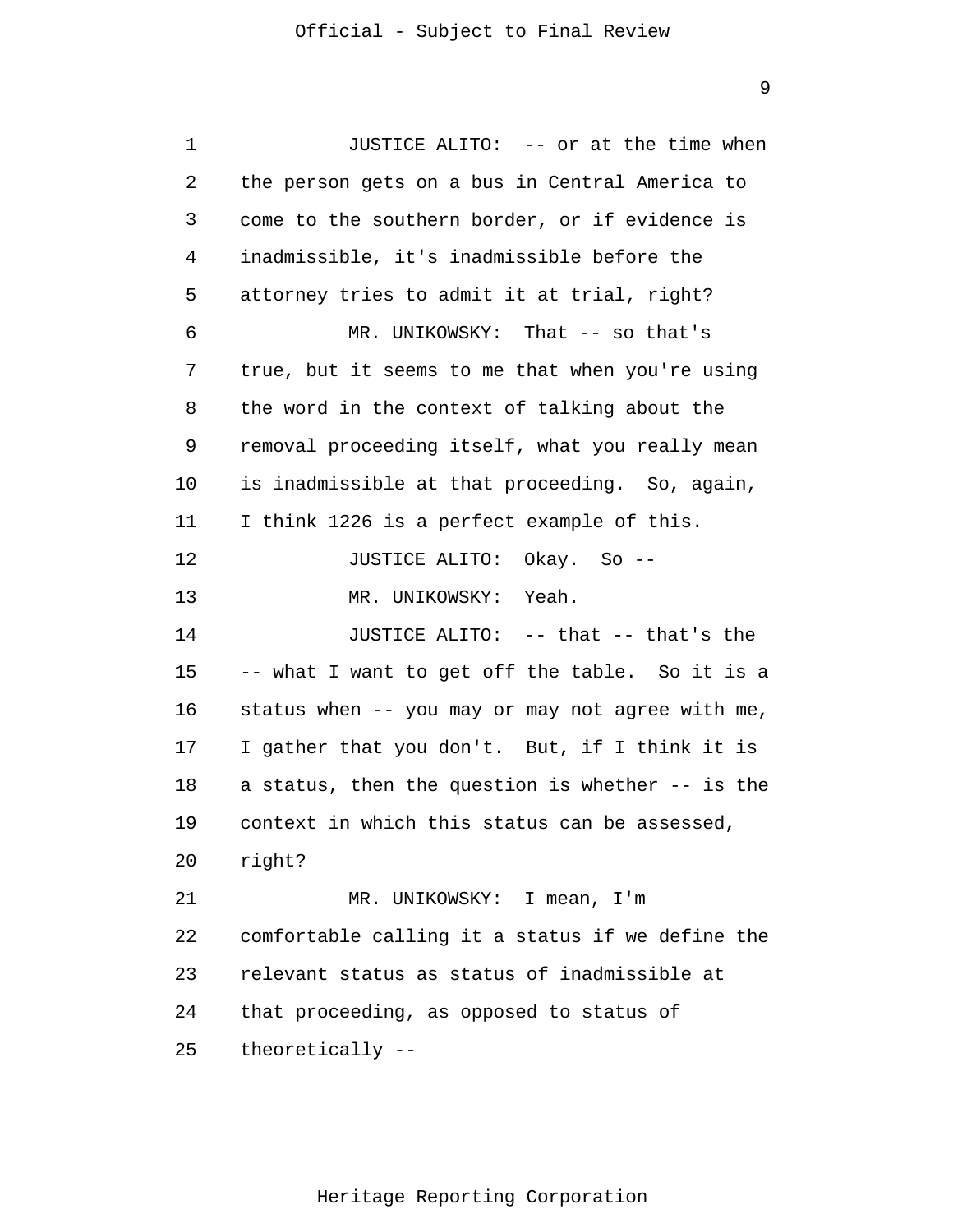JUSTICE ALITO: -- or at the time when the person gets on a bus in Central America to come to the southern border, or if evidence is inadmissible, it's inadmissible before the attorney tries to admit it at trial, right?

MR. UNIKOWSKY: That -- so that's true, but it seems to me that when you're using the word in the context of talking about the removal proceeding itself, what you really mean is inadmissible at that proceeding. So, again, I think 1226 is a perfect example of this.

JUSTICE ALITO: Okay. So --

MR. UNIKOWSKY: Yeah.

JUSTICE ALITO: -- that -- that's the -- what I want to get off the table. So it is a status when -- you may or may not agree with me, I gather that you don't. But, if I think it is a status, then the question is whether -- is the context in which this status can be assessed, right?

MR. UNIKOWSKY: I mean, I'm comfortable calling it a status if we define the relevant status as status of inadmissible at that proceeding, as opposed to status of theoretically --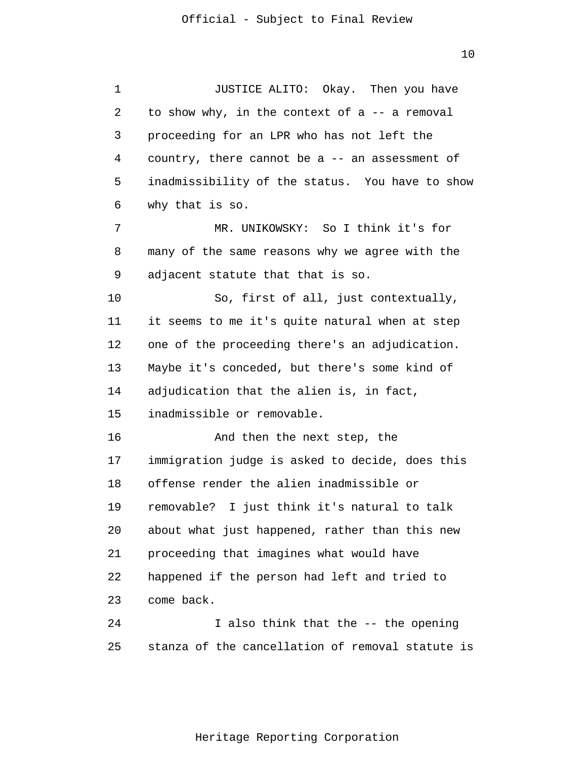JUSTICE ALITO: Okay. Then you have to show why, in the context of a -- a removal proceeding for an LPR who has not left the country, there cannot be a -- an assessment of inadmissibility of the status. You have to show why that is so.

MR. UNIKOWSKY: So I think it's for many of the same reasons why we agree with the adjacent statute that that is so.

So, first of all, just contextually, it seems to me it's quite natural when at step one of the proceeding there's an adjudication. Maybe it's conceded, but there's some kind of adjudication that the alien is, in fact, inadmissible or removable.

And then the next step, the immigration judge is asked to decide, does this offense render the alien inadmissible or removable? I just think it's natural to talk about what just happened, rather than this new proceeding that imagines what would have happened if the person had left and tried to come back.

I also think that the -- the opening stanza of the cancellation of removal statute is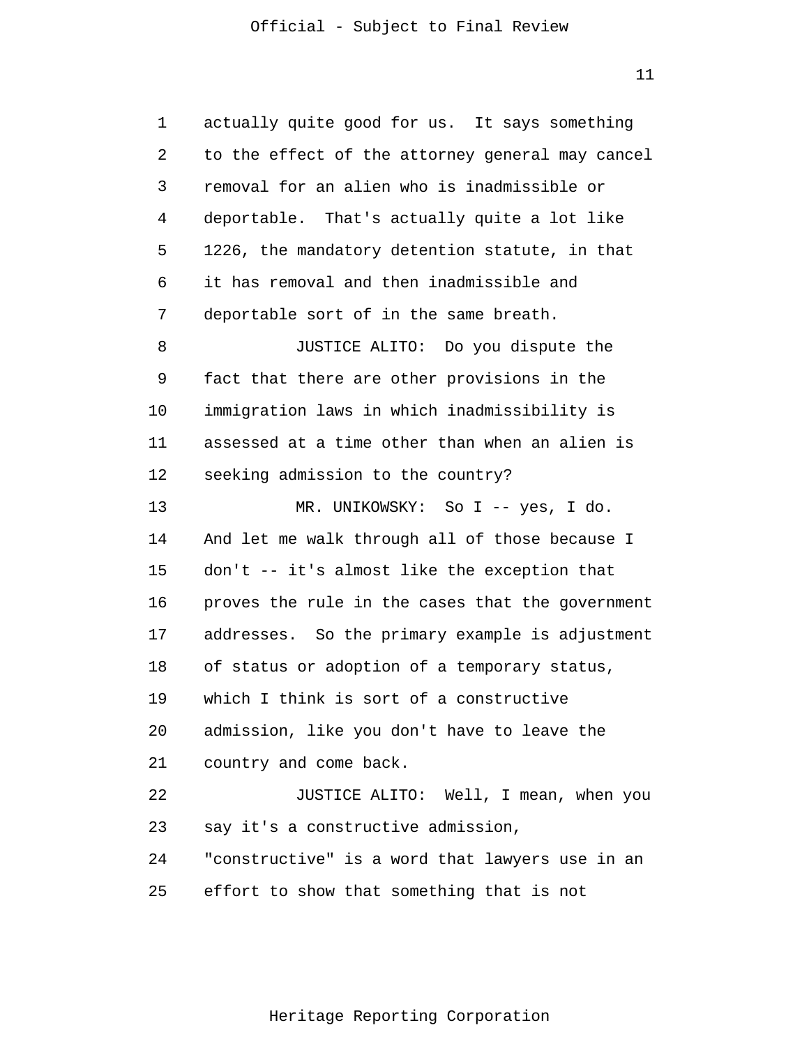actually quite good for us. It says something to the effect of the attorney general may cancel removal for an alien who is inadmissible or deportable. That's actually quite a lot like 1226, the mandatory detention statute, in that it has removal and then inadmissible and deportable sort of in the same breath.

JUSTICE ALITO: Do you dispute the fact that there are other provisions in the immigration laws in which inadmissibility is assessed at a time other than when an alien is seeking admission to the country?

MR. UNIKOWSKY: So I -- yes, I do. And let me walk through all of those because I don't -- it's almost like the exception that proves the rule in the cases that the government addresses. So the primary example is adjustment of status or adoption of a temporary status, which I think is sort of a constructive admission, like you don't have to leave the country and come back.

JUSTICE ALITO: Well, I mean, when you say it's a constructive admission, "constructive" is a word that lawyers use in an effort to show that something that is not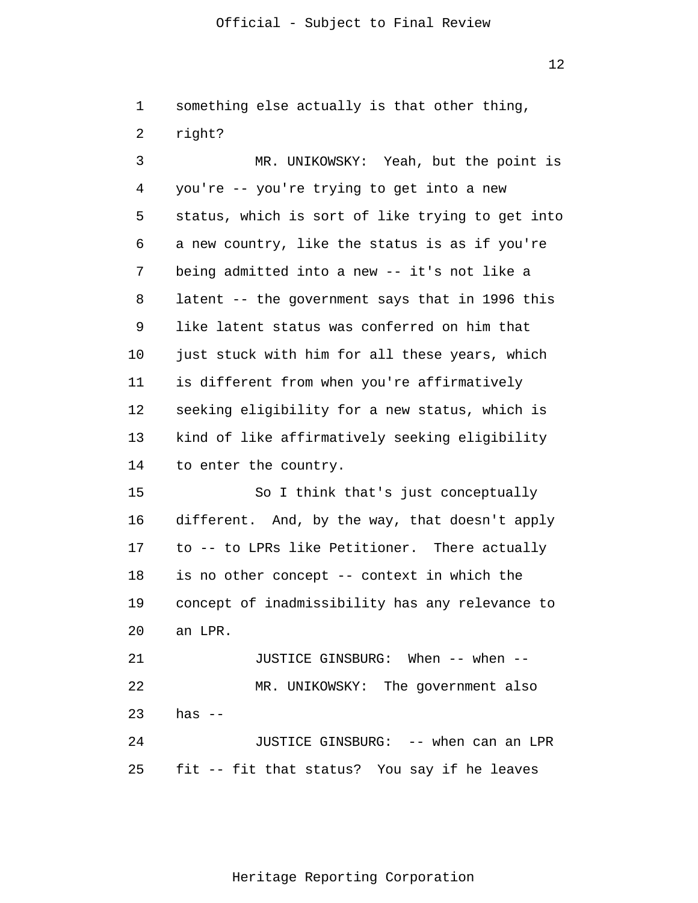something else actually is that other thing, right?

MR. UNIKOWSKY: Yeah, but the point is you're -- you're trying to get into a new status, which is sort of like trying to get into a new country, like the status is as if you're being admitted into a new -- it's not like a latent -- the government says that in 1996 this like latent status was conferred on him that just stuck with him for all these years, which is different from when you're affirmatively seeking eligibility for a new status, which is kind of like affirmatively seeking eligibility to enter the country.

So I think that's just conceptually different. And, by the way, that doesn't apply to -- to LPRs like Petitioner. There actually is no other concept -- context in which the concept of inadmissibility has any relevance to an LPR.

JUSTICE GINSBURG: When -- when --

MR. UNIKOWSKY: The government also has --

JUSTICE GINSBURG: -- when can an LPR fit -- fit that status? You say if he leaves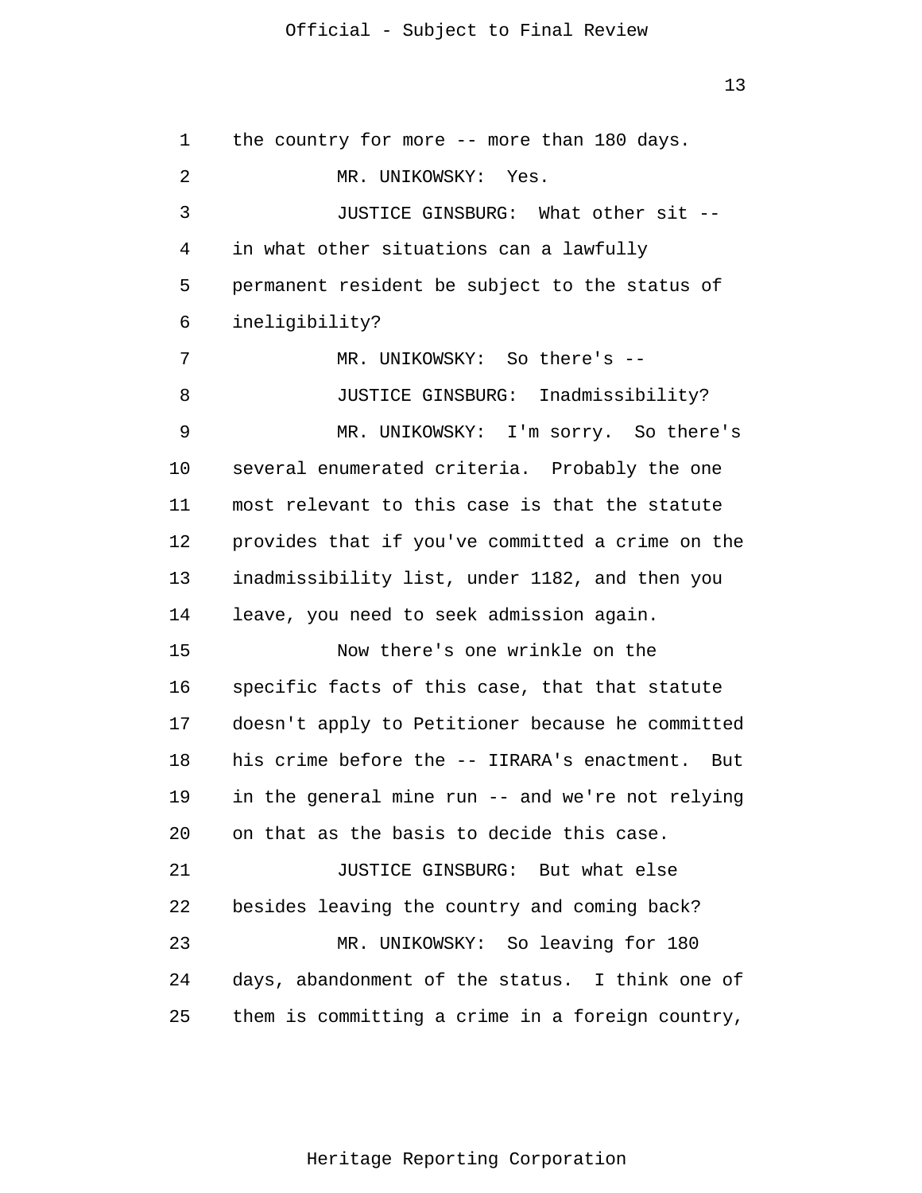the country for more -- more than 180 days.

MR. UNIKOWSKY: Yes.

JUSTICE GINSBURG: What other sit -- in what other situations can a lawfully permanent resident be subject to the status of ineligibility?

MR. UNIKOWSKY: So there's --

JUSTICE GINSBURG: Inadmissibility?

MR. UNIKOWSKY: I'm sorry. So there's several enumerated criteria. Probably the one most relevant to this case is that the statute provides that if you've committed a crime on the inadmissibility list, under 1182, and then you leave, you need to seek admission again.

Now there's one wrinkle on the specific facts of this case, that that statute doesn't apply to Petitioner because he committed his crime before the -- IIRARA's enactment. But in the general mine run -- and we're not relying on that as the basis to decide this case.

JUSTICE GINSBURG: But what else besides leaving the country and coming back?

MR. UNIKOWSKY: So leaving for 180 days, abandonment of the status. I think one of them is committing a crime in a foreign country,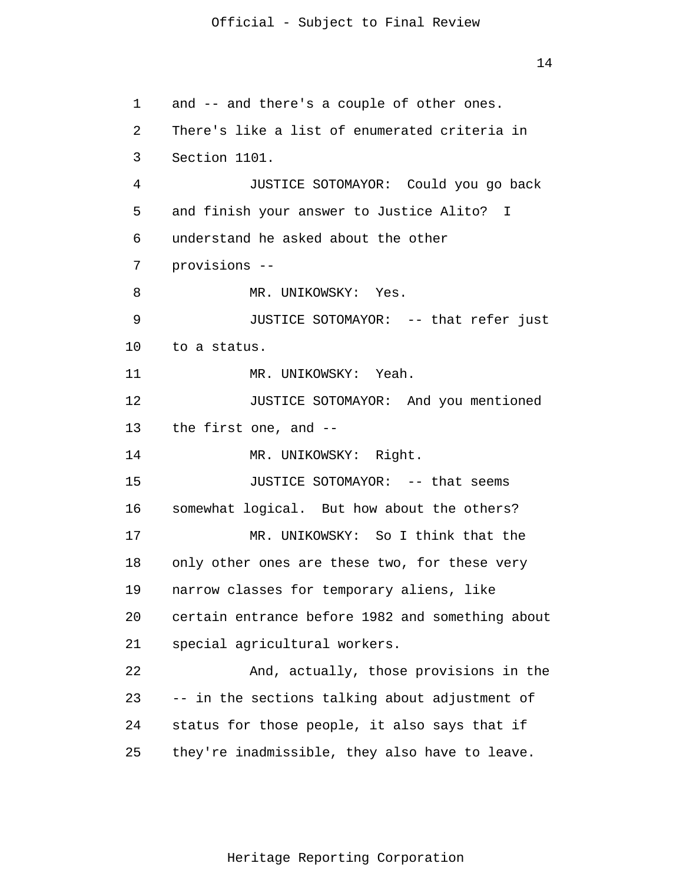and -- and there's a couple of other ones. There's like a list of enumerated criteria in Section 1101.

JUSTICE SOTOMAYOR: Could you go back and finish your answer to Justice Alito? I understand he asked about the other provisions --

MR. UNIKOWSKY: Yes.

JUSTICE SOTOMAYOR: -- that refer just to a status.

MR. UNIKOWSKY: Yeah.

JUSTICE SOTOMAYOR: And you mentioned the first one, and --

MR. UNIKOWSKY: Right.

JUSTICE SOTOMAYOR: -- that seems somewhat logical. But how about the others?

MR. UNIKOWSKY: So I think that the only other ones are these two, for these very narrow classes for temporary aliens, like certain entrance before 1982 and something about special agricultural workers.

And, actually, those provisions in the -- in the sections talking about adjustment of status for those people, it also says that if they're inadmissible, they also have to leave.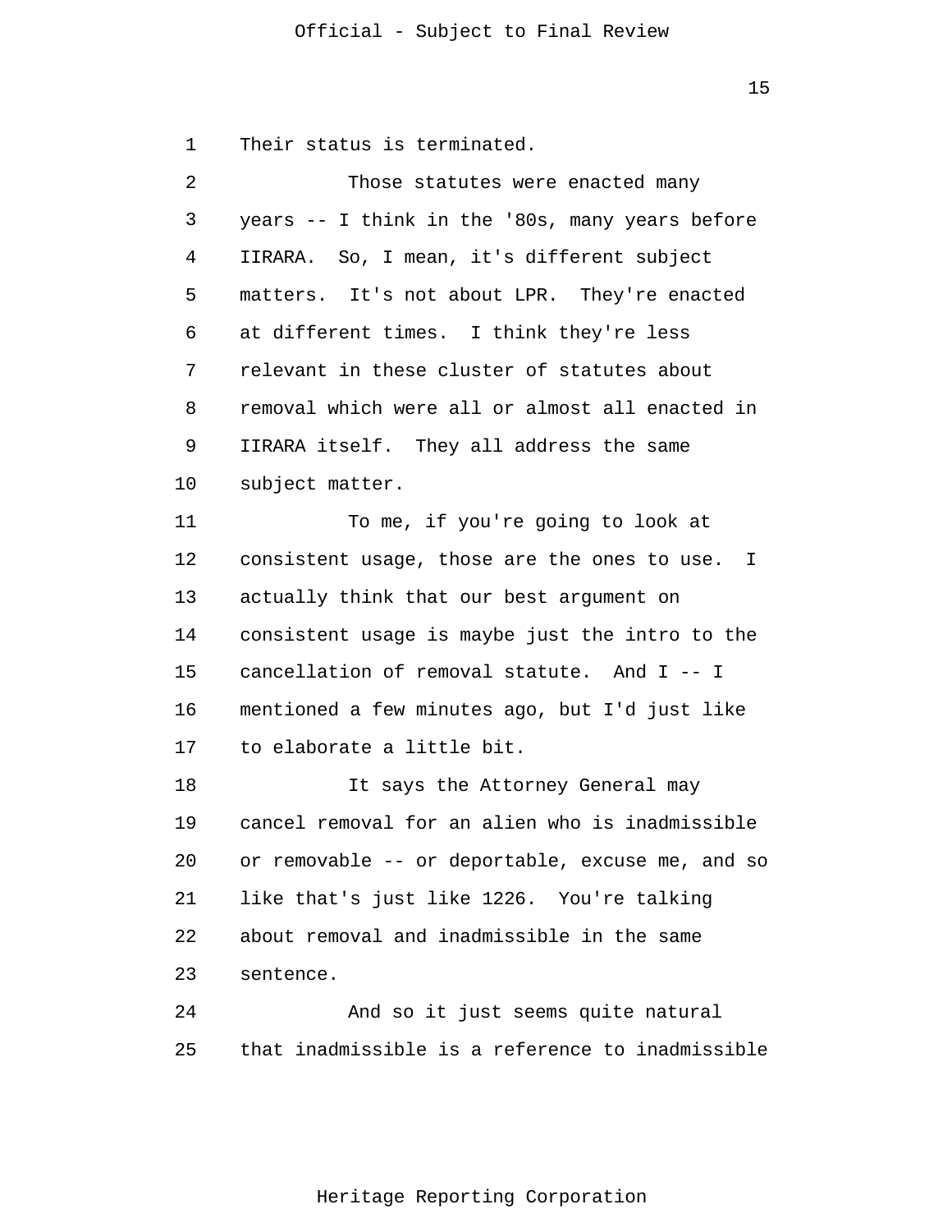Their status is terminated.

Those statutes were enacted many years -- I think in the '80s, many years before IIRARA. So, I mean, it's different subject matters. It's not about LPR. They're enacted at different times. I think they're less relevant in these cluster of statutes about removal which were all or almost all enacted in IIRARA itself. They all address the same subject matter.

To me, if you're going to look at consistent usage, those are the ones to use. I actually think that our best argument on consistent usage is maybe just the intro to the cancellation of removal statute. And I -- I mentioned a few minutes ago, but I'd just like to elaborate a little bit.

It says the Attorney General may cancel removal for an alien who is inadmissible or removable -- or deportable, excuse me, and so like that's just like 1226. You're talking about removal and inadmissible in the same sentence.

And so it just seems quite natural that inadmissible is a reference to inadmissible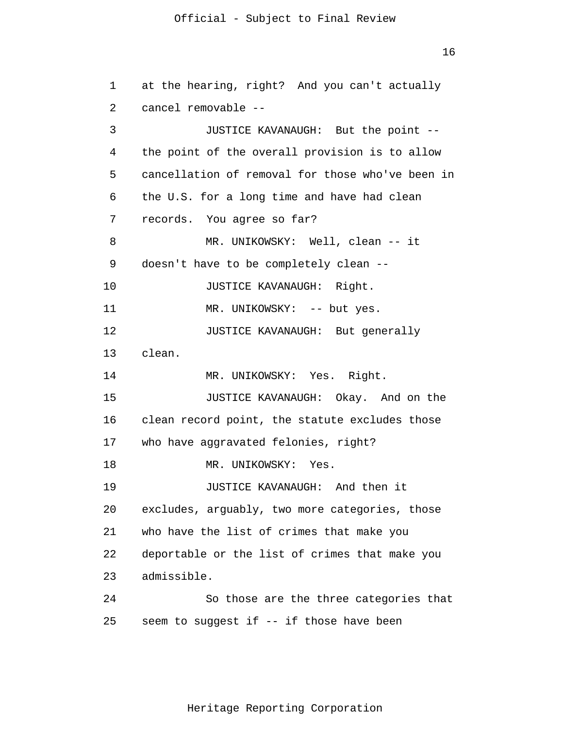at the hearing, right? And you can't actually cancel removable --

JUSTICE KAVANAUGH: But the point -- the point of the overall provision is to allow cancellation of removal for those who've been in the U.S. for a long time and have had clean records. You agree so far?

MR. UNIKOWSKY: Well, clean -- it doesn't have to be completely clean --

JUSTICE KAVANAUGH: Right.

MR. UNIKOWSKY: -- but yes.

JUSTICE KAVANAUGH: But generally clean.

MR. UNIKOWSKY: Yes. Right.

JUSTICE KAVANAUGH: Okay. And on the clean record point, the statute excludes those who have aggravated felonies, right?

MR. UNIKOWSKY: Yes.

JUSTICE KAVANAUGH: And then it excludes, arguably, two more categories, those who have the list of crimes that make you deportable or the list of crimes that make you admissible.

So those are the three categories that seem to suggest if -- if those have been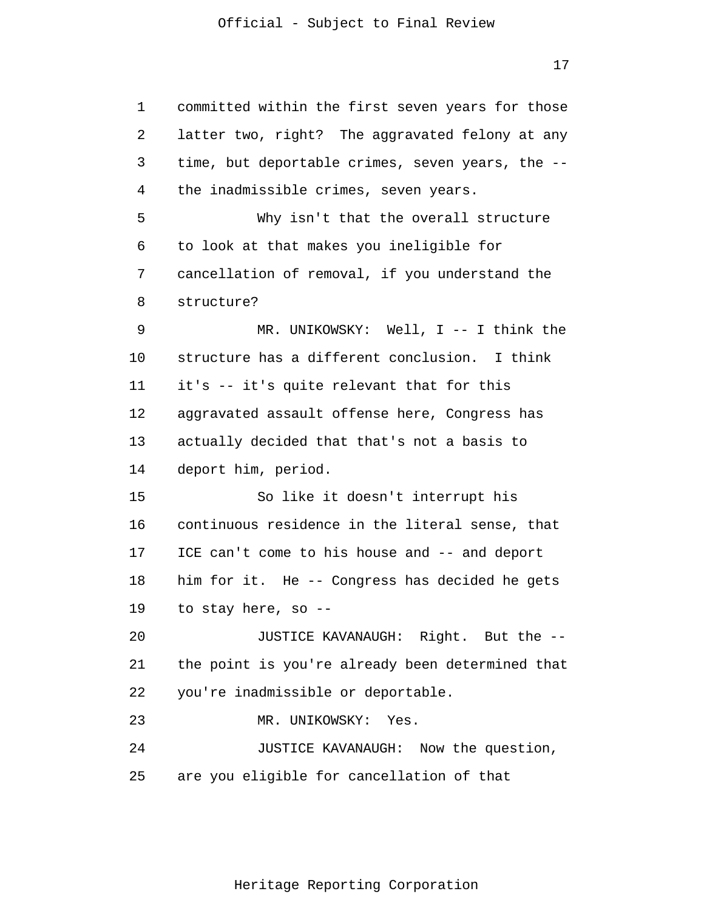committed within the first seven years for those latter two, right? The aggravated felony at any time, but deportable crimes, seven years, the -- the inadmissible crimes, seven years.

Why isn't that the overall structure to look at that makes you ineligible for cancellation of removal, if you understand the structure?

MR. UNIKOWSKY: Well, I -- I think the structure has a different conclusion. I think it's -- it's quite relevant that for this aggravated assault offense here, Congress has actually decided that that's not a basis to deport him, period.

So like it doesn't interrupt his continuous residence in the literal sense, that ICE can't come to his house and -- and deport him for it. He -- Congress has decided he gets to stay here, so --

JUSTICE KAVANAUGH: Right. But the -- the point is you're already been determined that you're inadmissible or deportable.

MR. UNIKOWSKY: Yes.

JUSTICE KAVANAUGH: Now the question, are you eligible for cancellation of that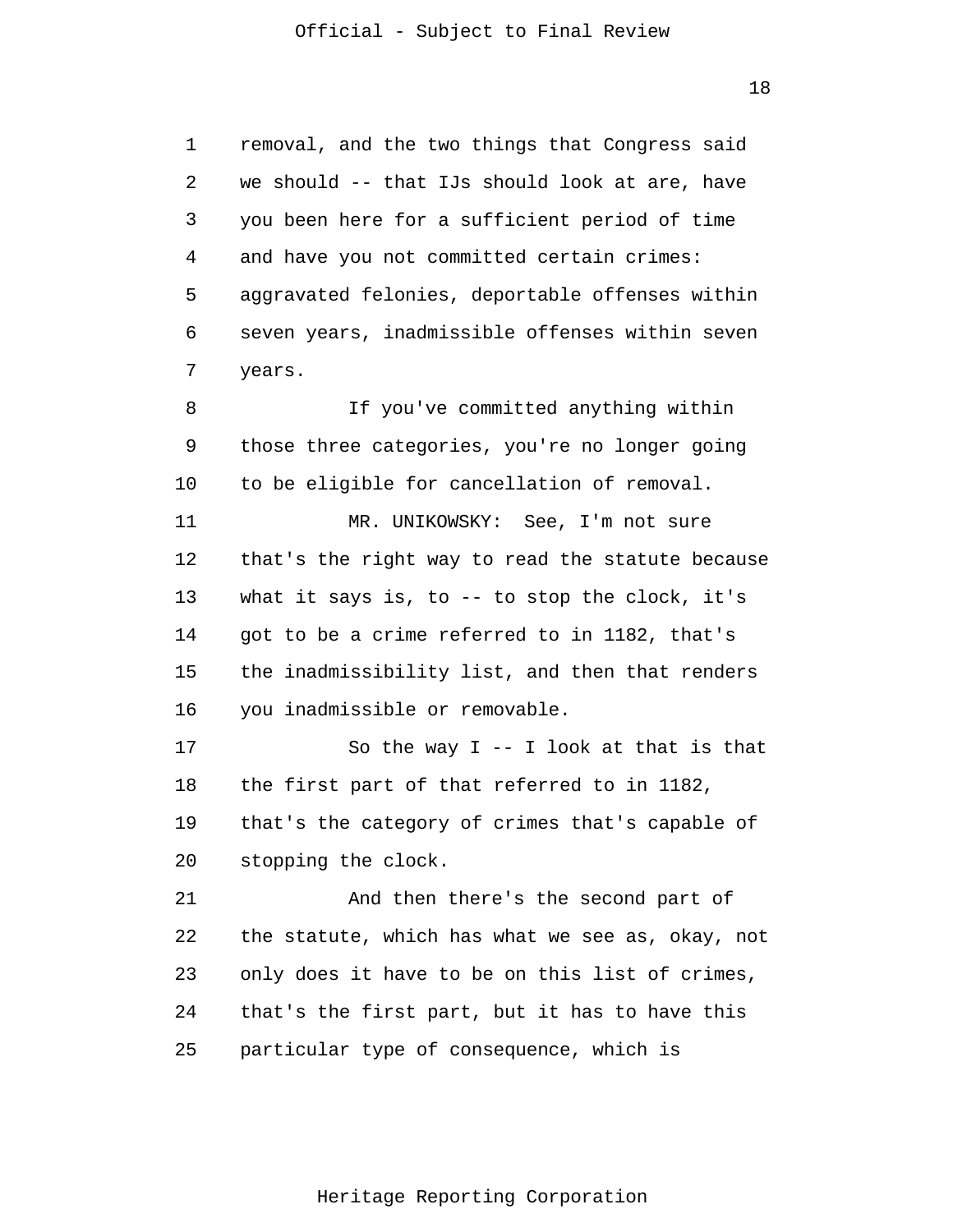removal, and the two things that Congress said we should -- that IJs should look at are, have you been here for a sufficient period of time and have you not committed certain crimes: aggravated felonies, deportable offenses within seven years, inadmissible offenses within seven years.

If you've committed anything within those three categories, you're no longer going to be eligible for cancellation of removal.

MR. UNIKOWSKY: See, I'm not sure that's the right way to read the statute because what it says is, to -- to stop the clock, it's got to be a crime referred to in 1182, that's the inadmissibility list, and then that renders you inadmissible or removable.

So the way I -- I look at that is that the first part of that referred to in 1182, that's the category of crimes that's capable of stopping the clock.

And then there's the second part of the statute, which has what we see as, okay, not only does it have to be on this list of crimes, that's the first part, but it has to have this particular type of consequence, which is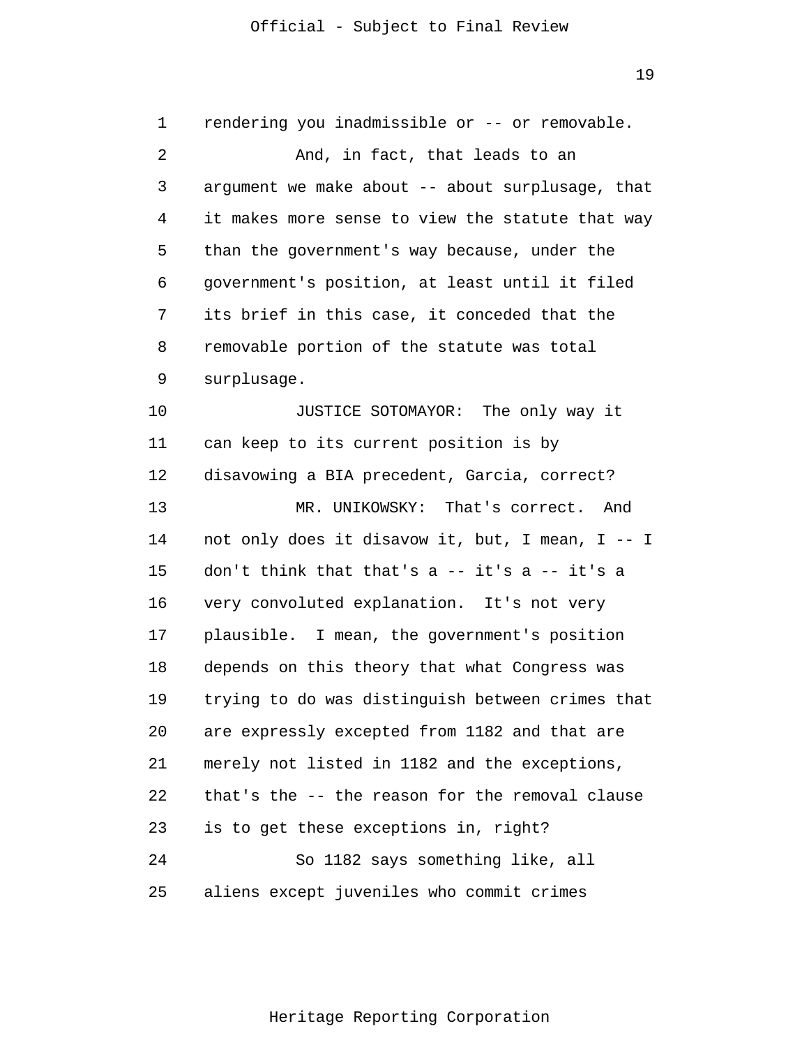rendering you inadmissible or -- or removable.

And, in fact, that leads to an argument we make about -- about surplusage, that it makes more sense to view the statute that way than the government's way because, under the government's position, at least until it filed its brief in this case, it conceded that the removable portion of the statute was total surplusage.

JUSTICE SOTOMAYOR: The only way it can keep to its current position is by disavowing a BIA precedent, Garcia, correct?

MR. UNIKOWSKY: That's correct. And not only does it disavow it, but, I mean, I -- I don't think that that's a -- it's a -- it's a very convoluted explanation. It's not very plausible. I mean, the government's position depends on this theory that what Congress was trying to do was distinguish between crimes that are expressly excepted from 1182 and that are merely not listed in 1182 and the exceptions, that's the -- the reason for the removal clause is to get these exceptions in, right?

So 1182 says something like, all aliens except juveniles who commit crimes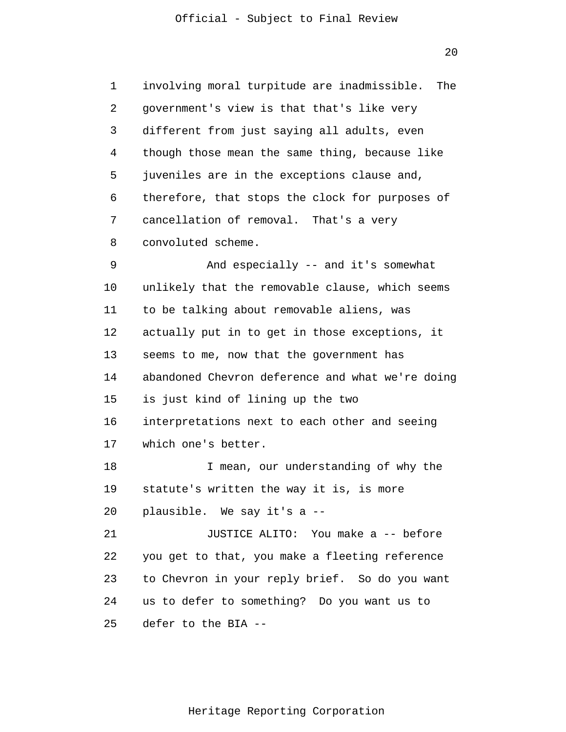involving moral turpitude are inadmissible. The government's view is that that's like very different from just saying all adults, even though those mean the same thing, because like juveniles are in the exceptions clause and, therefore, that stops the clock for purposes of cancellation of removal. That's a very convoluted scheme.

And especially -- and it's somewhat unlikely that the removable clause, which seems to be talking about removable aliens, was actually put in to get in those exceptions, it seems to me, now that the government has abandoned Chevron deference and what we're doing is just kind of lining up the two interpretations next to each other and seeing which one's better.

I mean, our understanding of why the statute's written the way it is, is more plausible. We say it's a --

JUSTICE ALITO: You make a -- before you get to that, you make a fleeting reference to Chevron in your reply brief. So do you want us to defer to something? Do you want us to defer to the BIA --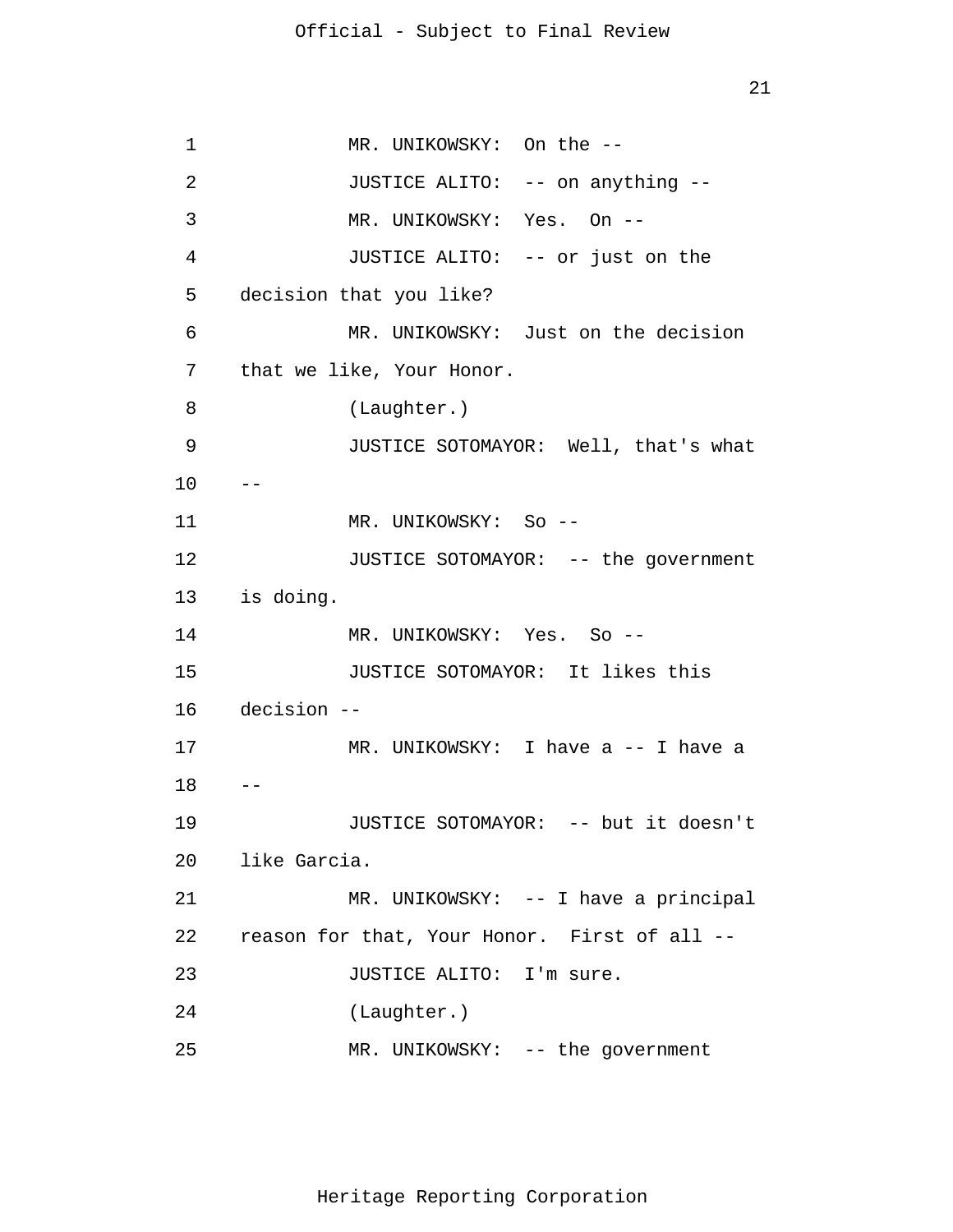1 MR. UNIKOWSKY: On the --

2 JUSTICE ALITO: -- on anything --

3 MR. UNIKOWSKY: Yes. On --

4 JUSTICE ALITO: -- or just on the

5 decision that you like?

6 MR. UNIKOWSKY: Just on the decision

7 that we like, Your Honor.

8 (Laughter.)

9 JUSTICE SOTOMAYOR: Well, that's what

10 --

11 MR. UNIKOWSKY: So --

12 JUSTICE SOTOMAYOR: -- the government

13 is doing.

14 MR. UNIKOWSKY: Yes. So --

15 JUSTICE SOTOMAYOR: It likes this

16 decision --

17 MR. UNIKOWSKY: I have a -- I have a

18 --

19 JUSTICE SOTOMAYOR: -- but it doesn't

20 like Garcia.

21 MR. UNIKOWSKY: -- I have a principal

22 reason for that, Your Honor. First of all --

23 JUSTICE ALITO: I'm sure.

24 (Laughter.)

25 MR. UNIKOWSKY: -- the government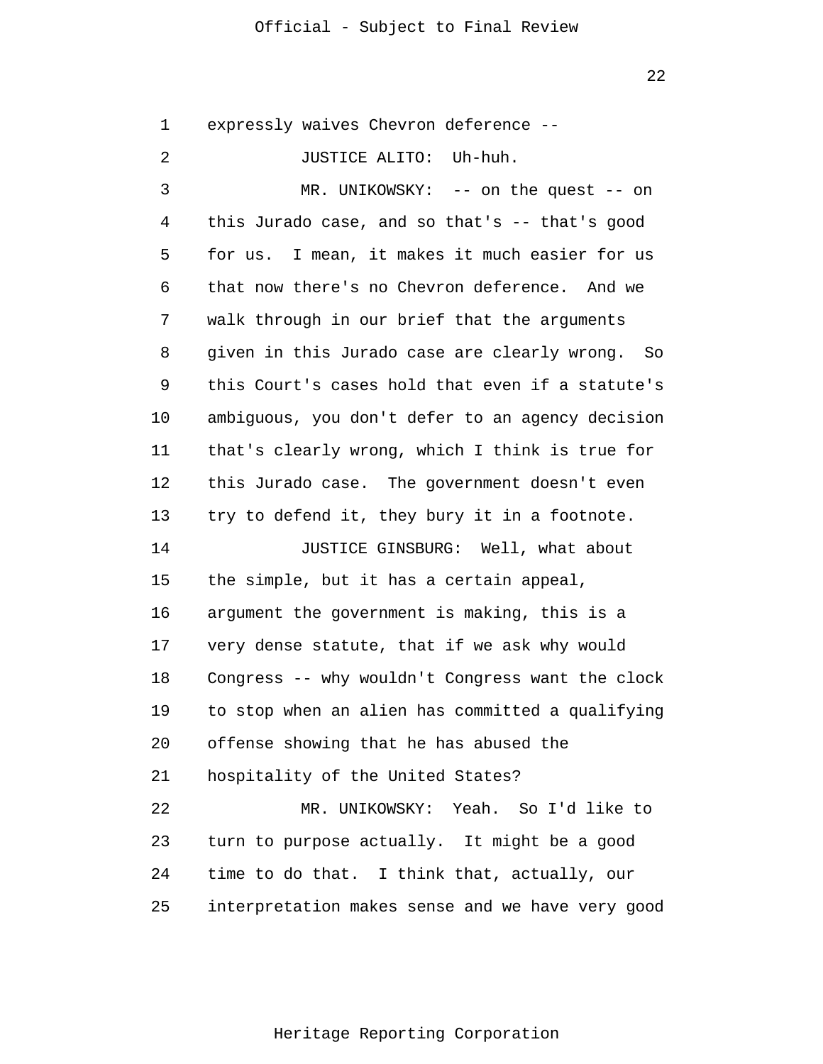expressly waives Chevron deference --

JUSTICE ALITO: Uh-huh.

MR. UNIKOWSKY: -- on the quest -- on this Jurado case, and so that's -- that's good for us. I mean, it makes it much easier for us that now there's no Chevron deference. And we walk through in our brief that the arguments given in this Jurado case are clearly wrong. So this Court's cases hold that even if a statute's ambiguous, you don't defer to an agency decision that's clearly wrong, which I think is true for this Jurado case. The government doesn't even try to defend it, they bury it in a footnote.

JUSTICE GINSBURG: Well, what about the simple, but it has a certain appeal, argument the government is making, this is a very dense statute, that if we ask why would Congress -- why wouldn't Congress want the clock to stop when an alien has committed a qualifying offense showing that he has abused the hospitality of the United States?

MR. UNIKOWSKY: Yeah. So I'd like to turn to purpose actually. It might be a good time to do that. I think that, actually, our interpretation makes sense and we have very good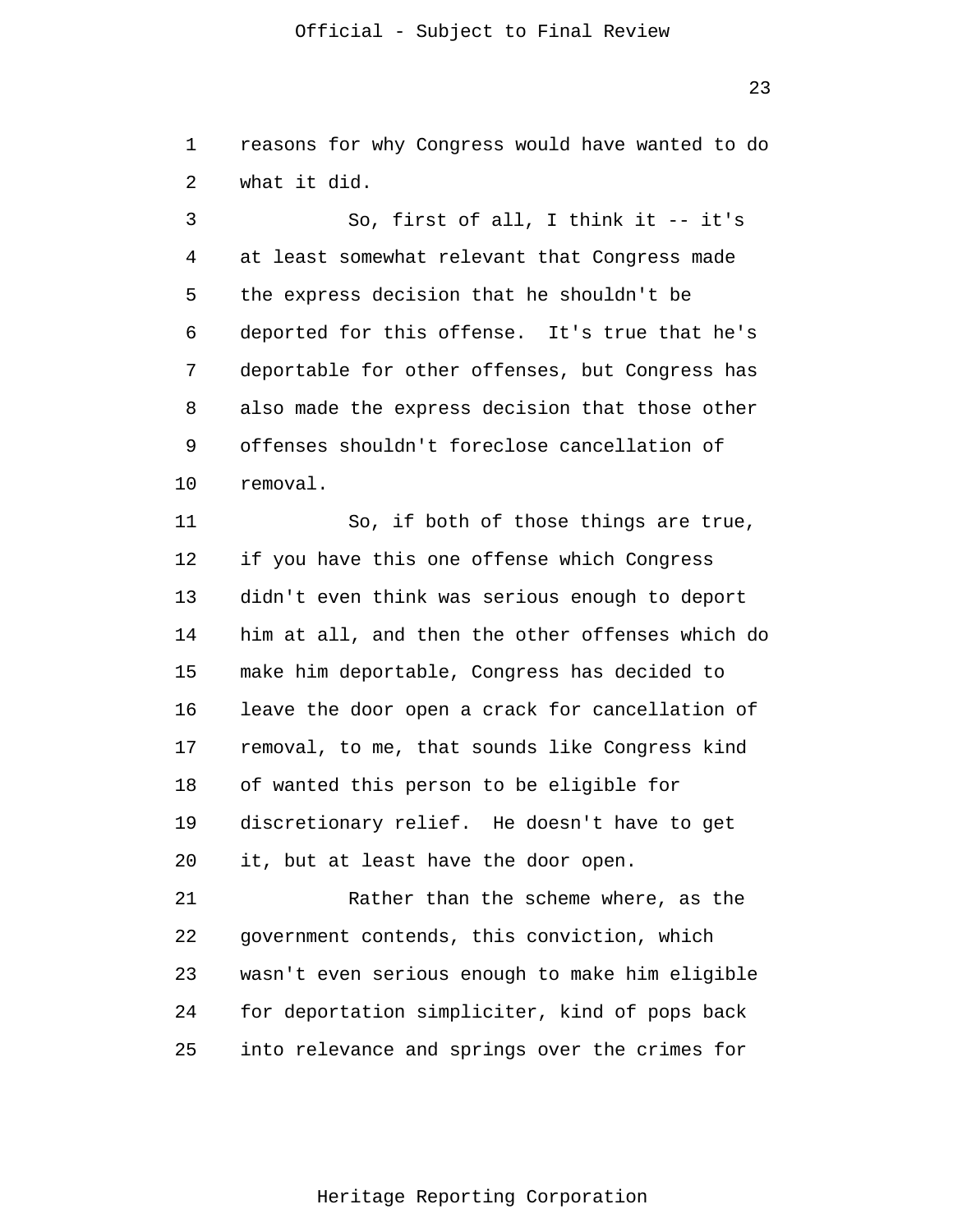reasons for why Congress would have wanted to do what it did.

So, first of all, I think it -- it's at least somewhat relevant that Congress made the express decision that he shouldn't be deported for this offense. It's true that he's deportable for other offenses, but Congress has also made the express decision that those other offenses shouldn't foreclose cancellation of removal.

So, if both of those things are true, if you have this one offense which Congress didn't even think was serious enough to deport him at all, and then the other offenses which do make him deportable, Congress has decided to leave the door open a crack for cancellation of removal, to me, that sounds like Congress kind of wanted this person to be eligible for discretionary relief. He doesn't have to get it, but at least have the door open.

Rather than the scheme where, as the government contends, this conviction, which wasn't even serious enough to make him eligible for deportation simpliciter, kind of pops back into relevance and springs over the crimes for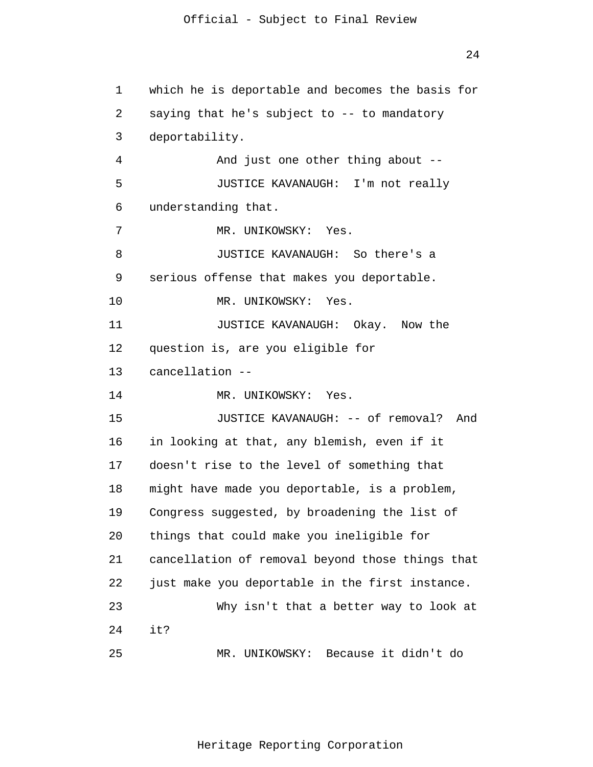which he is deportable and becomes the basis for saying that he's subject to -- to mandatory deportability.

And just one other thing about --

JUSTICE KAVANAUGH: I'm not really understanding that.

MR. UNIKOWSKY: Yes.

JUSTICE KAVANAUGH: So there's a serious offense that makes you deportable.

MR. UNIKOWSKY: Yes.

JUSTICE KAVANAUGH: Okay. Now the question is, are you eligible for cancellation --

MR. UNIKOWSKY: Yes.

JUSTICE KAVANAUGH: -- of removal? And in looking at that, any blemish, even if it doesn't rise to the level of something that might have made you deportable, is a problem, Congress suggested, by broadening the list of things that could make you ineligible for cancellation of removal beyond those things that just make you deportable in the first instance.

Why isn't that a better way to look at it?

MR. UNIKOWSKY: Because it didn't do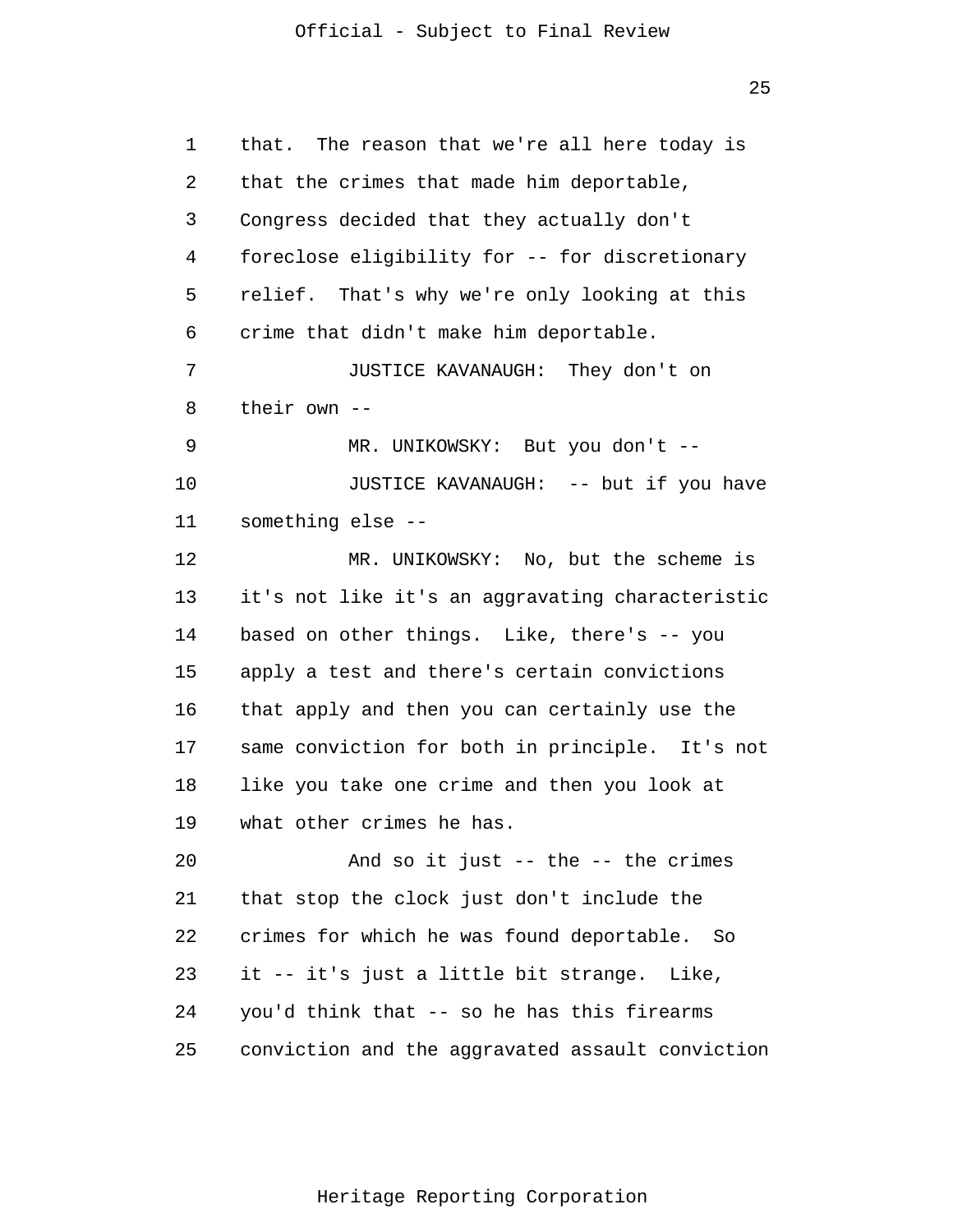that. The reason that we're all here today is that the crimes that made him deportable, Congress decided that they actually don't foreclose eligibility for -- for discretionary relief. That's why we're only looking at this crime that didn't make him deportable.

JUSTICE KAVANAUGH: They don't on their own --

MR. UNIKOWSKY: But you don't --

JUSTICE KAVANAUGH: -- but if you have something else --

MR. UNIKOWSKY: No, but the scheme is it's not like it's an aggravating characteristic based on other things. Like, there's -- you apply a test and there's certain convictions that apply and then you can certainly use the same conviction for both in principle. It's not like you take one crime and then you look at what other crimes he has.

And so it just -- the -- the crimes that stop the clock just don't include the crimes for which he was found deportable. So it -- it's just a little bit strange. Like, you'd think that -- so he has this firearms conviction and the aggravated assault conviction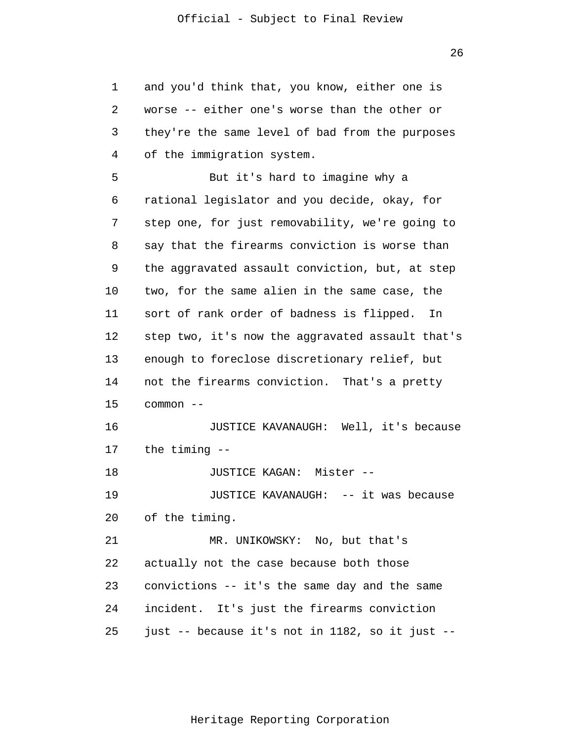and you'd think that, you know, either one is worse -- either one's worse than the other or they're the same level of bad from the purposes of the immigration system.

But it's hard to imagine why a rational legislator and you decide, okay, for step one, for just removability, we're going to say that the firearms conviction is worse than the aggravated assault conviction, but, at step two, for the same alien in the same case, the sort of rank order of badness is flipped. In step two, it's now the aggravated assault that's enough to foreclose discretionary relief, but not the firearms conviction. That's a pretty common --

JUSTICE KAVANAUGH: Well, it's because the timing --

JUSTICE KAGAN: Mister --

JUSTICE KAVANAUGH: -- it was because of the timing.

MR. UNIKOWSKY: No, but that's actually not the case because both those convictions -- it's the same day and the same incident. It's just the firearms conviction just -- because it's not in 1182, so it just --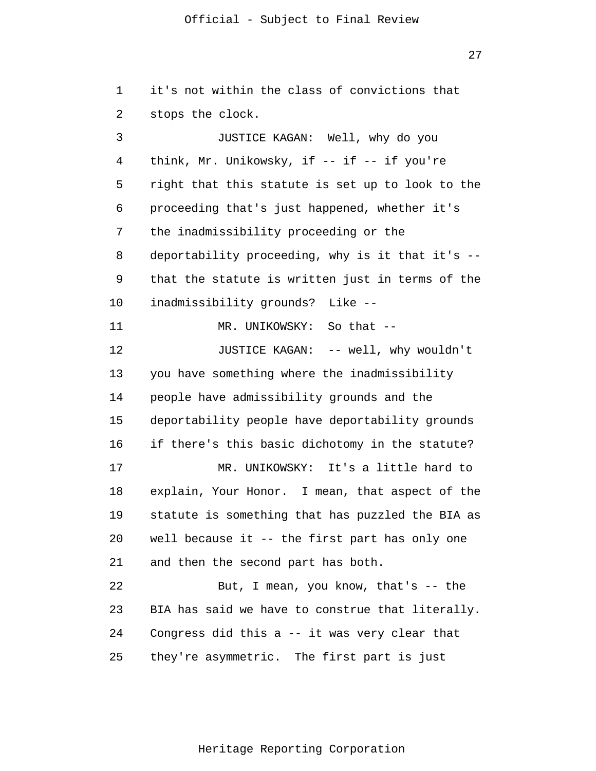it's not within the class of convictions that stops the clock.

JUSTICE KAGAN: Well, why do you think, Mr. Unikowsky, if -- if -- if you're right that this statute is set up to look to the proceeding that's just happened, whether it's the inadmissibility proceeding or the deportability proceeding, why is it that it's -- that the statute is written just in terms of the inadmissibility grounds? Like --

MR. UNIKOWSKY: So that --

JUSTICE KAGAN: -- well, why wouldn't you have something where the inadmissibility people have admissibility grounds and the deportability people have deportability grounds if there's this basic dichotomy in the statute?

MR. UNIKOWSKY: It's a little hard to explain, Your Honor. I mean, that aspect of the statute is something that has puzzled the BIA as well because it -- the first part has only one and then the second part has both.

But, I mean, you know, that's -- the BIA has said we have to construe that literally. Congress did this a -- it was very clear that they're asymmetric. The first part is just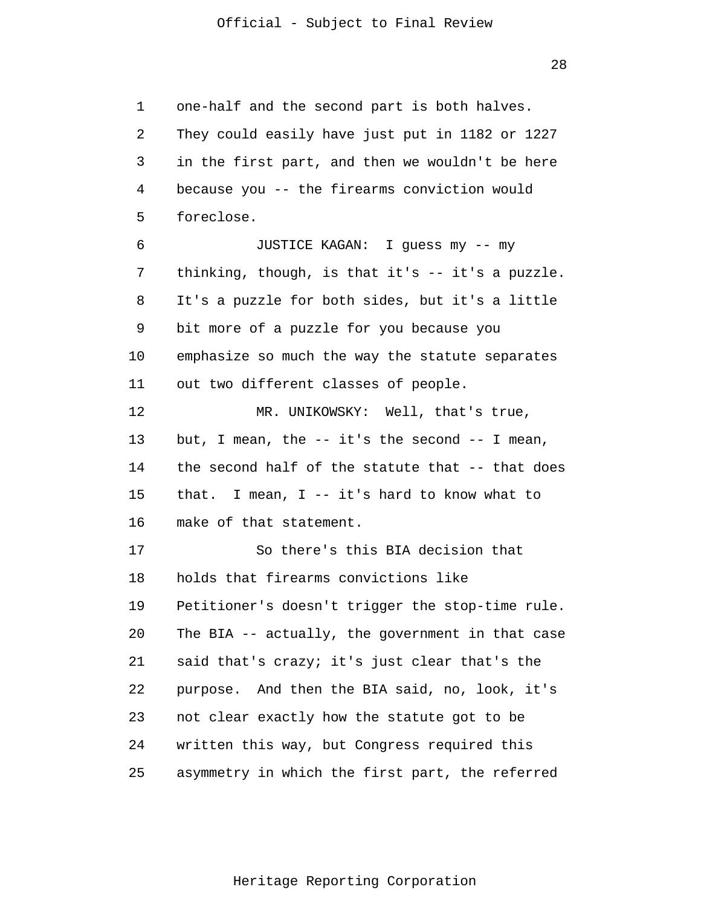one-half and the second part is both halves. They could easily have just put in 1182 or 1227 in the first part, and then we wouldn't be here because you -- the firearms conviction would foreclose.

JUSTICE KAGAN: I guess my -- my thinking, though, is that it's -- it's a puzzle. It's a puzzle for both sides, but it's a little bit more of a puzzle for you because you emphasize so much the way the statute separates out two different classes of people.

MR. UNIKOWSKY: Well, that's true, but, I mean, the -- it's the second -- I mean, the second half of the statute that -- that does that. I mean, I -- it's hard to know what to make of that statement.

So there's this BIA decision that holds that firearms convictions like Petitioner's doesn't trigger the stop-time rule. The BIA -- actually, the government in that case said that's crazy; it's just clear that's the purpose. And then the BIA said, no, look, it's not clear exactly how the statute got to be written this way, but Congress required this asymmetry in which the first part, the referred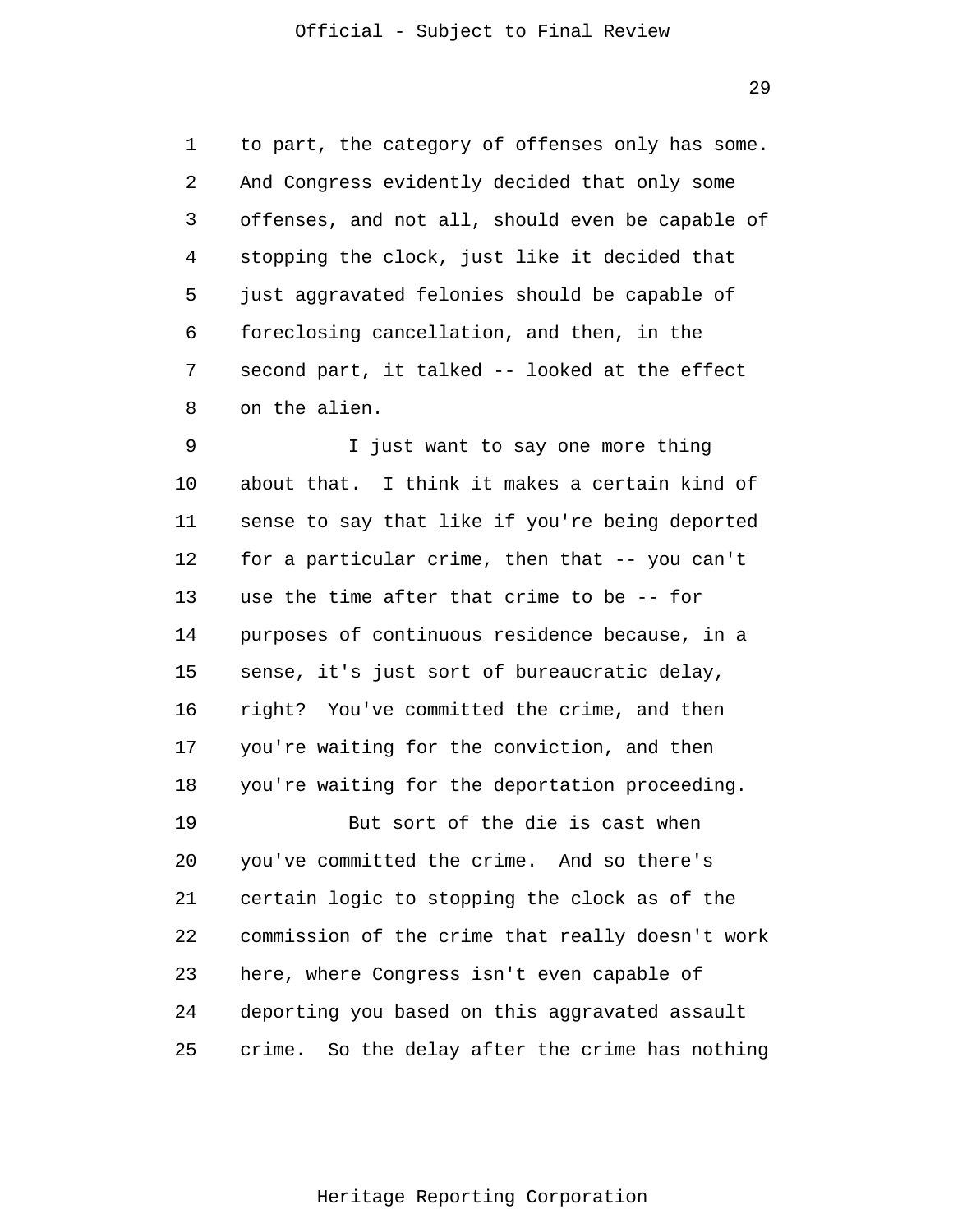to part, the category of offenses only has some. And Congress evidently decided that only some offenses, and not all, should even be capable of stopping the clock, just like it decided that just aggravated felonies should be capable of foreclosing cancellation, and then, in the second part, it talked -- looked at the effect on the alien.

I just want to say one more thing about that. I think it makes a certain kind of sense to say that like if you're being deported for a particular crime, then that -- you can't use the time after that crime to be -- for purposes of continuous residence because, in a sense, it's just sort of bureaucratic delay, right? You've committed the crime, and then you're waiting for the conviction, and then you're waiting for the deportation proceeding.

But sort of the die is cast when you've committed the crime. And so there's certain logic to stopping the clock as of the commission of the crime that really doesn't work here, where Congress isn't even capable of deporting you based on this aggravated assault crime. So the delay after the crime has nothing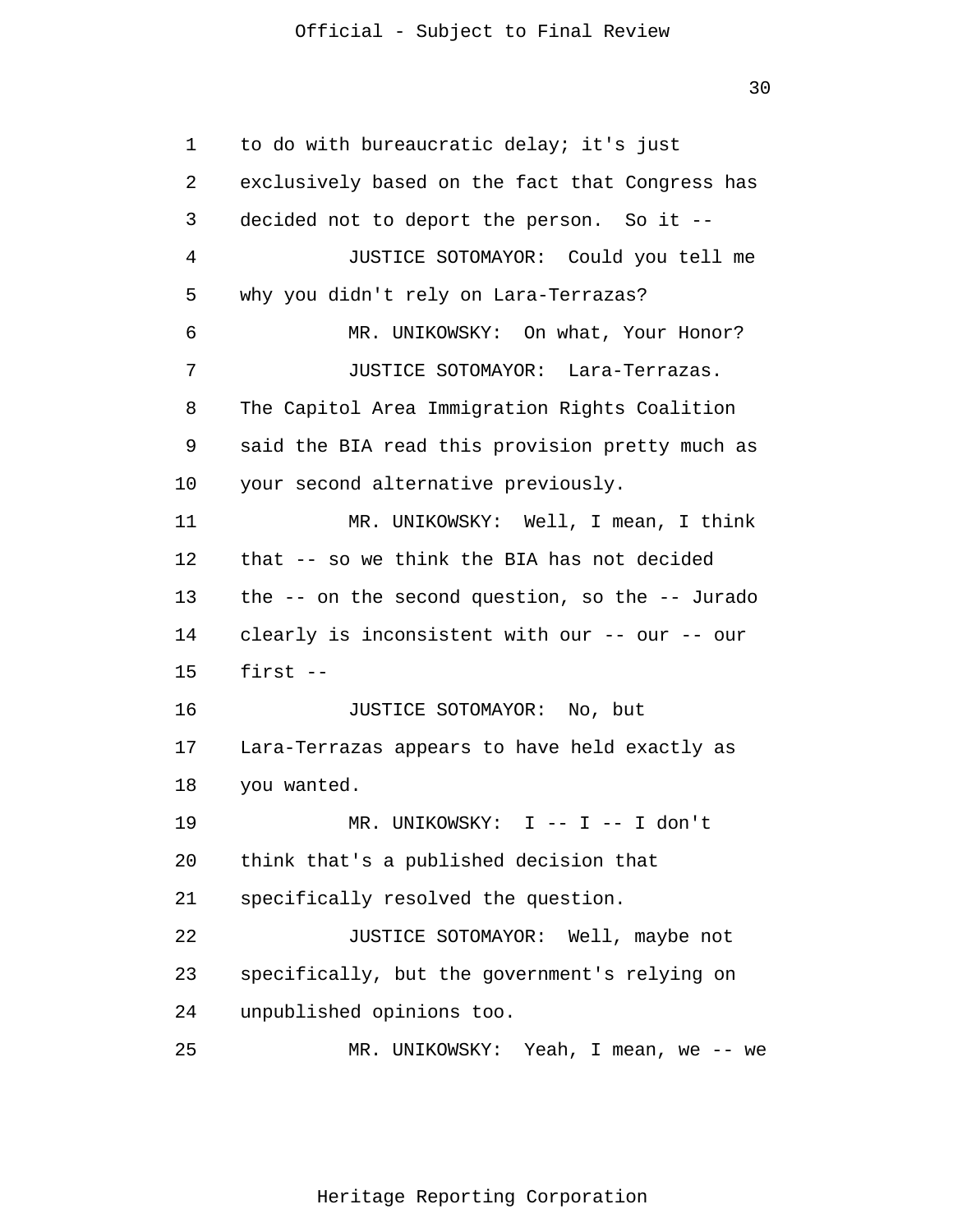1 to do with bureaucratic delay; it's just
2 exclusively based on the fact that Congress has
3 decided not to deport the person. So it --
4 JUSTICE SOTOMAYOR: Could you tell me
5 why you didn't rely on Lara-Terrazas?
6 MR. UNIKOWSKY: On what, Your Honor?
7 JUSTICE SOTOMAYOR: Lara-Terrazas.
8 The Capitol Area Immigration Rights Coalition
9 said the BIA read this provision pretty much as
10 your second alternative previously.
11 MR. UNIKOWSKY: Well, I mean, I think
12 that -- so we think the BIA has not decided
13 the -- on the second question, so the -- Jurado
14 clearly is inconsistent with our -- our -- our
15 first --
16 JUSTICE SOTOMAYOR: No, but
17 Lara-Terrazas appears to have held exactly as
18 you wanted.
19 MR. UNIKOWSKY: I -- I -- I don't
20 think that's a published decision that
21 specifically resolved the question.
22 JUSTICE SOTOMAYOR: Well, maybe not
23 specifically, but the government's relying on
24 unpublished opinions too.
25 MR. UNIKOWSKY: Yeah, I mean, we -- we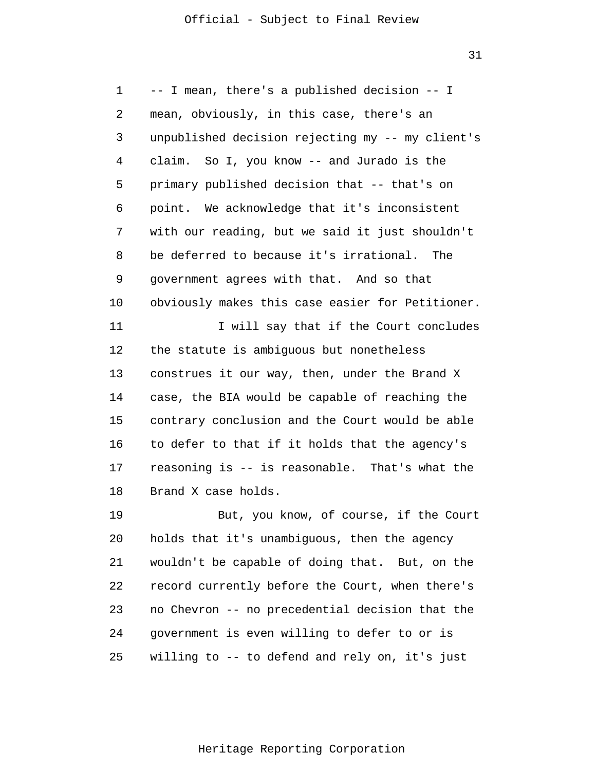-- I mean, there's a published decision -- I mean, obviously, in this case, there's an unpublished decision rejecting my -- my client's claim. So I, you know -- and Jurado is the primary published decision that -- that's on point. We acknowledge that it's inconsistent with our reading, but we said it just shouldn't be deferred to because it's irrational. The government agrees with that. And so that obviously makes this case easier for Petitioner.

I will say that if the Court concludes the statute is ambiguous but nonetheless construes it our way, then, under the Brand X case, the BIA would be capable of reaching the contrary conclusion and the Court would be able to defer to that if it holds that the agency's reasoning is -- is reasonable. That's what the Brand X case holds.

But, you know, of course, if the Court holds that it's unambiguous, then the agency wouldn't be capable of doing that. But, on the record currently before the Court, when there's no Chevron -- no precedential decision that the government is even willing to defer to or is willing to -- to defend and rely on, it's just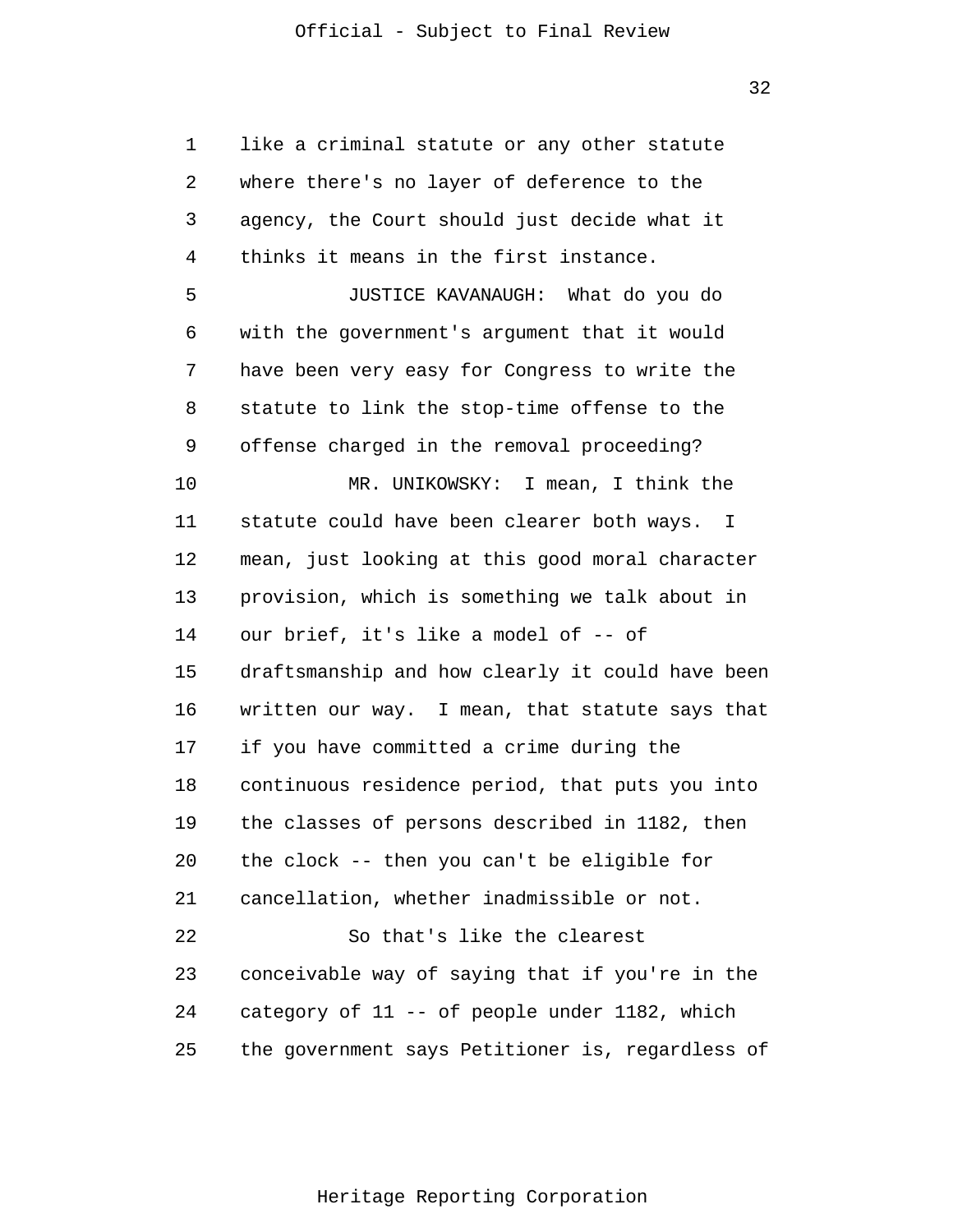like a criminal statute or any other statute where there's no layer of deference to the agency, the Court should just decide what it thinks it means in the first instance.

JUSTICE KAVANAUGH: What do you do with the government's argument that it would have been very easy for Congress to write the statute to link the stop-time offense to the offense charged in the removal proceeding?

MR. UNIKOWSKY: I mean, I think the statute could have been clearer both ways. I mean, just looking at this good moral character provision, which is something we talk about in our brief, it's like a model of -- of draftsmanship and how clearly it could have been written our way. I mean, that statute says that if you have committed a crime during the continuous residence period, that puts you into the classes of persons described in 1182, then the clock -- then you can't be eligible for cancellation, whether inadmissible or not.

So that's like the clearest conceivable way of saying that if you're in the category of 11 -- of people under 1182, which the government says Petitioner is, regardless of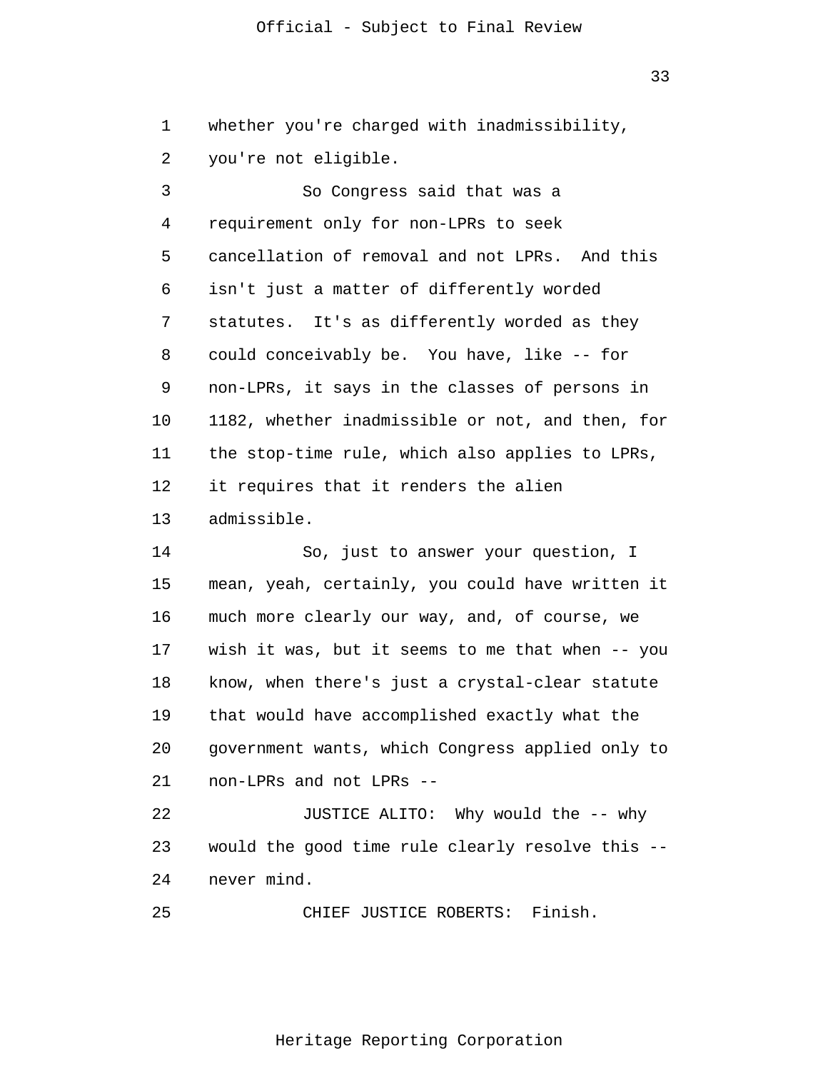whether you're charged with inadmissibility, you're not eligible.

So Congress said that was a requirement only for non-LPRs to seek cancellation of removal and not LPRs. And this isn't just a matter of differently worded statutes. It's as differently worded as they could conceivably be. You have, like -- for non-LPRs, it says in the classes of persons in 1182, whether inadmissible or not, and then, for the stop-time rule, which also applies to LPRs, it requires that it renders the alien admissible.

So, just to answer your question, I mean, yeah, certainly, you could have written it much more clearly our way, and, of course, we wish it was, but it seems to me that when -- you know, when there's just a crystal-clear statute that would have accomplished exactly what the government wants, which Congress applied only to non-LPRs and not LPRs --

JUSTICE ALITO: Why would the -- why would the good time rule clearly resolve this -- never mind.

CHIEF JUSTICE ROBERTS: Finish.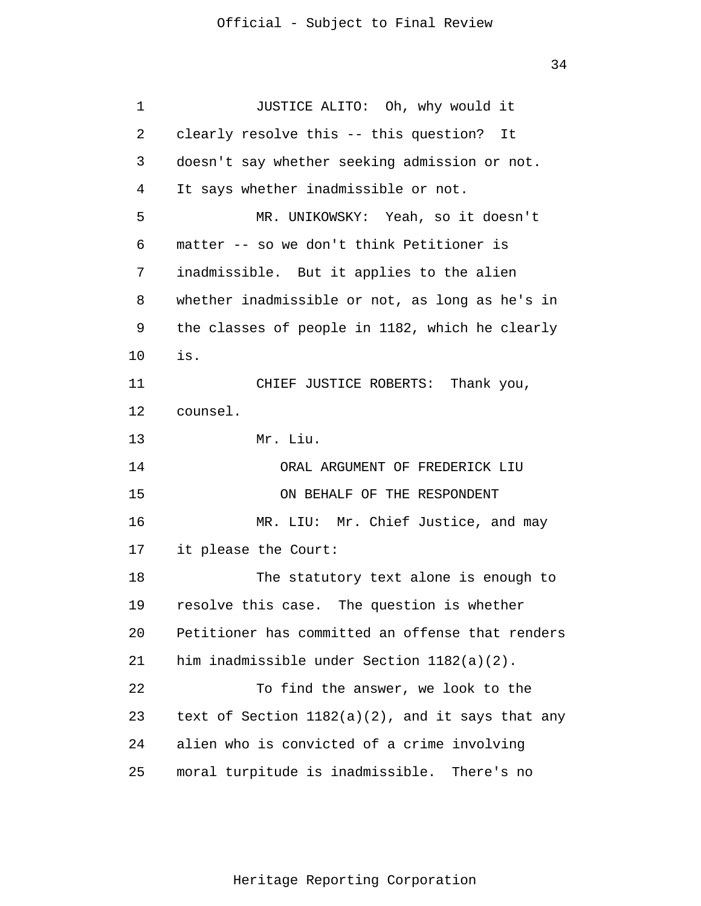JUSTICE ALITO: Oh, why would it clearly resolve this -- this question? It doesn't say whether seeking admission or not. It says whether inadmissible or not.

MR. UNIKOWSKY: Yeah, so it doesn't matter -- so we don't think Petitioner is inadmissible. But it applies to the alien whether inadmissible or not, as long as he's in the classes of people in 1182, which he clearly is.

CHIEF JUSTICE ROBERTS: Thank you, counsel.

Mr. Liu.

ORAL ARGUMENT OF FREDERICK LIU

ON BEHALF OF THE RESPONDENT

MR. LIU: Mr. Chief Justice, and may it please the Court:

The statutory text alone is enough to resolve this case. The question is whether Petitioner has committed an offense that renders him inadmissible under Section 1182(a)(2).

To find the answer, we look to the text of Section 1182(a)(2), and it says that any alien who is convicted of a crime involving moral turpitude is inadmissible. There's no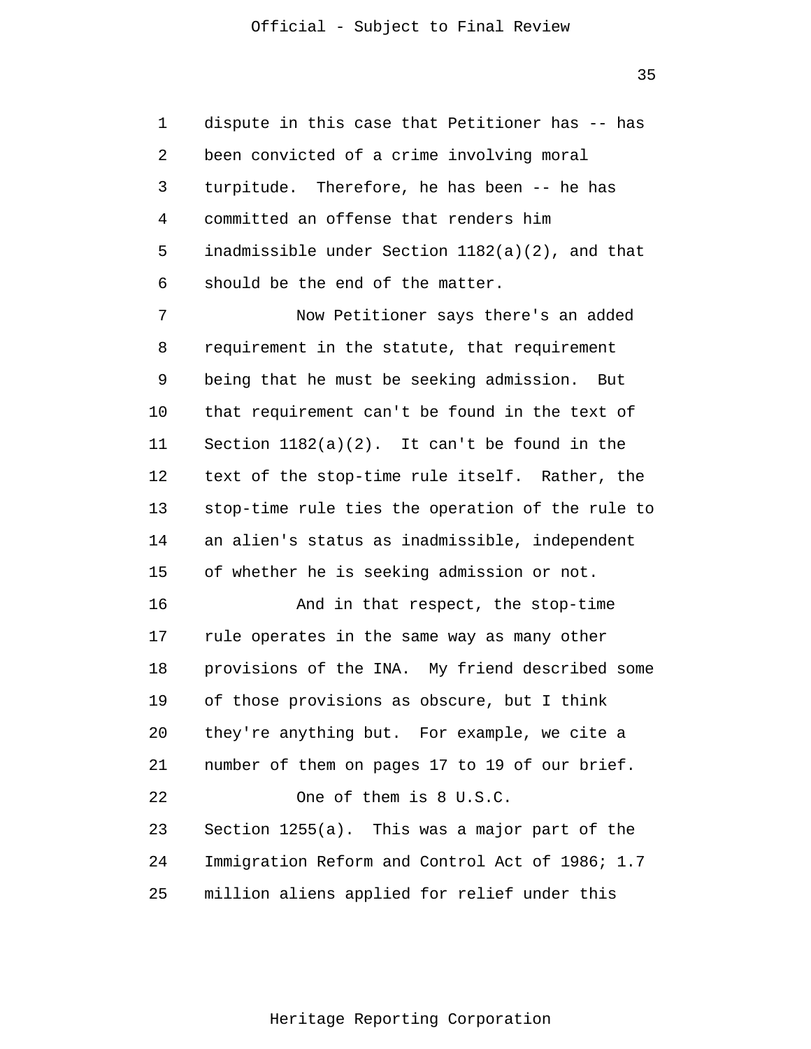dispute in this case that Petitioner has -- has been convicted of a crime involving moral turpitude. Therefore, he has been -- he has committed an offense that renders him inadmissible under Section 1182(a)(2), and that should be the end of the matter.

Now Petitioner says there's an added requirement in the statute, that requirement being that he must be seeking admission. But that requirement can't be found in the text of Section 1182(a)(2). It can't be found in the text of the stop-time rule itself. Rather, the stop-time rule ties the operation of the rule to an alien's status as inadmissible, independent of whether he is seeking admission or not.

And in that respect, the stop-time rule operates in the same way as many other provisions of the INA. My friend described some of those provisions as obscure, but I think they're anything but. For example, we cite a number of them on pages 17 to 19 of our brief.

One of them is 8 U.S.C. Section 1255(a). This was a major part of the Immigration Reform and Control Act of 1986; 1.7 million aliens applied for relief under this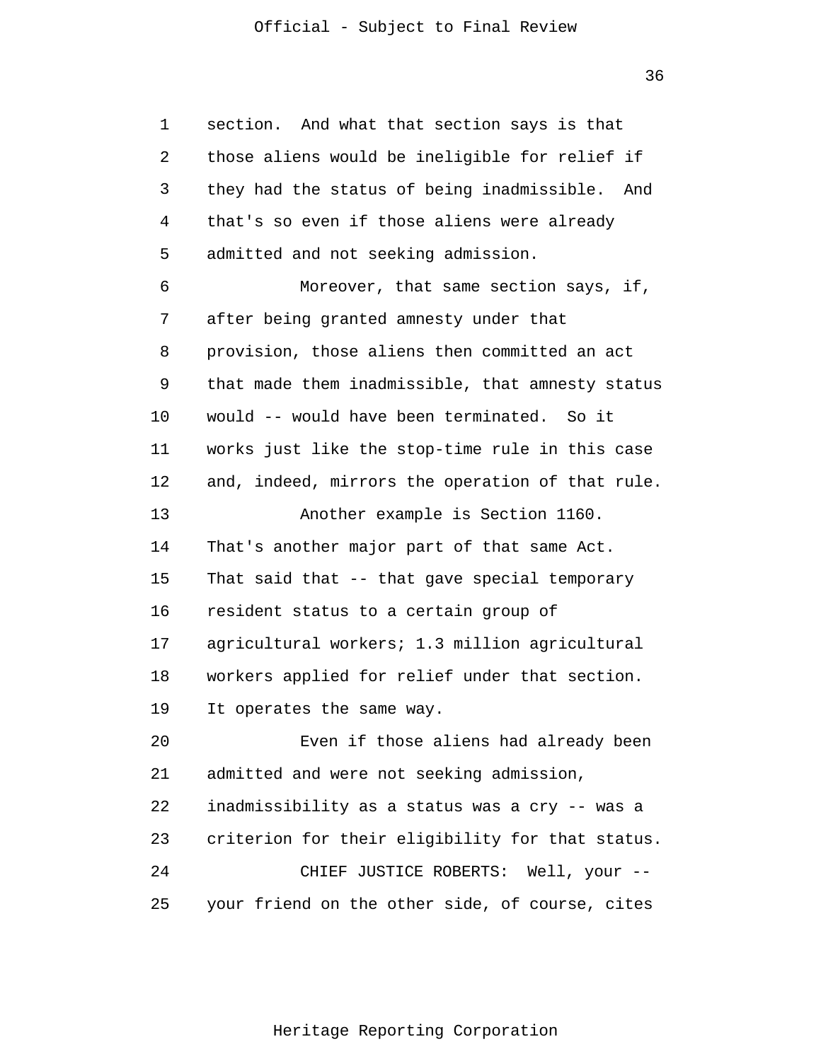section. And what that section says is that those aliens would be ineligible for relief if they had the status of being inadmissible. And that's so even if those aliens were already admitted and not seeking admission.

Moreover, that same section says, if, after being granted amnesty under that provision, those aliens then committed an act that made them inadmissible, that amnesty status would -- would have been terminated. So it works just like the stop-time rule in this case and, indeed, mirrors the operation of that rule.

Another example is Section 1160. That's another major part of that same Act. That said that -- that gave special temporary resident status to a certain group of agricultural workers; 1.3 million agricultural workers applied for relief under that section. It operates the same way.

Even if those aliens had already been admitted and were not seeking admission, inadmissibility as a status was a cry -- was a criterion for their eligibility for that status.

CHIEF JUSTICE ROBERTS: Well, your -- your friend on the other side, of course, cites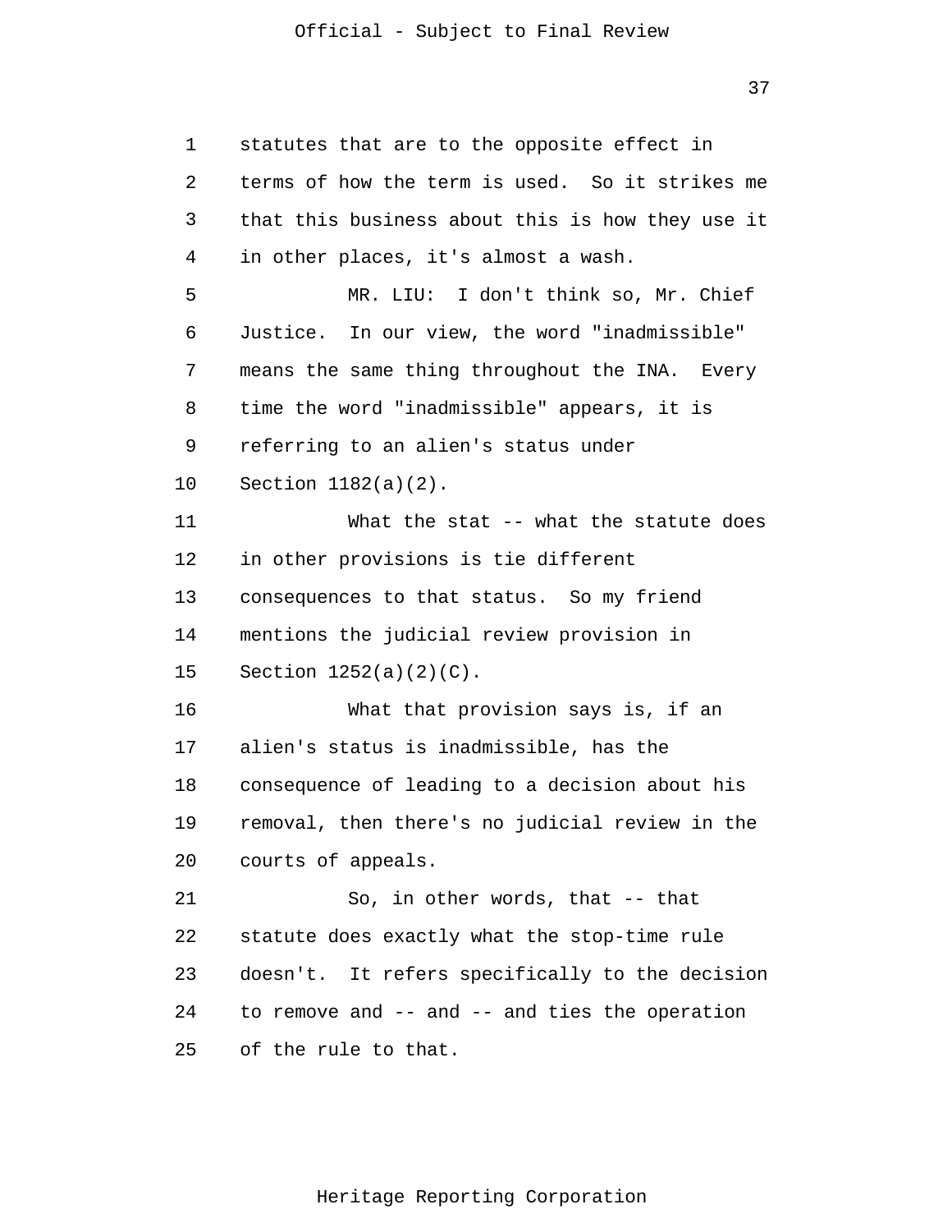statutes that are to the opposite effect in terms of how the term is used. So it strikes me that this business about this is how they use it in other places, it's almost a wash.

MR. LIU: I don't think so, Mr. Chief Justice. In our view, the word "inadmissible" means the same thing throughout the INA. Every time the word "inadmissible" appears, it is referring to an alien's status under Section 1182(a)(2).

What the stat -- what the statute does in other provisions is tie different consequences to that status. So my friend mentions the judicial review provision in Section 1252(a)(2)(C).

What that provision says is, if an alien's status is inadmissible, has the consequence of leading to a decision about his removal, then there's no judicial review in the courts of appeals.

So, in other words, that -- that statute does exactly what the stop-time rule doesn't. It refers specifically to the decision to remove and -- and -- and ties the operation of the rule to that.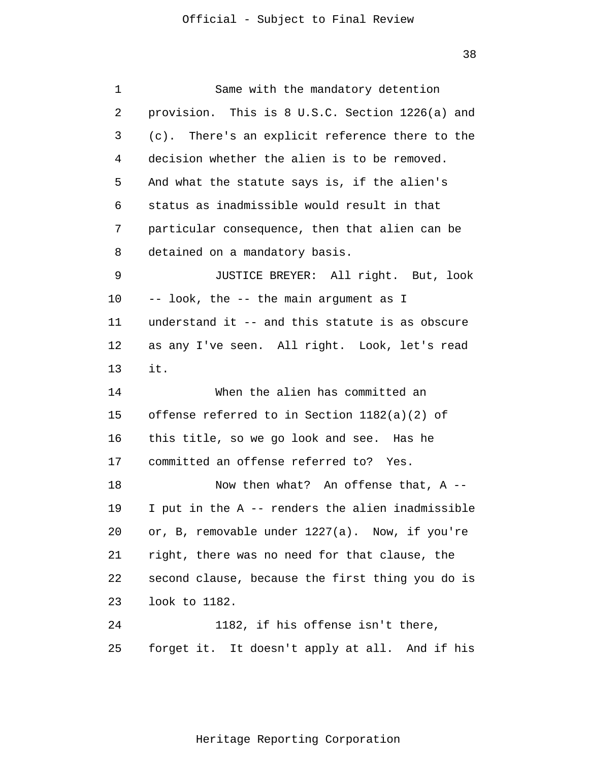Same with the mandatory detention provision. This is 8 U.S.C. Section 1226(a) and (c). There's an explicit reference there to the decision whether the alien is to be removed. And what the statute says is, if the alien's status as inadmissible would result in that particular consequence, then that alien can be detained on a mandatory basis.

JUSTICE BREYER: All right. But, look -- look, the -- the main argument as I understand it -- and this statute is as obscure as any I've seen. All right. Look, let's read it.

When the alien has committed an offense referred to in Section 1182(a)(2) of this title, so we go look and see. Has he committed an offense referred to? Yes.

Now then what? An offense that, A -- I put in the A -- renders the alien inadmissible or, B, removable under 1227(a). Now, if you're right, there was no need for that clause, the second clause, because the first thing you do is look to 1182.

1182, if his offense isn't there, forget it. It doesn't apply at all. And if his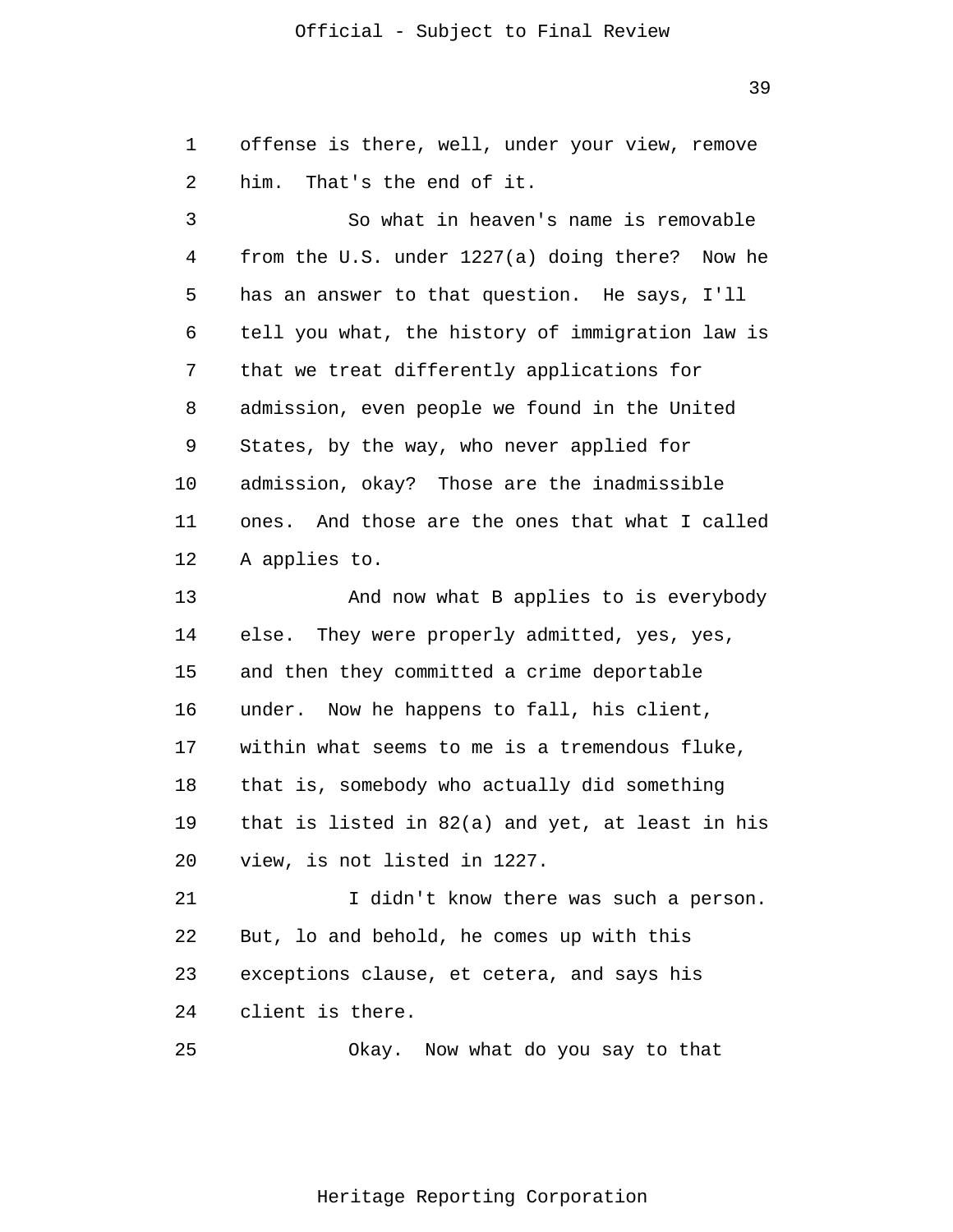offense is there, well, under your view, remove him. That's the end of it.

So what in heaven's name is removable from the U.S. under 1227(a) doing there? Now he has an answer to that question. He says, I'll tell you what, the history of immigration law is that we treat differently applications for admission, even people we found in the United States, by the way, who never applied for admission, okay? Those are the inadmissible ones. And those are the ones that what I called A applies to.

And now what B applies to is everybody else. They were properly admitted, yes, yes, and then they committed a crime deportable under. Now he happens to fall, his client, within what seems to me is a tremendous fluke, that is, somebody who actually did something that is listed in 82(a) and yet, at least in his view, is not listed in 1227.

I didn't know there was such a person. But, lo and behold, he comes up with this exceptions clause, et cetera, and says his client is there.

Okay. Now what do you say to that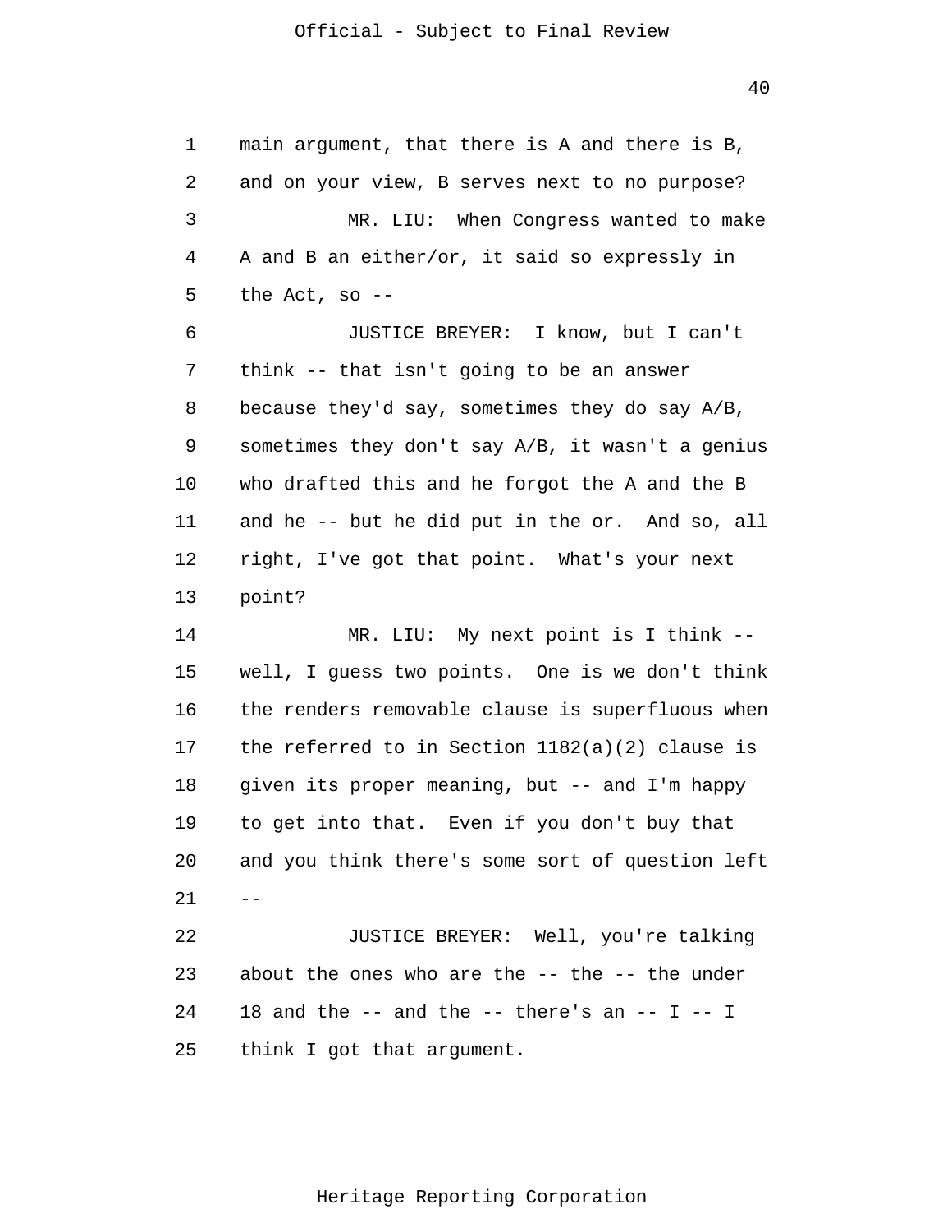main argument, that there is A and there is B, and on your view, B serves next to no purpose?

MR. LIU: When Congress wanted to make A and B an either/or, it said so expressly in the Act, so --

JUSTICE BREYER: I know, but I can't think -- that isn't going to be an answer because they'd say, sometimes they do say A/B, sometimes they don't say A/B, it wasn't a genius who drafted this and he forgot the A and the B and he -- but he did put in the or. And so, all right, I've got that point. What's your next point?

MR. LIU: My next point is I think -- well, I guess two points. One is we don't think the renders removable clause is superfluous when the referred to in Section 1182(a)(2) clause is given its proper meaning, but -- and I'm happy to get into that. Even if you don't buy that and you think there's some sort of question left --

JUSTICE BREYER: Well, you're talking about the ones who are the -- the -- the under 18 and the -- and the -- there's an -- I -- I think I got that argument.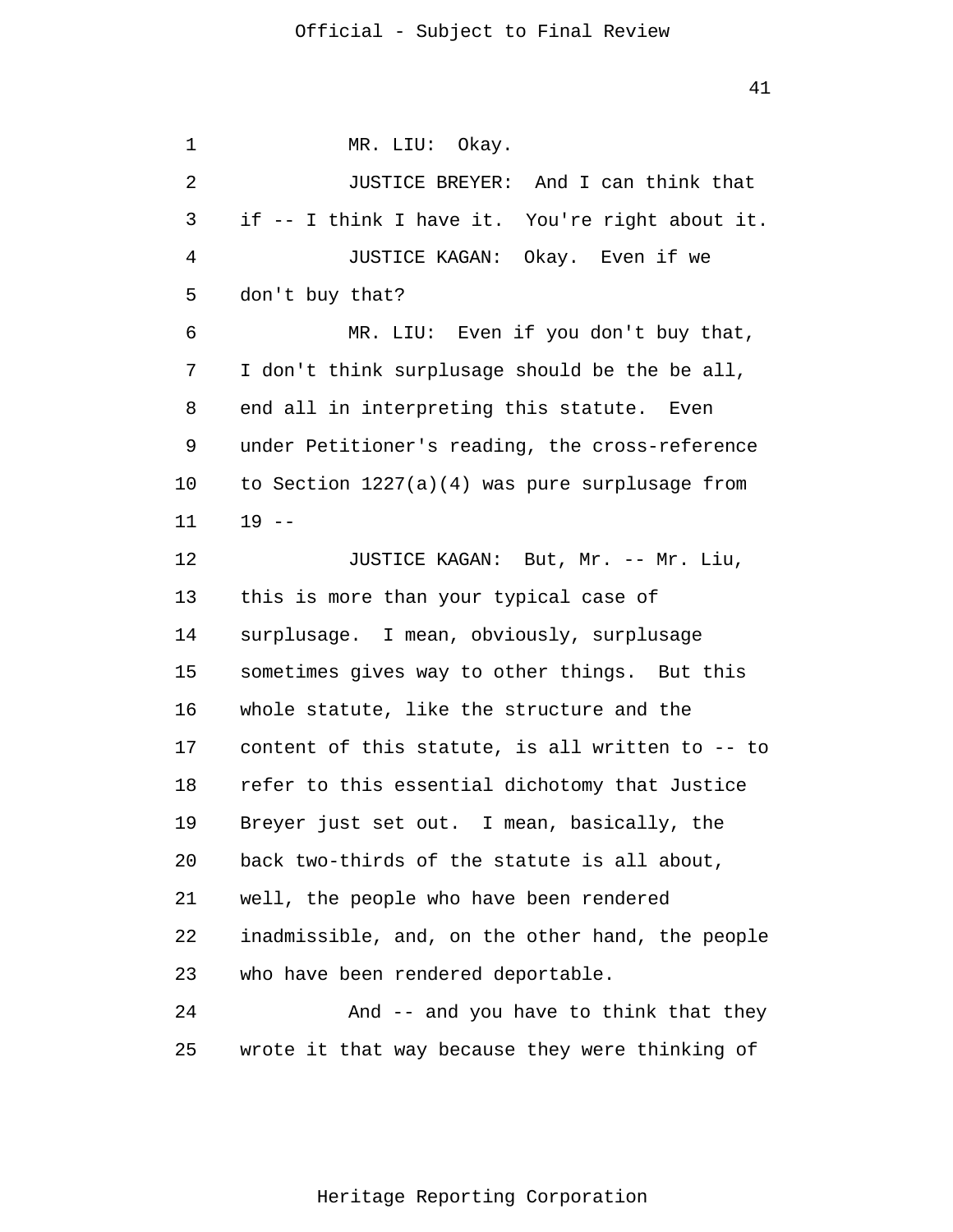MR. LIU: Okay.

JUSTICE BREYER: And I can think that if -- I think I have it. You're right about it.

JUSTICE KAGAN: Okay. Even if we don't buy that?

MR. LIU: Even if you don't buy that, I don't think surplusage should be the be all, end all in interpreting this statute. Even under Petitioner's reading, the cross-reference to Section 1227(a)(4) was pure surplusage from 19 --

JUSTICE KAGAN: But, Mr. -- Mr. Liu, this is more than your typical case of surplusage. I mean, obviously, surplusage sometimes gives way to other things. But this whole statute, like the structure and the content of this statute, is all written to -- to refer to this essential dichotomy that Justice Breyer just set out. I mean, basically, the back two-thirds of the statute is all about, well, the people who have been rendered inadmissible, and, on the other hand, the people who have been rendered deportable.

And -- and you have to think that they wrote it that way because they were thinking of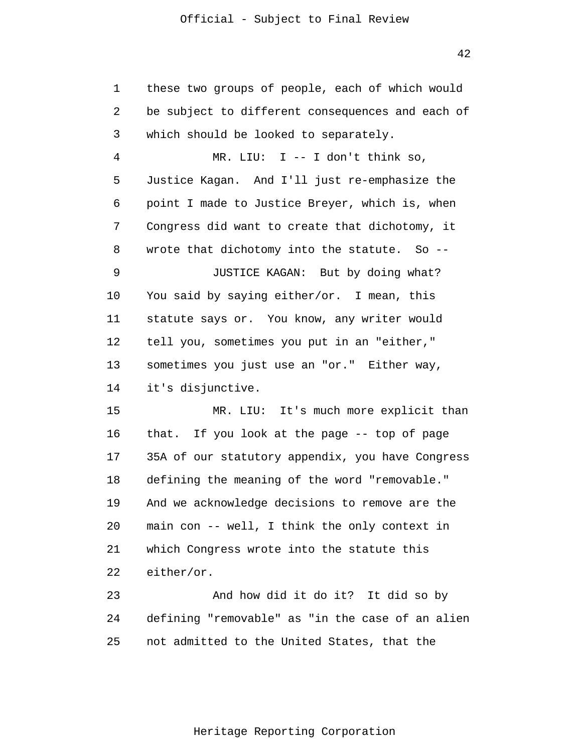these two groups of people, each of which would be subject to different consequences and each of which should be looked to separately.

MR. LIU: I -- I don't think so, Justice Kagan. And I'll just re-emphasize the point I made to Justice Breyer, which is, when Congress did want to create that dichotomy, it wrote that dichotomy into the statute. So --

JUSTICE KAGAN: But by doing what? You said by saying either/or. I mean, this statute says or. You know, any writer would tell you, sometimes you put in an "either," sometimes you just use an "or." Either way, it's disjunctive.

MR. LIU: It's much more explicit than that. If you look at the page -- top of page 35A of our statutory appendix, you have Congress defining the meaning of the word "removable." And we acknowledge decisions to remove are the main con -- well, I think the only context in which Congress wrote into the statute this either/or.

And how did it do it? It did so by defining "removable" as "in the case of an alien not admitted to the United States, that the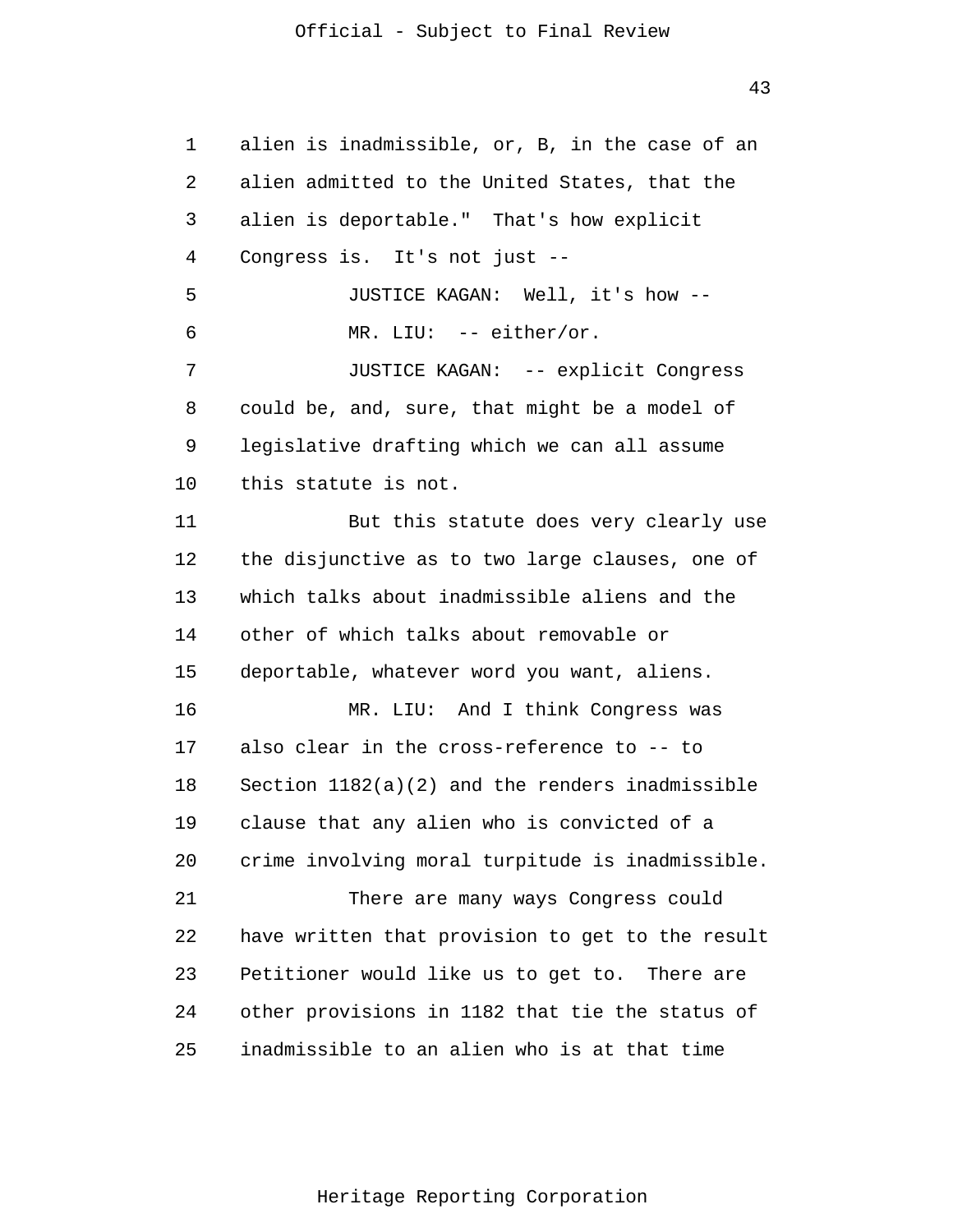alien is inadmissible, or, B, in the case of an alien admitted to the United States, that the alien is deportable." That's how explicit Congress is. It's not just --

JUSTICE KAGAN: Well, it's how --

MR. LIU: -- either/or.

JUSTICE KAGAN: -- explicit Congress could be, and, sure, that might be a model of legislative drafting which we can all assume this statute is not.

But this statute does very clearly use the disjunctive as to two large clauses, one of which talks about inadmissible aliens and the other of which talks about removable or deportable, whatever word you want, aliens.

MR. LIU: And I think Congress was also clear in the cross-reference to -- to Section 1182(a)(2) and the renders inadmissible clause that any alien who is convicted of a crime involving moral turpitude is inadmissible.

There are many ways Congress could have written that provision to get to the result Petitioner would like us to get to. There are other provisions in 1182 that tie the status of inadmissible to an alien who is at that time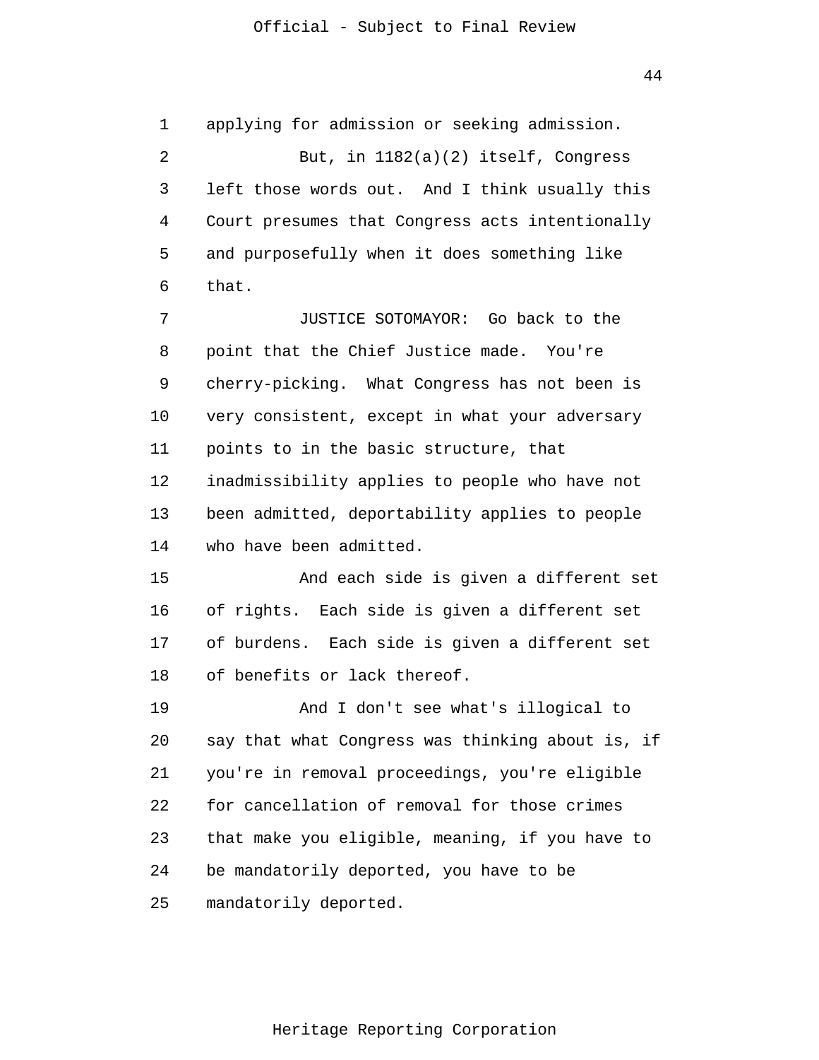applying for admission or seeking admission.

But, in 1182(a)(2) itself, Congress left those words out. And I think usually this Court presumes that Congress acts intentionally and purposefully when it does something like that.

JUSTICE SOTOMAYOR: Go back to the point that the Chief Justice made. You're cherry-picking. What Congress has not been is very consistent, except in what your adversary points to in the basic structure, that inadmissibility applies to people who have not been admitted, deportability applies to people who have been admitted.

And each side is given a different set of rights. Each side is given a different set of burdens. Each side is given a different set of benefits or lack thereof.

And I don't see what's illogical to say that what Congress was thinking about is, if you're in removal proceedings, you're eligible for cancellation of removal for those crimes that make you eligible, meaning, if you have to be mandatorily deported, you have to be mandatorily deported.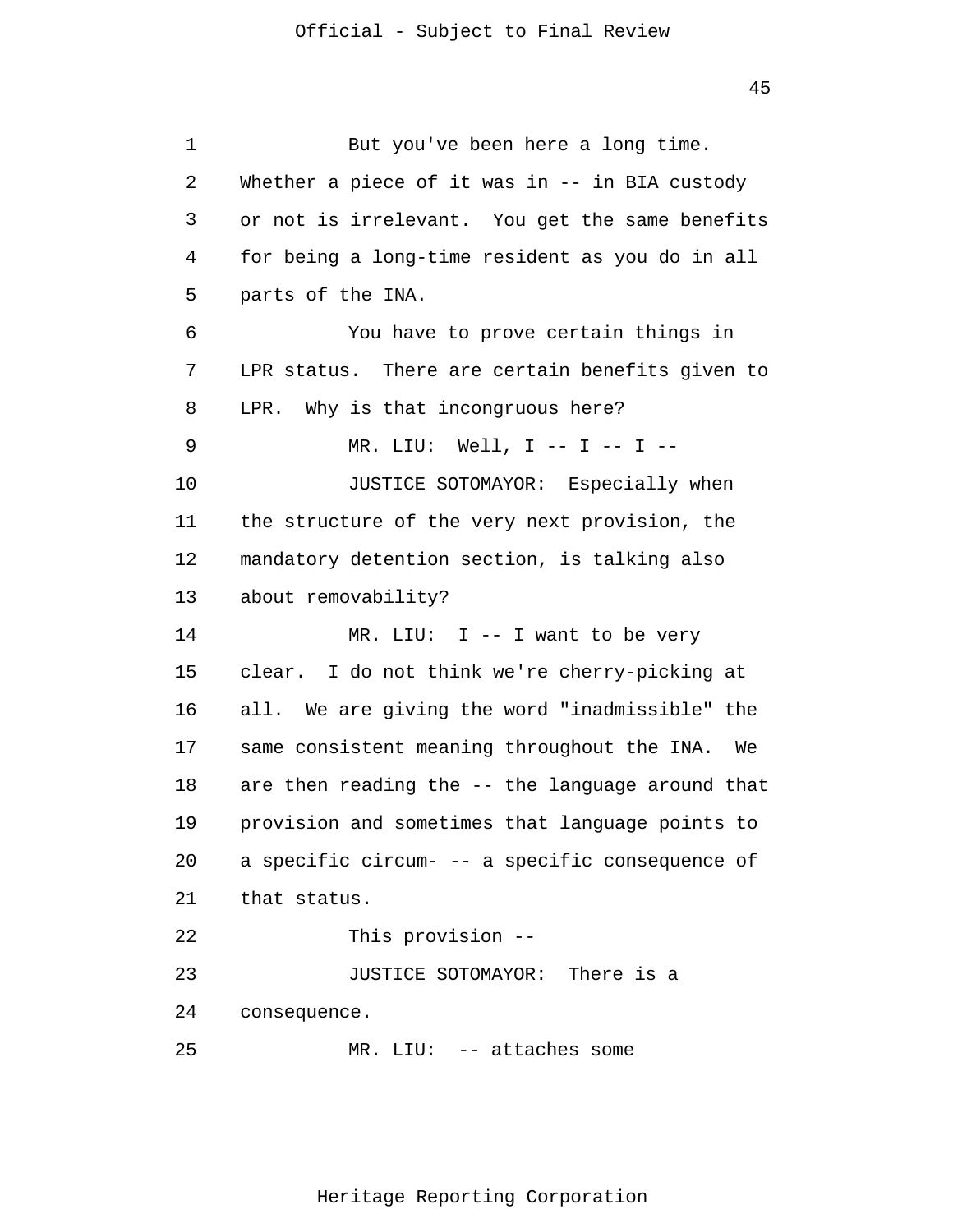But you've been here a long time. Whether a piece of it was in -- in BIA custody or not is irrelevant. You get the same benefits for being a long-time resident as you do in all parts of the INA.

You have to prove certain things in LPR status. There are certain benefits given to LPR. Why is that incongruous here?

MR. LIU: Well, I -- I -- I --

JUSTICE SOTOMAYOR: Especially when the structure of the very next provision, the mandatory detention section, is talking also about removability?

MR. LIU: I -- I want to be very clear. I do not think we're cherry-picking at all. We are giving the word "inadmissible" the same consistent meaning throughout the INA. We are then reading the -- the language around that provision and sometimes that language points to a specific circum- -- a specific consequence of that status.

This provision --

JUSTICE SOTOMAYOR: There is a consequence.

MR. LIU: -- attaches some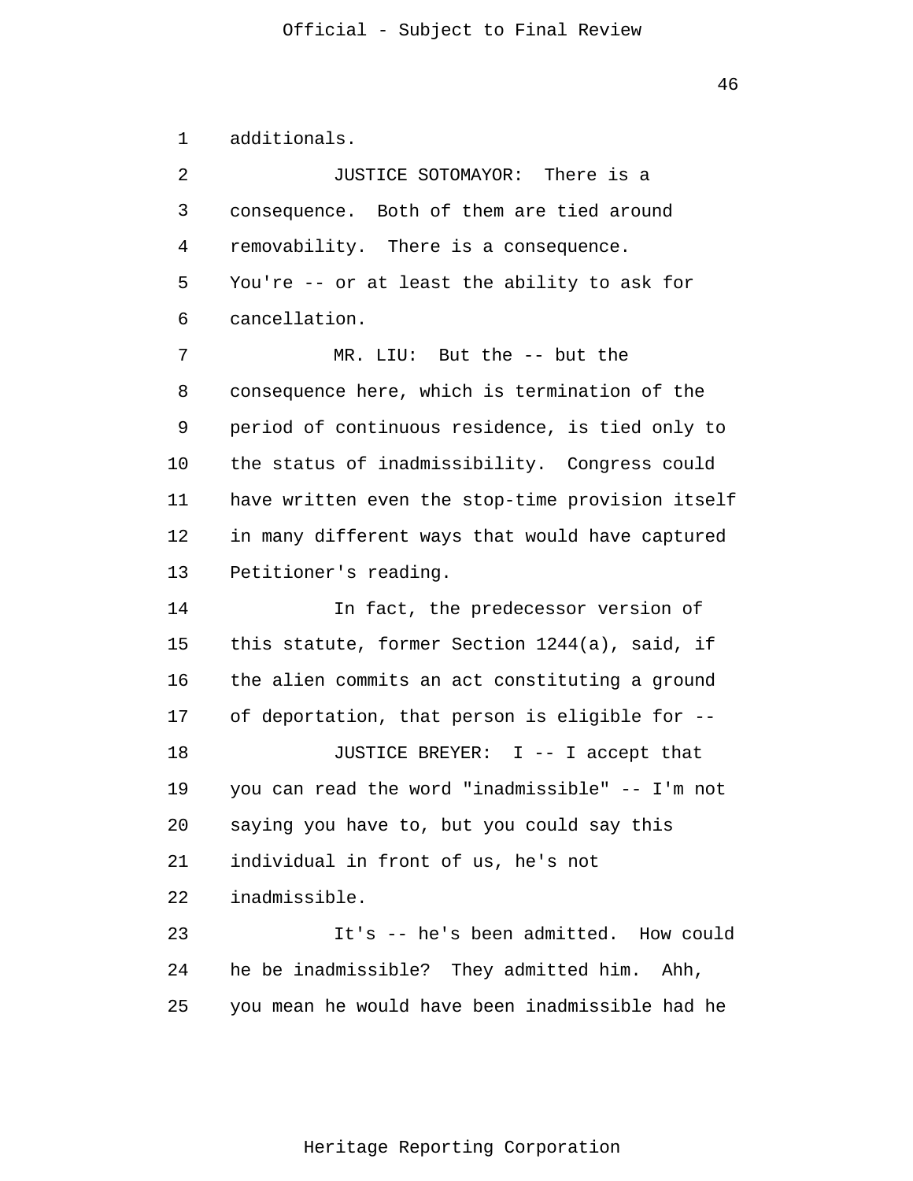additionals.

JUSTICE SOTOMAYOR: There is a consequence. Both of them are tied around removability. There is a consequence. You're -- or at least the ability to ask for cancellation.

MR. LIU: But the -- but the consequence here, which is termination of the period of continuous residence, is tied only to the status of inadmissibility. Congress could have written even the stop-time provision itself in many different ways that would have captured Petitioner's reading.

In fact, the predecessor version of this statute, former Section 1244(a), said, if the alien commits an act constituting a ground of deportation, that person is eligible for --

JUSTICE BREYER: I -- I accept that you can read the word "inadmissible" -- I'm not saying you have to, but you could say this individual in front of us, he's not inadmissible.

It's -- he's been admitted. How could he be inadmissible? They admitted him. Ahh, you mean he would have been inadmissible had he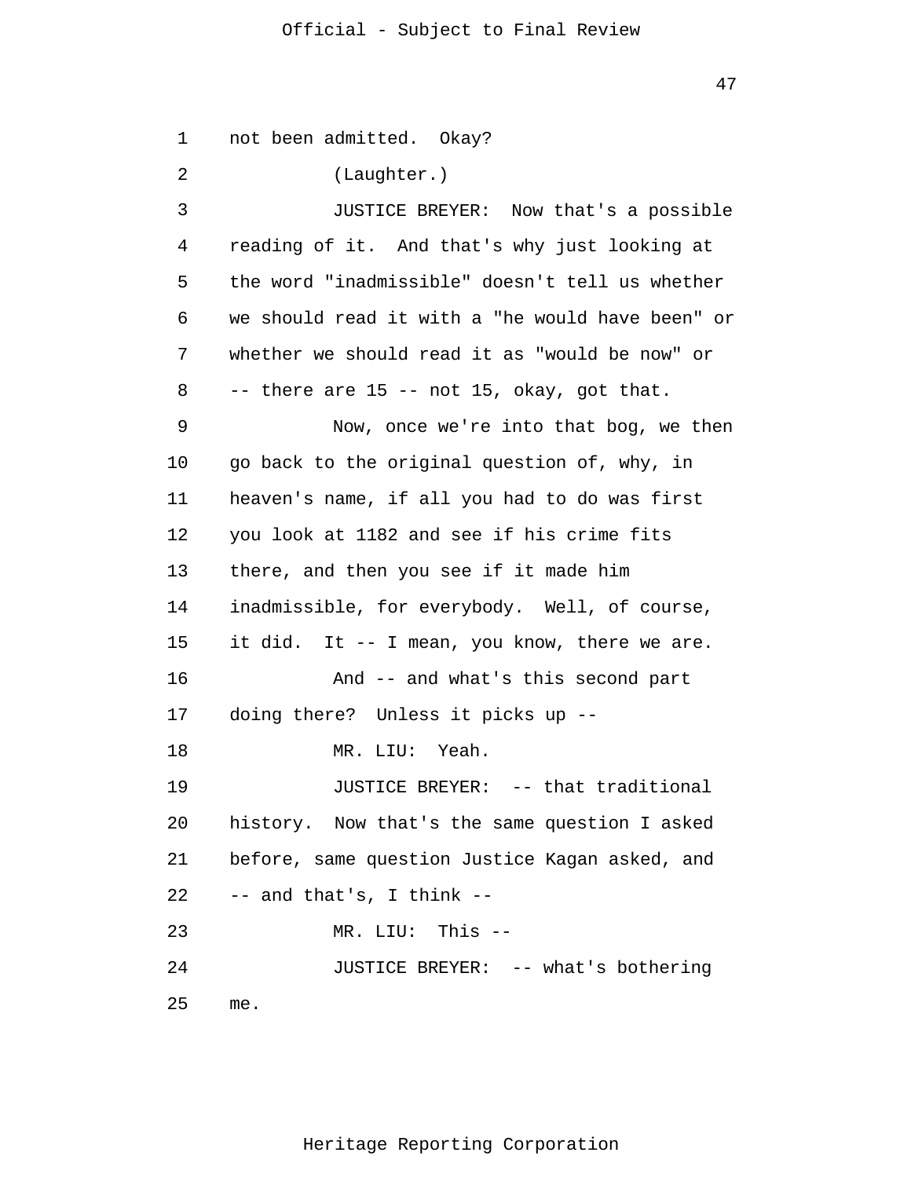not been admitted. Okay?

(Laughter.)

JUSTICE BREYER: Now that's a possible reading of it. And that's why just looking at the word "inadmissible" doesn't tell us whether we should read it with a "he would have been" or whether we should read it as "would be now" or -- there are 15 -- not 15, okay, got that.

Now, once we're into that bog, we then go back to the original question of, why, in heaven's name, if all you had to do was first you look at 1182 and see if his crime fits there, and then you see if it made him inadmissible, for everybody. Well, of course, it did. It -- I mean, you know, there we are.

And -- and what's this second part doing there? Unless it picks up --

MR. LIU: Yeah.

JUSTICE BREYER: -- that traditional history. Now that's the same question I asked before, same question Justice Kagan asked, and -- and that's, I think --

MR. LIU: This --

JUSTICE BREYER: -- what's bothering me.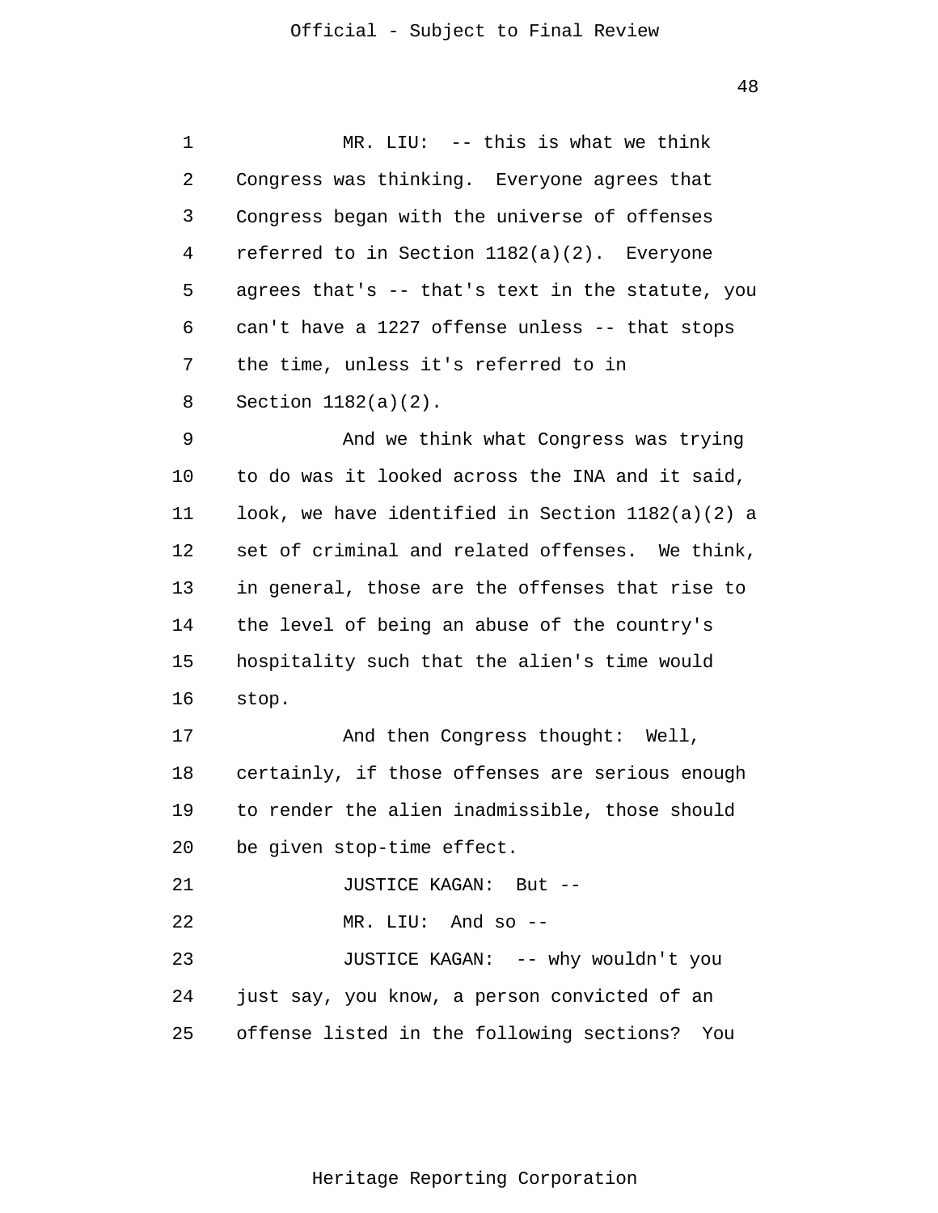MR. LIU: -- this is what we think Congress was thinking. Everyone agrees that Congress began with the universe of offenses referred to in Section 1182(a)(2). Everyone agrees that's -- that's text in the statute, you can't have a 1227 offense unless -- that stops the time, unless it's referred to in Section 1182(a)(2).

And we think what Congress was trying to do was it looked across the INA and it said, look, we have identified in Section 1182(a)(2) a set of criminal and related offenses. We think, in general, those are the offenses that rise to the level of being an abuse of the country's hospitality such that the alien's time would stop.

And then Congress thought: Well, certainly, if those offenses are serious enough to render the alien inadmissible, those should be given stop-time effect.

JUSTICE KAGAN: But --

MR. LIU: And so --

JUSTICE KAGAN: -- why wouldn't you just say, you know, a person convicted of an offense listed in the following sections? You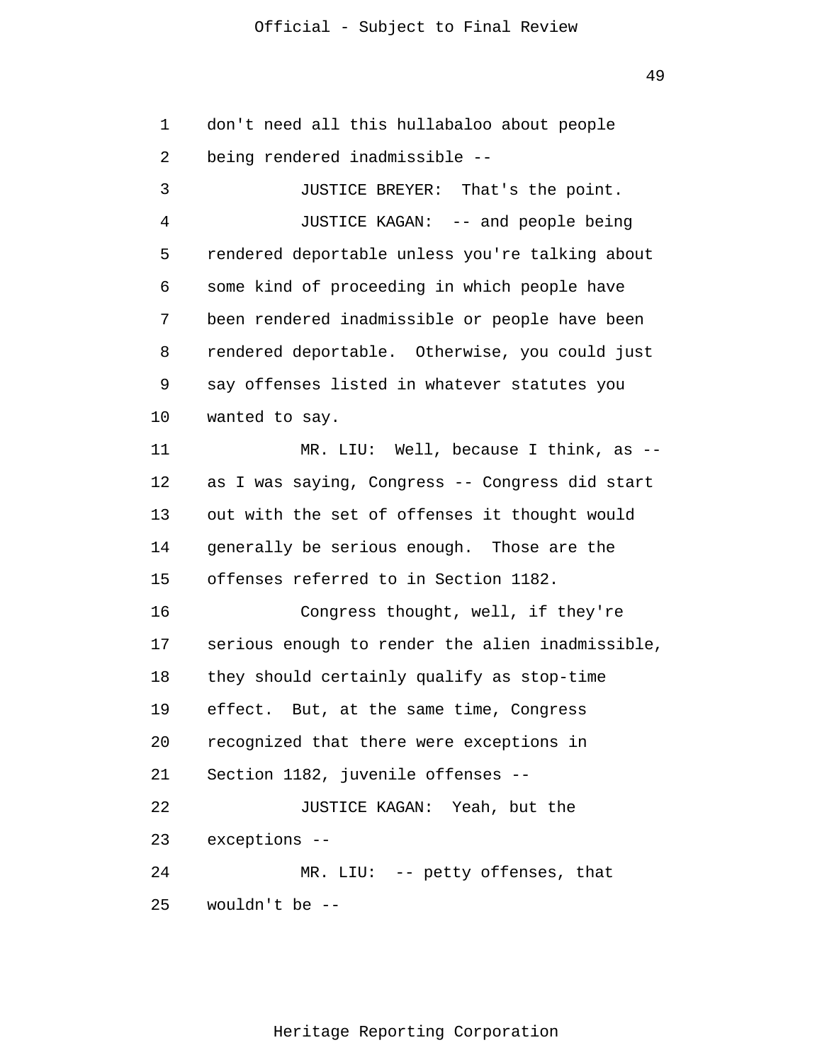don't need all this hullabaloo about people being rendered inadmissible --

JUSTICE BREYER: That's the point.

JUSTICE KAGAN: -- and people being rendered deportable unless you're talking about some kind of proceeding in which people have been rendered inadmissible or people have been rendered deportable. Otherwise, you could just say offenses listed in whatever statutes you wanted to say.

MR. LIU: Well, because I think, as -- as I was saying, Congress -- Congress did start out with the set of offenses it thought would generally be serious enough. Those are the offenses referred to in Section 1182.

Congress thought, well, if they're serious enough to render the alien inadmissible, they should certainly qualify as stop-time effect. But, at the same time, Congress recognized that there were exceptions in Section 1182, juvenile offenses --

JUSTICE KAGAN: Yeah, but the exceptions --

MR. LIU: -- petty offenses, that wouldn't be --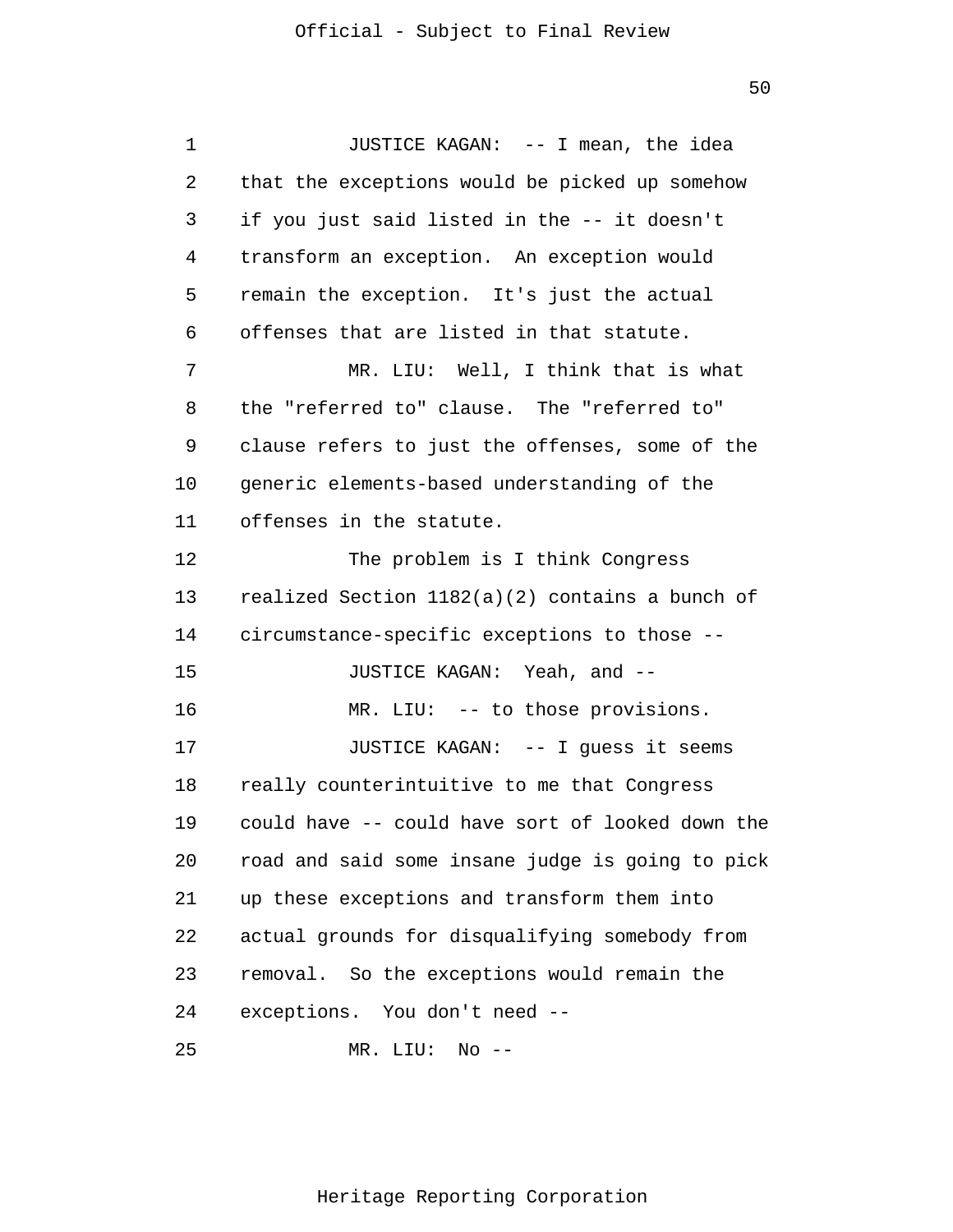JUSTICE KAGAN: -- I mean, the idea that the exceptions would be picked up somehow if you just said listed in the -- it doesn't transform an exception. An exception would remain the exception. It's just the actual offenses that are listed in that statute.

MR. LIU: Well, I think that is what the "referred to" clause. The "referred to" clause refers to just the offenses, some of the generic elements-based understanding of the offenses in the statute.

The problem is I think Congress realized Section 1182(a)(2) contains a bunch of circumstance-specific exceptions to those --

JUSTICE KAGAN: Yeah, and --

MR. LIU: -- to those provisions.

JUSTICE KAGAN: -- I guess it seems really counterintuitive to me that Congress could have -- could have sort of looked down the road and said some insane judge is going to pick up these exceptions and transform them into actual grounds for disqualifying somebody from removal. So the exceptions would remain the exceptions. You don't need --

MR. LIU: No --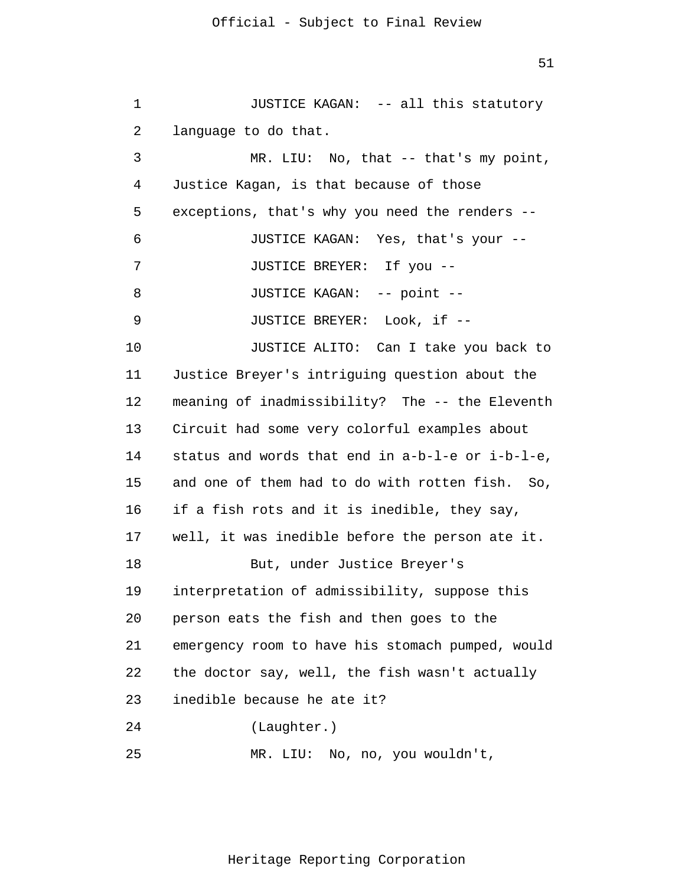JUSTICE KAGAN: -- all this statutory language to do that.

MR. LIU: No, that -- that's my point, Justice Kagan, is that because of those exceptions, that's why you need the renders --

JUSTICE KAGAN: Yes, that's your --

JUSTICE BREYER: If you --

JUSTICE KAGAN: -- point --

JUSTICE BREYER: Look, if --

JUSTICE ALITO: Can I take you back to Justice Breyer's intriguing question about the meaning of inadmissibility? The -- the Eleventh Circuit had some very colorful examples about status and words that end in a-b-l-e or i-b-l-e, and one of them had to do with rotten fish. So, if a fish rots and it is inedible, they say, well, it was inedible before the person ate it.

But, under Justice Breyer's interpretation of admissibility, suppose this person eats the fish and then goes to the emergency room to have his stomach pumped, would the doctor say, well, the fish wasn't actually inedible because he ate it?

(Laughter.)

MR. LIU: No, no, you wouldn't,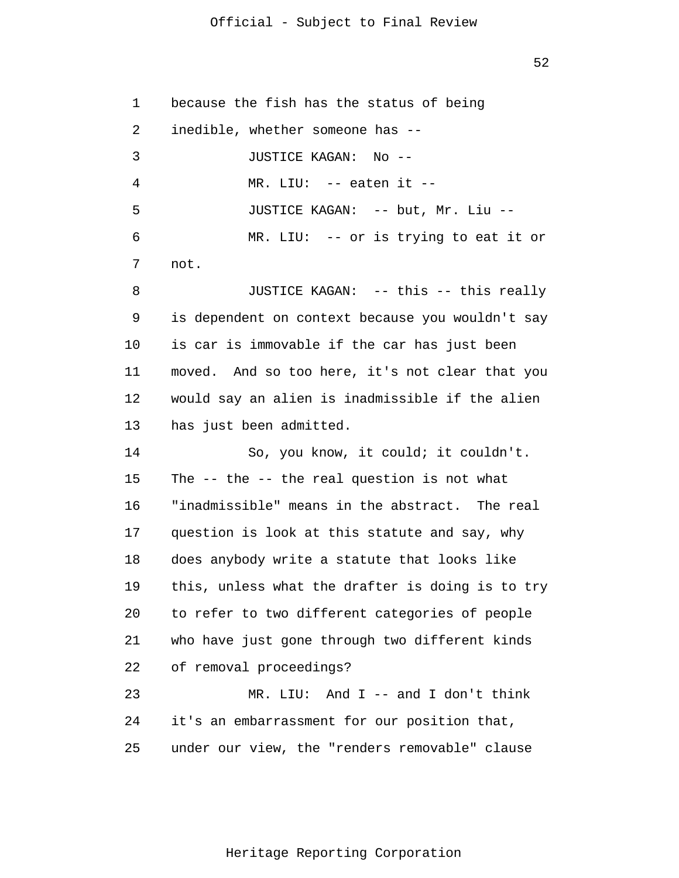because the fish has the status of being inedible, whether someone has --

JUSTICE KAGAN: No --

MR. LIU: -- eaten it --

JUSTICE KAGAN: -- but, Mr. Liu --

MR. LIU: -- or is trying to eat it or not.

JUSTICE KAGAN: -- this -- this really is dependent on context because you wouldn't say is car is immovable if the car has just been moved. And so too here, it's not clear that you would say an alien is inadmissible if the alien has just been admitted.

So, you know, it could; it couldn't. The -- the -- the real question is not what "inadmissible" means in the abstract. The real question is look at this statute and say, why does anybody write a statute that looks like this, unless what the drafter is doing is to try to refer to two different categories of people who have just gone through two different kinds of removal proceedings?

MR. LIU: And I -- and I don't think it's an embarrassment for our position that, under our view, the "renders removable" clause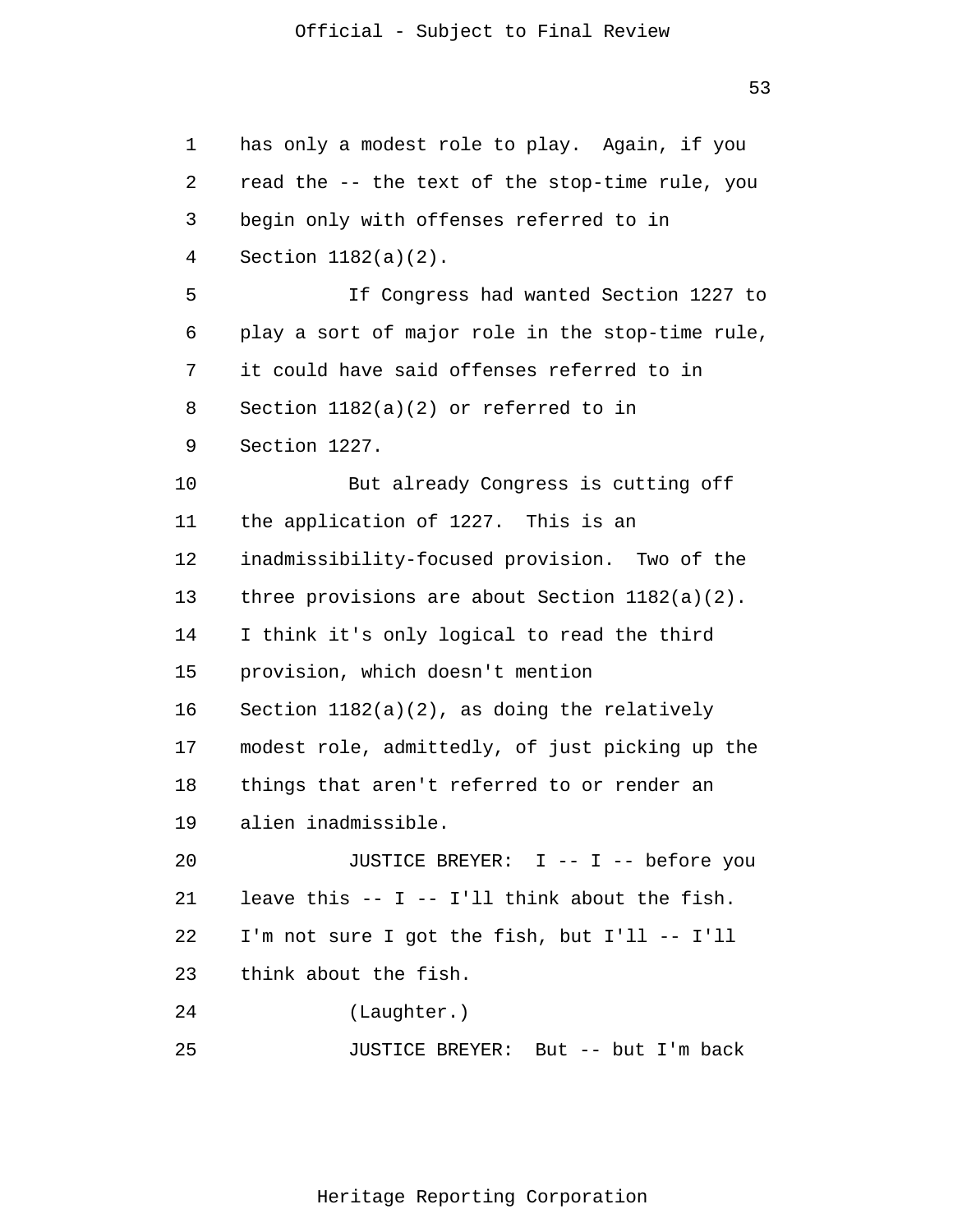has only a modest role to play. Again, if you read the -- the text of the stop-time rule, you begin only with offenses referred to in Section 1182(a)(2).

If Congress had wanted Section 1227 to play a sort of major role in the stop-time rule, it could have said offenses referred to in Section 1182(a)(2) or referred to in Section 1227.

But already Congress is cutting off the application of 1227. This is an inadmissibility-focused provision. Two of the three provisions are about Section 1182(a)(2). I think it's only logical to read the third provision, which doesn't mention Section 1182(a)(2), as doing the relatively modest role, admittedly, of just picking up the things that aren't referred to or render an alien inadmissible.

JUSTICE BREYER: I -- I -- before you leave this -- I -- I'll think about the fish. I'm not sure I got the fish, but I'll -- I'll think about the fish.

(Laughter.)

JUSTICE BREYER: But -- but I'm back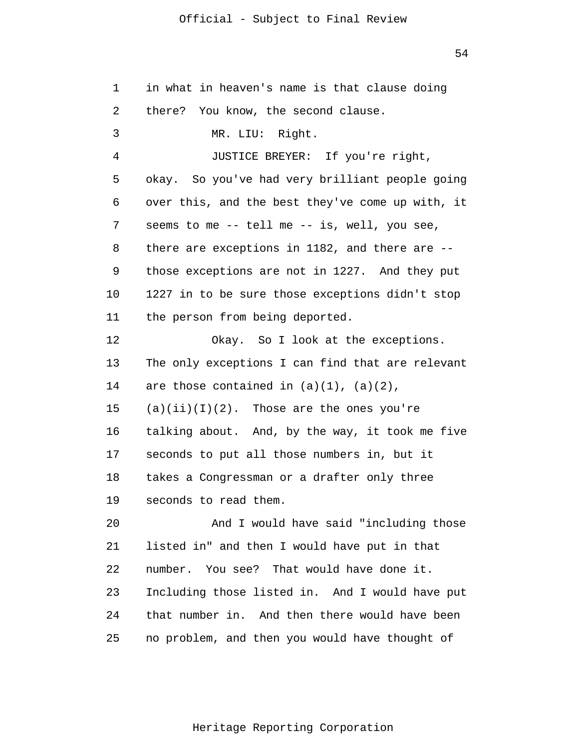in what in heaven's name is that clause doing there? You know, the second clause.

MR. LIU: Right.

JUSTICE BREYER: If you're right, okay. So you've had very brilliant people going over this, and the best they've come up with, it seems to me -- tell me -- is, well, you see, there are exceptions in 1182, and there are -- those exceptions are not in 1227. And they put 1227 in to be sure those exceptions didn't stop the person from being deported.

Okay. So I look at the exceptions. The only exceptions I can find that are relevant are those contained in (a)(1), (a)(2), (a)(ii)(I)(2). Those are the ones you're talking about. And, by the way, it took me five seconds to put all those numbers in, but it takes a Congressman or a drafter only three seconds to read them.

And I would have said "including those listed in" and then I would have put in that number. You see? That would have done it. Including those listed in. And I would have put that number in. And then there would have been no problem, and then you would have thought of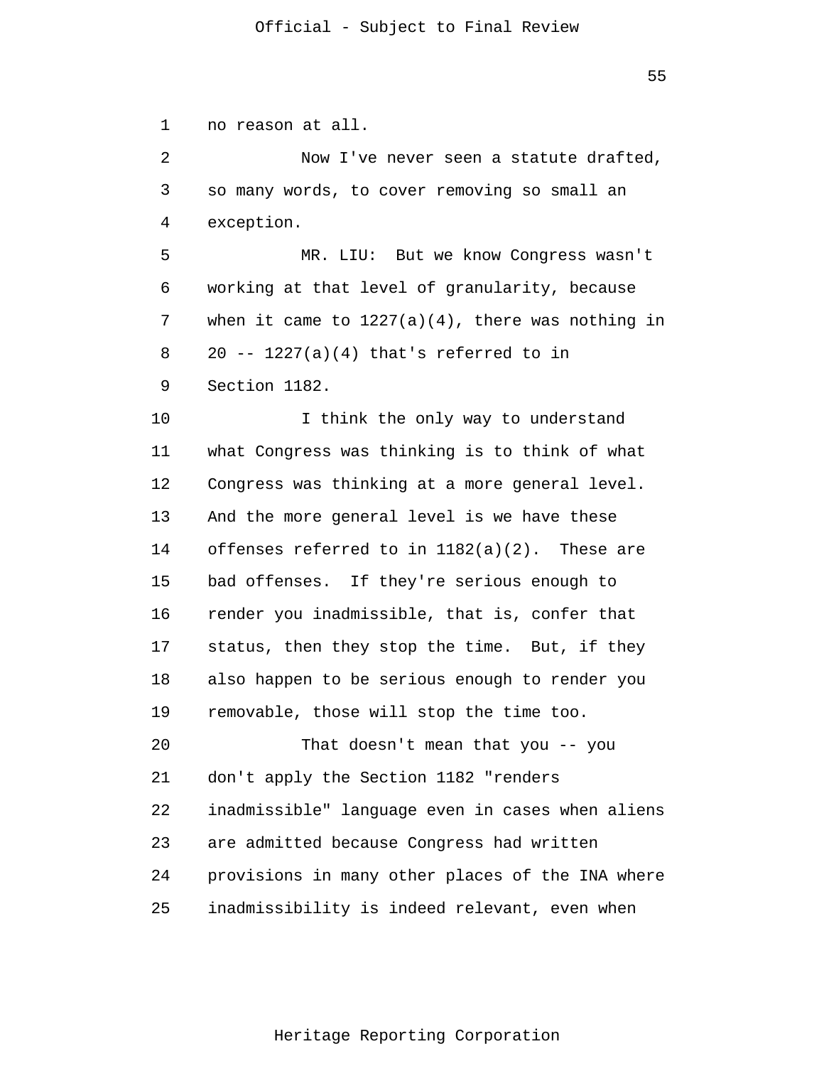no reason at all.

Now I've never seen a statute drafted, so many words, to cover removing so small an exception.

MR. LIU: But we know Congress wasn't working at that level of granularity, because when it came to 1227(a)(4), there was nothing in 20 -- 1227(a)(4) that's referred to in Section 1182.

I think the only way to understand what Congress was thinking is to think of what Congress was thinking at a more general level. And the more general level is we have these offenses referred to in 1182(a)(2). These are bad offenses. If they're serious enough to render you inadmissible, that is, confer that status, then they stop the time. But, if they also happen to be serious enough to render you removable, those will stop the time too.

That doesn't mean that you -- you don't apply the Section 1182 "renders inadmissible" language even in cases when aliens are admitted because Congress had written provisions in many other places of the INA where inadmissibility is indeed relevant, even when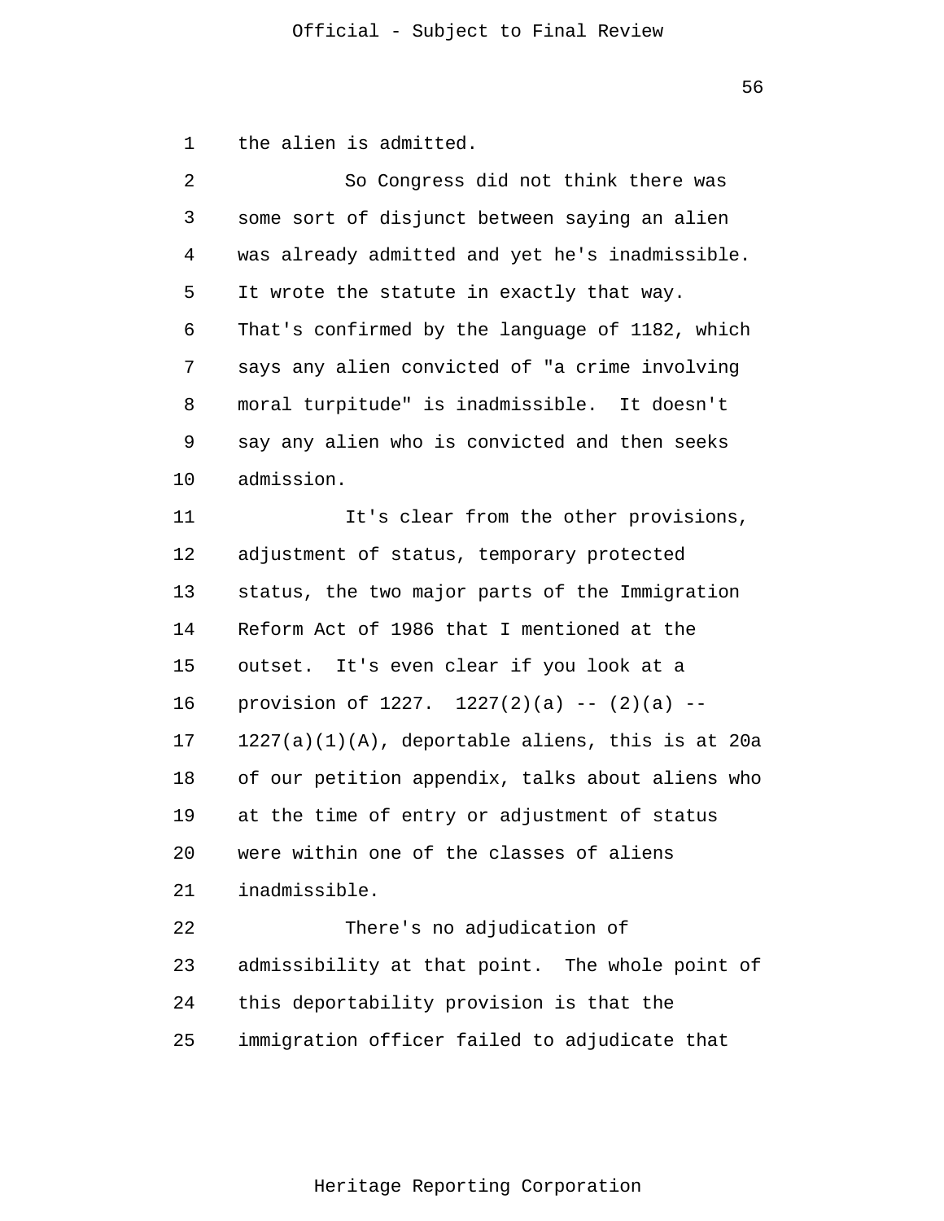the alien is admitted.

So Congress did not think there was some sort of disjunct between saying an alien was already admitted and yet he's inadmissible. It wrote the statute in exactly that way. That's confirmed by the language of 1182, which says any alien convicted of "a crime involving moral turpitude" is inadmissible. It doesn't say any alien who is convicted and then seeks admission.

It's clear from the other provisions, adjustment of status, temporary protected status, the two major parts of the Immigration Reform Act of 1986 that I mentioned at the outset. It's even clear if you look at a provision of 1227. 1227(2)(a) -- (2)(a) -- 1227(a)(1)(A), deportable aliens, this is at 20a of our petition appendix, talks about aliens who at the time of entry or adjustment of status were within one of the classes of aliens inadmissible.

There's no adjudication of admissibility at that point. The whole point of this deportability provision is that the immigration officer failed to adjudicate that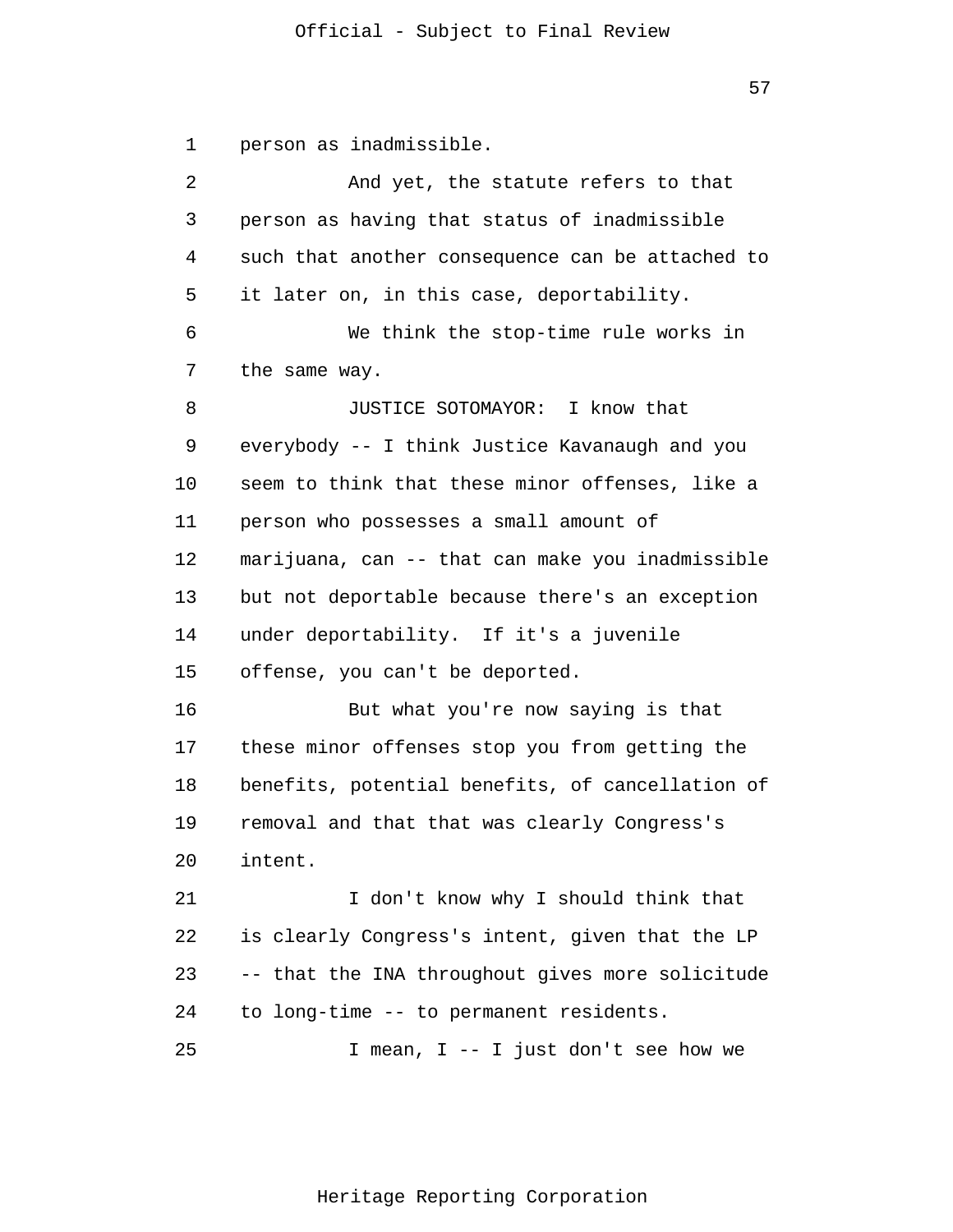person as inadmissible.

And yet, the statute refers to that person as having that status of inadmissible such that another consequence can be attached to it later on, in this case, deportability.

We think the stop-time rule works in the same way.

JUSTICE SOTOMAYOR: I know that everybody -- I think Justice Kavanaugh and you seem to think that these minor offenses, like a person who possesses a small amount of marijuana, can -- that can make you inadmissible but not deportable because there's an exception under deportability. If it's a juvenile offense, you can't be deported.

But what you're now saying is that these minor offenses stop you from getting the benefits, potential benefits, of cancellation of removal and that that was clearly Congress's intent.

I don't know why I should think that is clearly Congress's intent, given that the LP -- that the INA throughout gives more solicitude to long-time -- to permanent residents.

I mean, I -- I just don't see how we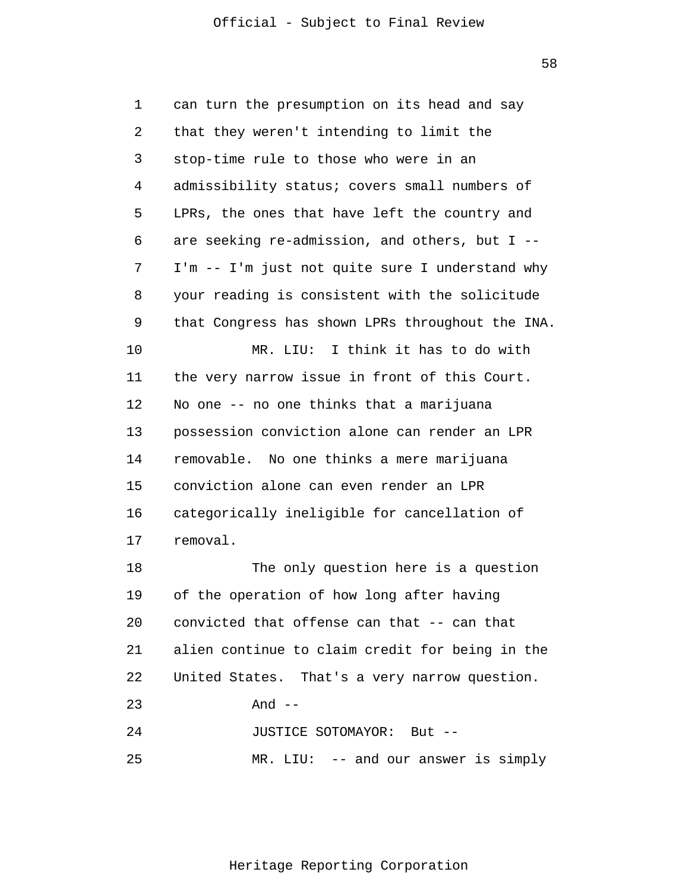can turn the presumption on its head and say that they weren't intending to limit the stop-time rule to those who were in an admissibility status; covers small numbers of LPRs, the ones that have left the country and are seeking re-admission, and others, but I -- I'm -- I'm just not quite sure I understand why your reading is consistent with the solicitude that Congress has shown LPRs throughout the INA.

MR. LIU: I think it has to do with the very narrow issue in front of this Court. No one -- no one thinks that a marijuana possession conviction alone can render an LPR removable. No one thinks a mere marijuana conviction alone can even render an LPR categorically ineligible for cancellation of removal.

The only question here is a question of the operation of how long after having convicted that offense can that -- can that alien continue to claim credit for being in the United States. That's a very narrow question.

And --

JUSTICE SOTOMAYOR: But --

MR. LIU: -- and our answer is simply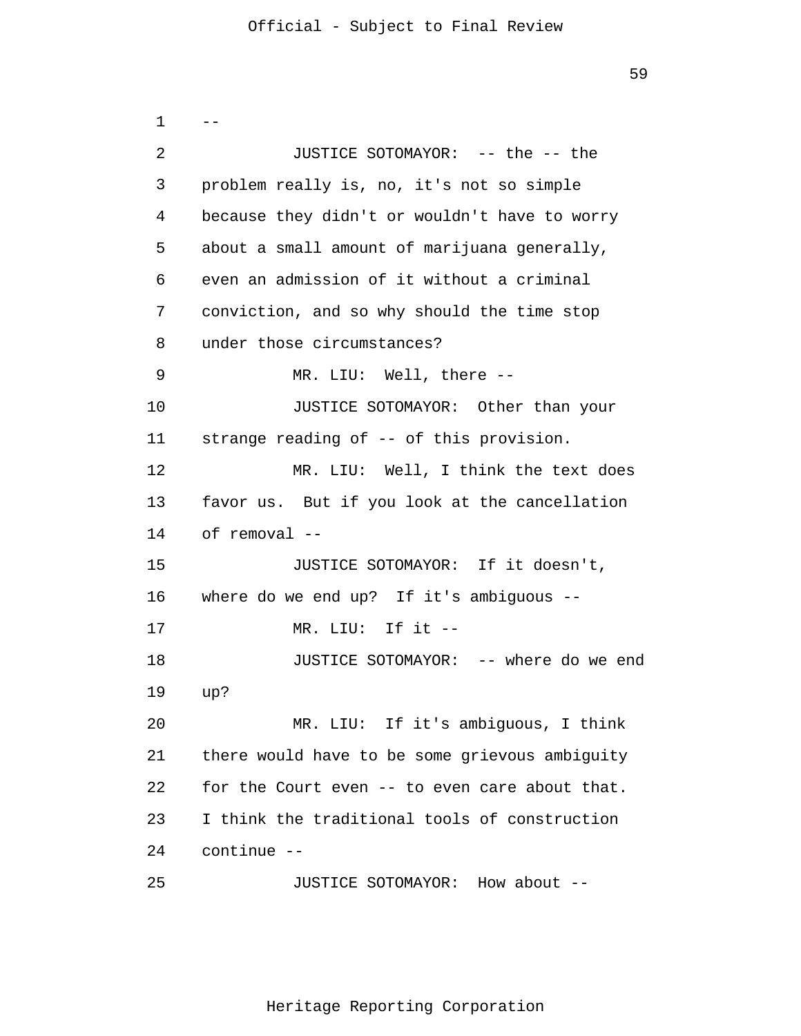--

JUSTICE SOTOMAYOR: -- the -- the problem really is, no, it's not so simple because they didn't or wouldn't have to worry about a small amount of marijuana generally, even an admission of it without a criminal conviction, and so why should the time stop under those circumstances?

MR. LIU: Well, there --

JUSTICE SOTOMAYOR: Other than your strange reading of -- of this provision.

MR. LIU: Well, I think the text does favor us. But if you look at the cancellation of removal --

JUSTICE SOTOMAYOR: If it doesn't, where do we end up? If it's ambiguous --

MR. LIU: If it --

JUSTICE SOTOMAYOR: -- where do we end up?

MR. LIU: If it's ambiguous, I think there would have to be some grievous ambiguity for the Court even -- to even care about that. I think the traditional tools of construction continue --

JUSTICE SOTOMAYOR: How about --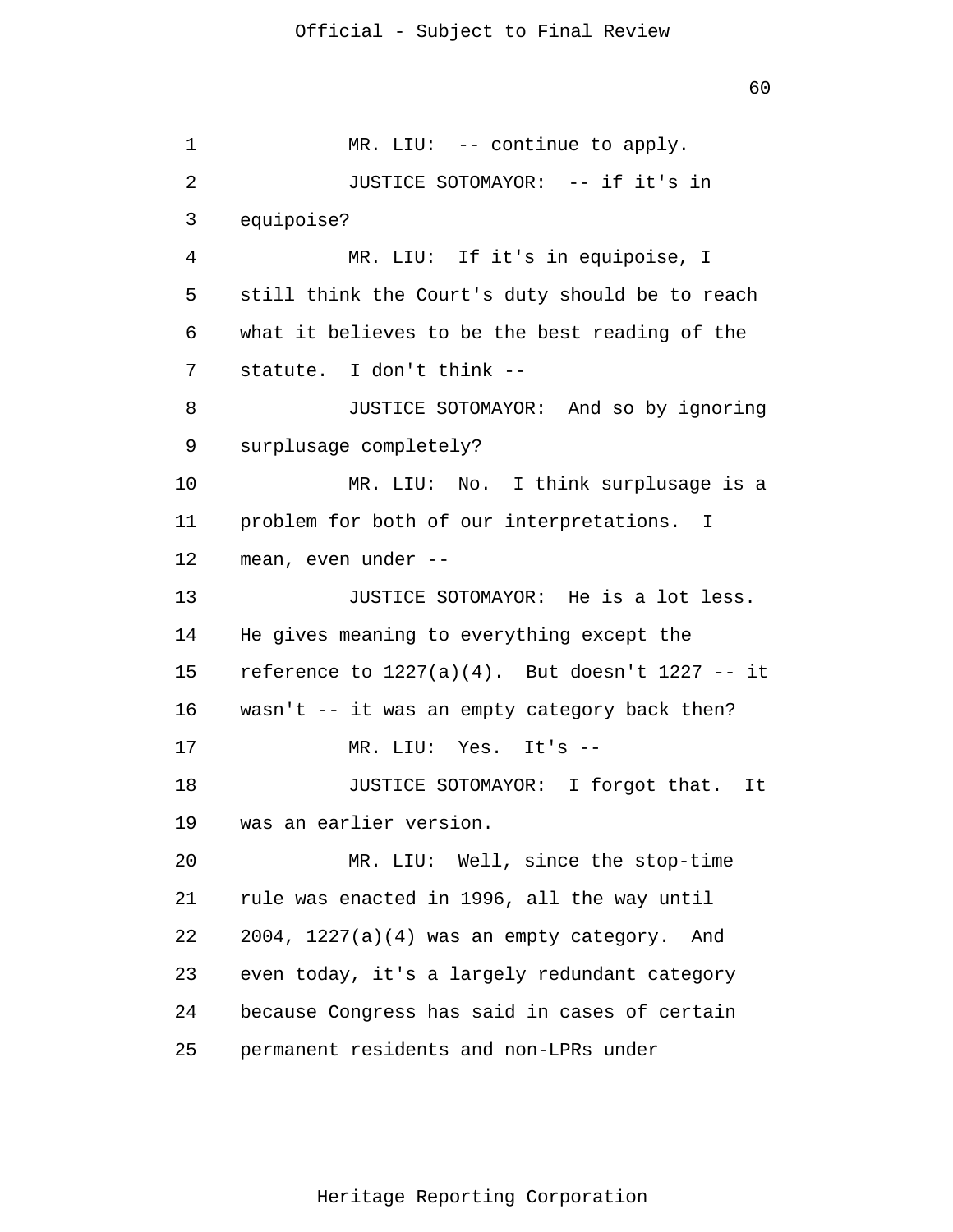MR. LIU: -- continue to apply.

JUSTICE SOTOMAYOR: -- if it's in equipoise?

MR. LIU: If it's in equipoise, I still think the Court's duty should be to reach what it believes to be the best reading of the statute. I don't think --

JUSTICE SOTOMAYOR: And so by ignoring surplusage completely?

MR. LIU: No. I think surplusage is a problem for both of our interpretations. I mean, even under --

JUSTICE SOTOMAYOR: He is a lot less. He gives meaning to everything except the reference to 1227(a)(4). But doesn't 1227 -- it wasn't -- it was an empty category back then?

MR. LIU: Yes. It's --

JUSTICE SOTOMAYOR: I forgot that. It was an earlier version.

MR. LIU: Well, since the stop-time rule was enacted in 1996, all the way until 2004, 1227(a)(4) was an empty category. And even today, it's a largely redundant category because Congress has said in cases of certain permanent residents and non-LPRs under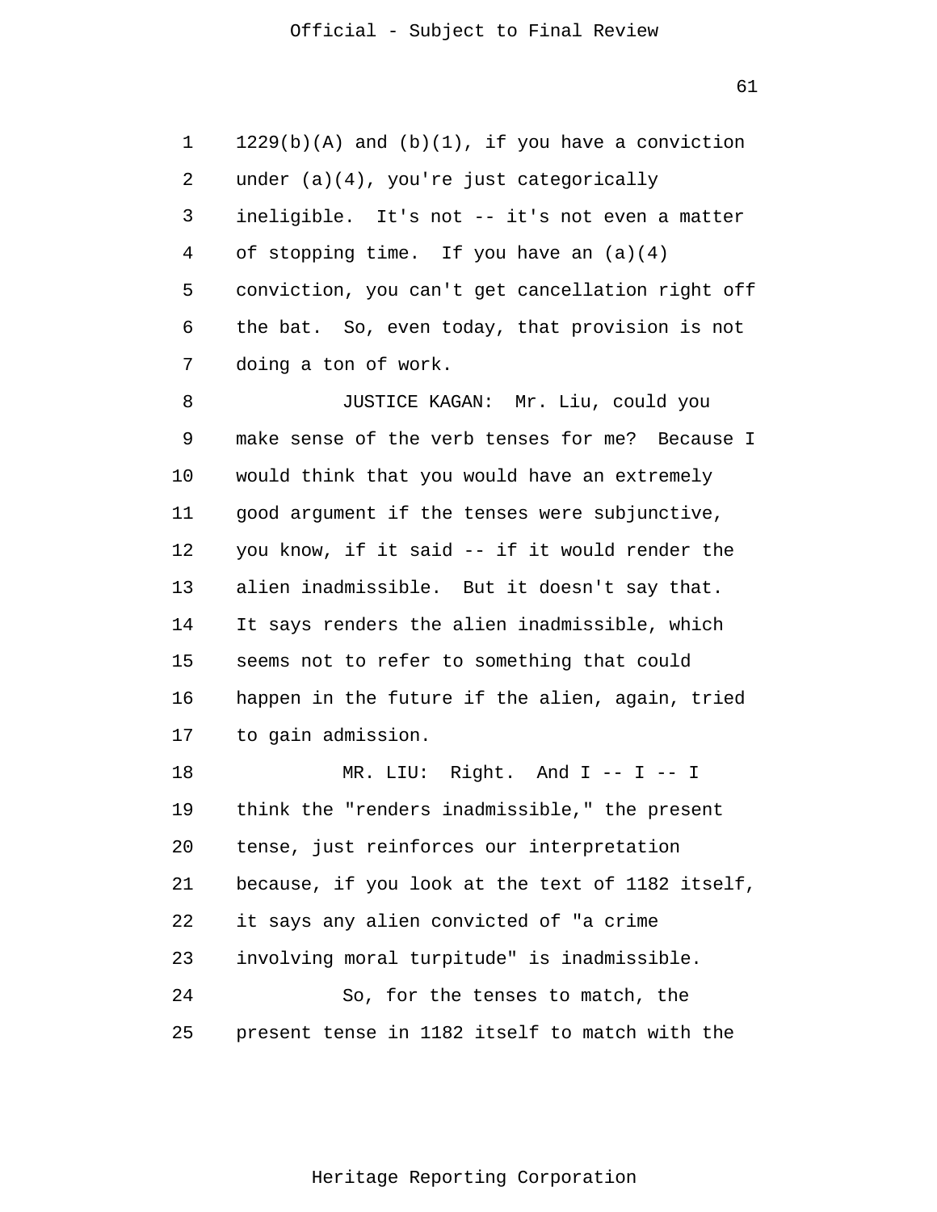1229(b)(A) and (b)(1), if you have a conviction under (a)(4), you're just categorically ineligible. It's not -- it's not even a matter of stopping time. If you have an (a)(4) conviction, you can't get cancellation right off the bat. So, even today, that provision is not doing a ton of work.

JUSTICE KAGAN: Mr. Liu, could you make sense of the verb tenses for me? Because I would think that you would have an extremely good argument if the tenses were subjunctive, you know, if it said -- if it would render the alien inadmissible. But it doesn't say that. It says renders the alien inadmissible, which seems not to refer to something that could happen in the future if the alien, again, tried to gain admission.

MR. LIU: Right. And I -- I -- I think the "renders inadmissible," the present tense, just reinforces our interpretation because, if you look at the text of 1182 itself, it says any alien convicted of "a crime involving moral turpitude" is inadmissible.

So, for the tenses to match, the present tense in 1182 itself to match with the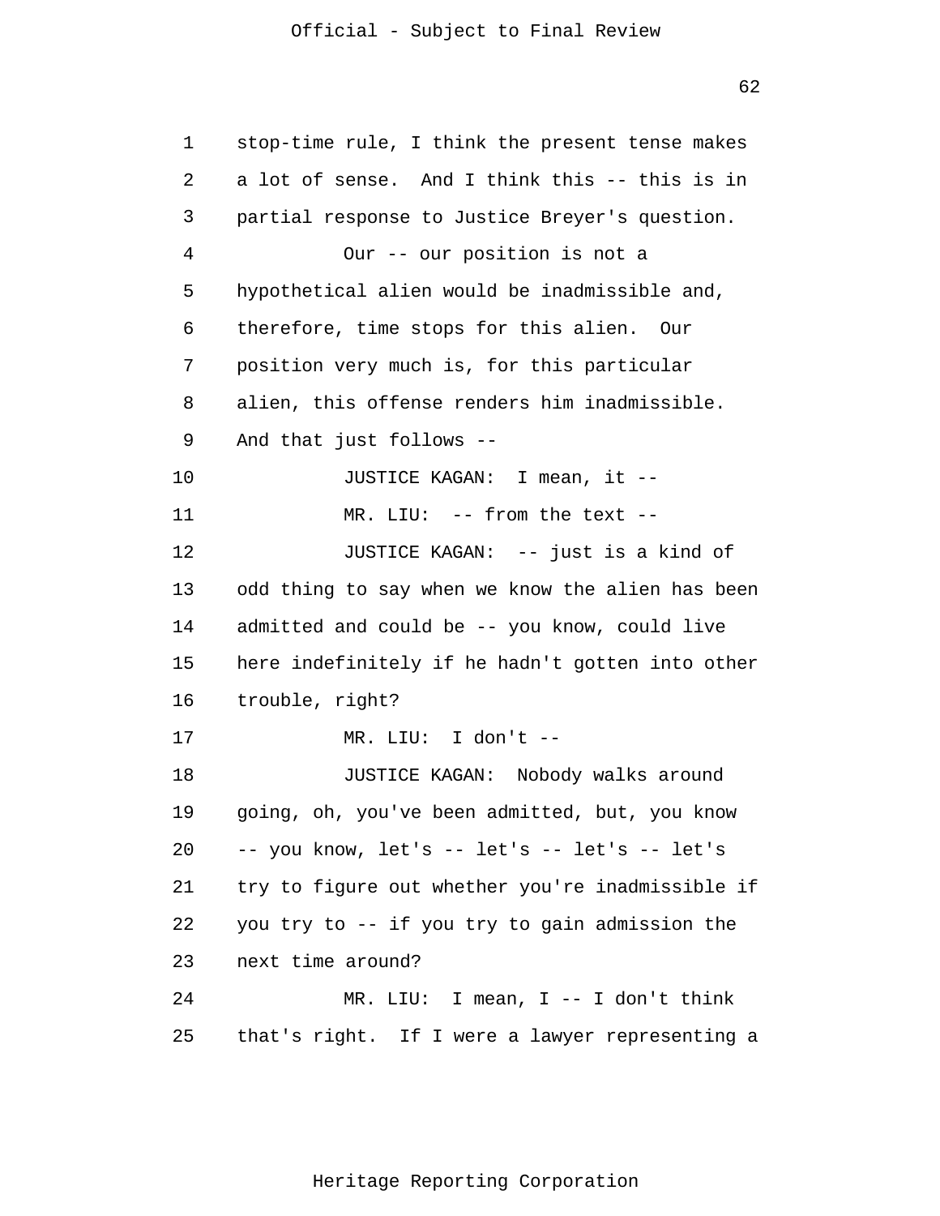stop-time rule, I think the present tense makes a lot of sense. And I think this -- this is in partial response to Justice Breyer's question.

Our -- our position is not a hypothetical alien would be inadmissible and, therefore, time stops for this alien. Our position very much is, for this particular alien, this offense renders him inadmissible. And that just follows --

JUSTICE KAGAN: I mean, it --

MR. LIU: -- from the text --

JUSTICE KAGAN: -- just is a kind of odd thing to say when we know the alien has been admitted and could be -- you know, could live here indefinitely if he hadn't gotten into other trouble, right?

MR. LIU: I don't --

JUSTICE KAGAN: Nobody walks around going, oh, you've been admitted, but, you know -- you know, let's -- let's -- let's -- let's try to figure out whether you're inadmissible if you try to -- if you try to gain admission the next time around?

MR. LIU: I mean, I -- I don't think that's right. If I were a lawyer representing a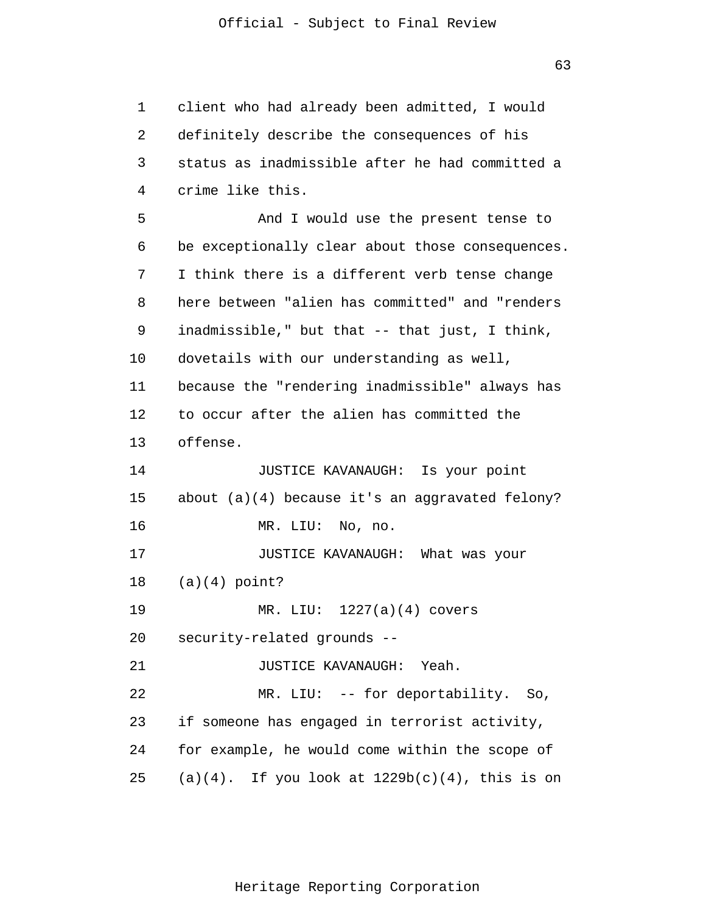client who had already been admitted, I would definitely describe the consequences of his status as inadmissible after he had committed a crime like this.

And I would use the present tense to be exceptionally clear about those consequences. I think there is a different verb tense change here between "alien has committed" and "renders inadmissible," but that -- that just, I think, dovetails with our understanding as well, because the "rendering inadmissible" always has to occur after the alien has committed the offense.

JUSTICE KAVANAUGH: Is your point about (a)(4) because it's an aggravated felony?

MR. LIU: No, no.

JUSTICE KAVANAUGH: What was your (a)(4) point?

MR. LIU: 1227(a)(4) covers security-related grounds --

JUSTICE KAVANAUGH: Yeah.

MR. LIU: -- for deportability. So, if someone has engaged in terrorist activity, for example, he would come within the scope of (a)(4). If you look at 1229b(c)(4), this is on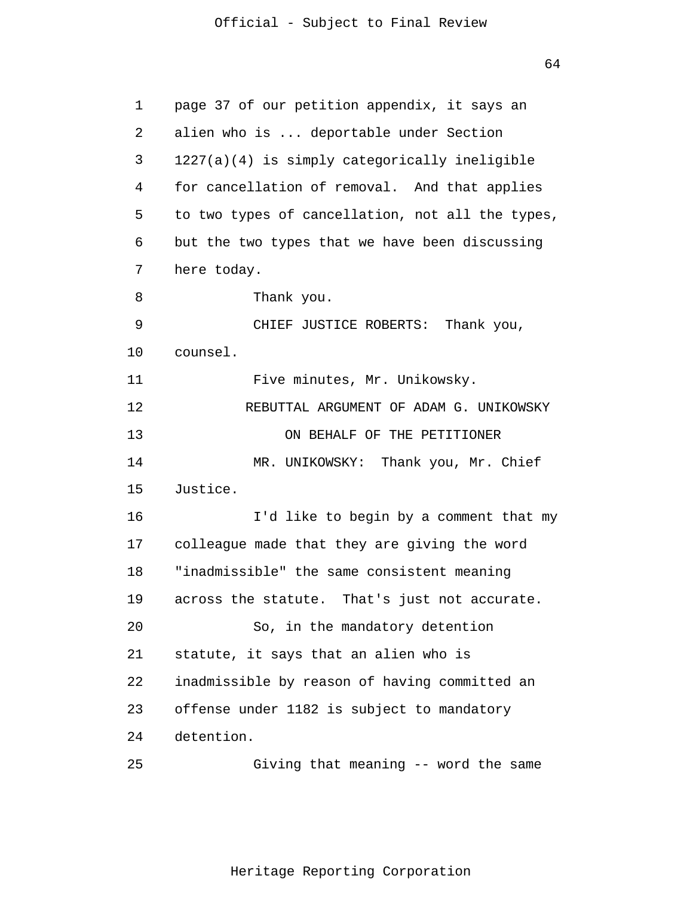page 37 of our petition appendix, it says an alien who is ... deportable under Section 1227(a)(4) is simply categorically ineligible for cancellation of removal. And that applies to two types of cancellation, not all the types, but the two types that we have been discussing here today.

Thank you.

CHIEF JUSTICE ROBERTS: Thank you, counsel.

Five minutes, Mr. Unikowsky.

REBUTTAL ARGUMENT OF ADAM G. UNIKOWSKY

ON BEHALF OF THE PETITIONER

MR. UNIKOWSKY: Thank you, Mr. Chief Justice.

I'd like to begin by a comment that my colleague made that they are giving the word "inadmissible" the same consistent meaning across the statute. That's just not accurate.

So, in the mandatory detention statute, it says that an alien who is inadmissible by reason of having committed an offense under 1182 is subject to mandatory detention.

Giving that meaning -- word the same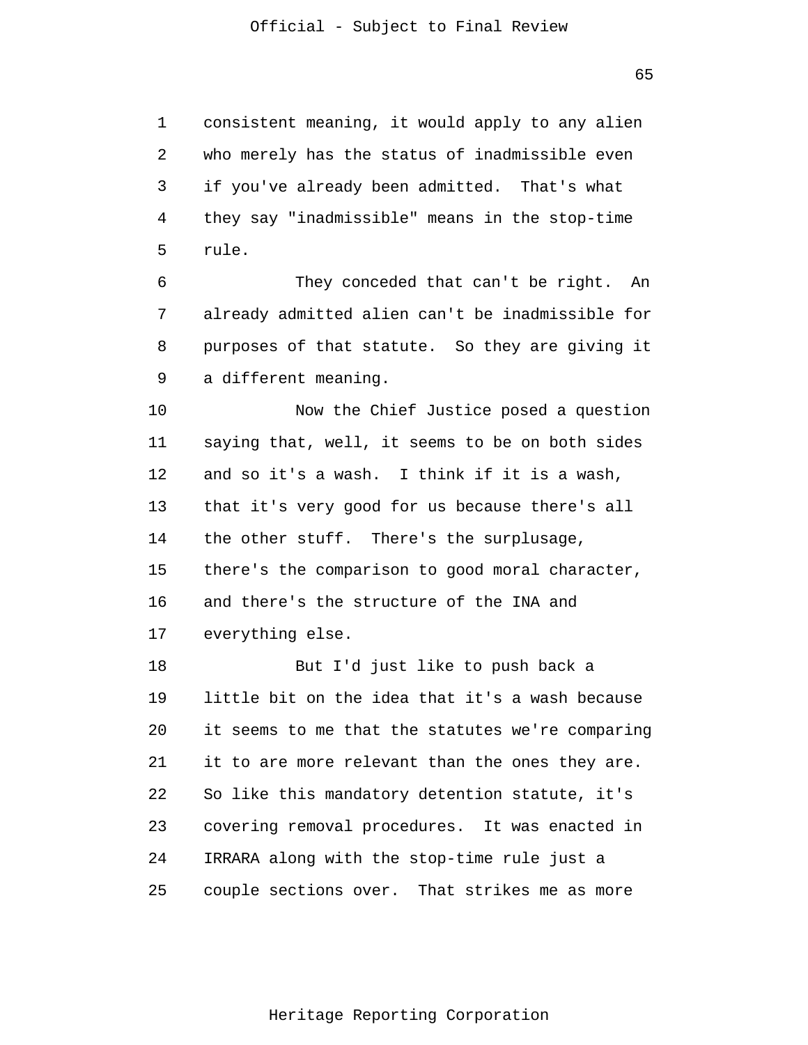consistent meaning, it would apply to any alien who merely has the status of inadmissible even if you've already been admitted. That's what they say "inadmissible" means in the stop-time rule.

They conceded that can't be right. An already admitted alien can't be inadmissible for purposes of that statute. So they are giving it a different meaning.

Now the Chief Justice posed a question saying that, well, it seems to be on both sides and so it's a wash. I think if it is a wash, that it's very good for us because there's all the other stuff. There's the surplusage, there's the comparison to good moral character, and there's the structure of the INA and everything else.

But I'd just like to push back a little bit on the idea that it's a wash because it seems to me that the statutes we're comparing it to are more relevant than the ones they are. So like this mandatory detention statute, it's covering removal procedures. It was enacted in IRRARA along with the stop-time rule just a couple sections over. That strikes me as more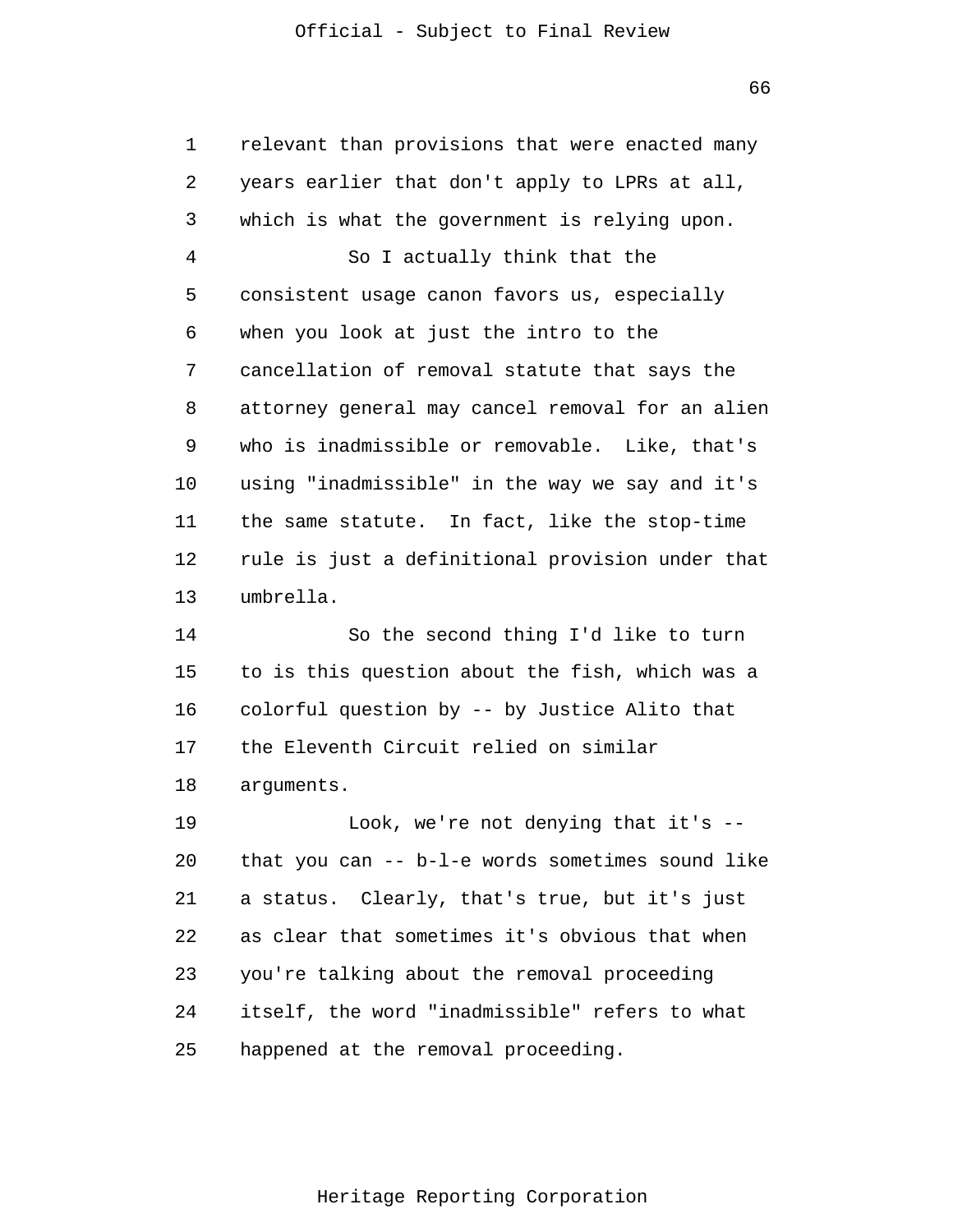relevant than provisions that were enacted many years earlier that don't apply to LPRs at all, which is what the government is relying upon.

So I actually think that the consistent usage canon favors us, especially when you look at just the intro to the cancellation of removal statute that says the attorney general may cancel removal for an alien who is inadmissible or removable. Like, that's using "inadmissible" in the way we say and it's the same statute. In fact, like the stop-time rule is just a definitional provision under that umbrella.

So the second thing I'd like to turn to is this question about the fish, which was a colorful question by -- by Justice Alito that the Eleventh Circuit relied on similar arguments.

Look, we're not denying that it's -- that you can -- b-l-e words sometimes sound like a status. Clearly, that's true, but it's just as clear that sometimes it's obvious that when you're talking about the removal proceeding itself, the word "inadmissible" refers to what happened at the removal proceeding.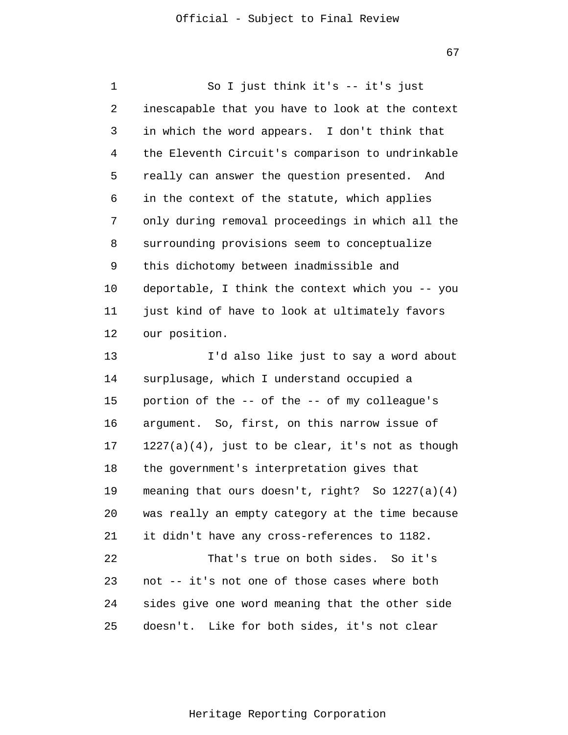So I just think it's -- it's just inescapable that you have to look at the context in which the word appears. I don't think that the Eleventh Circuit's comparison to undrinkable really can answer the question presented. And in the context of the statute, which applies only during removal proceedings in which all the surrounding provisions seem to conceptualize this dichotomy between inadmissible and deportable, I think the context which you -- you just kind of have to look at ultimately favors our position.

I'd also like just to say a word about surplusage, which I understand occupied a portion of the -- of the -- of my colleague's argument. So, first, on this narrow issue of 1227(a)(4), just to be clear, it's not as though the government's interpretation gives that meaning that ours doesn't, right? So 1227(a)(4) was really an empty category at the time because it didn't have any cross-references to 1182.

That's true on both sides. So it's not -- it's not one of those cases where both sides give one word meaning that the other side doesn't. Like for both sides, it's not clear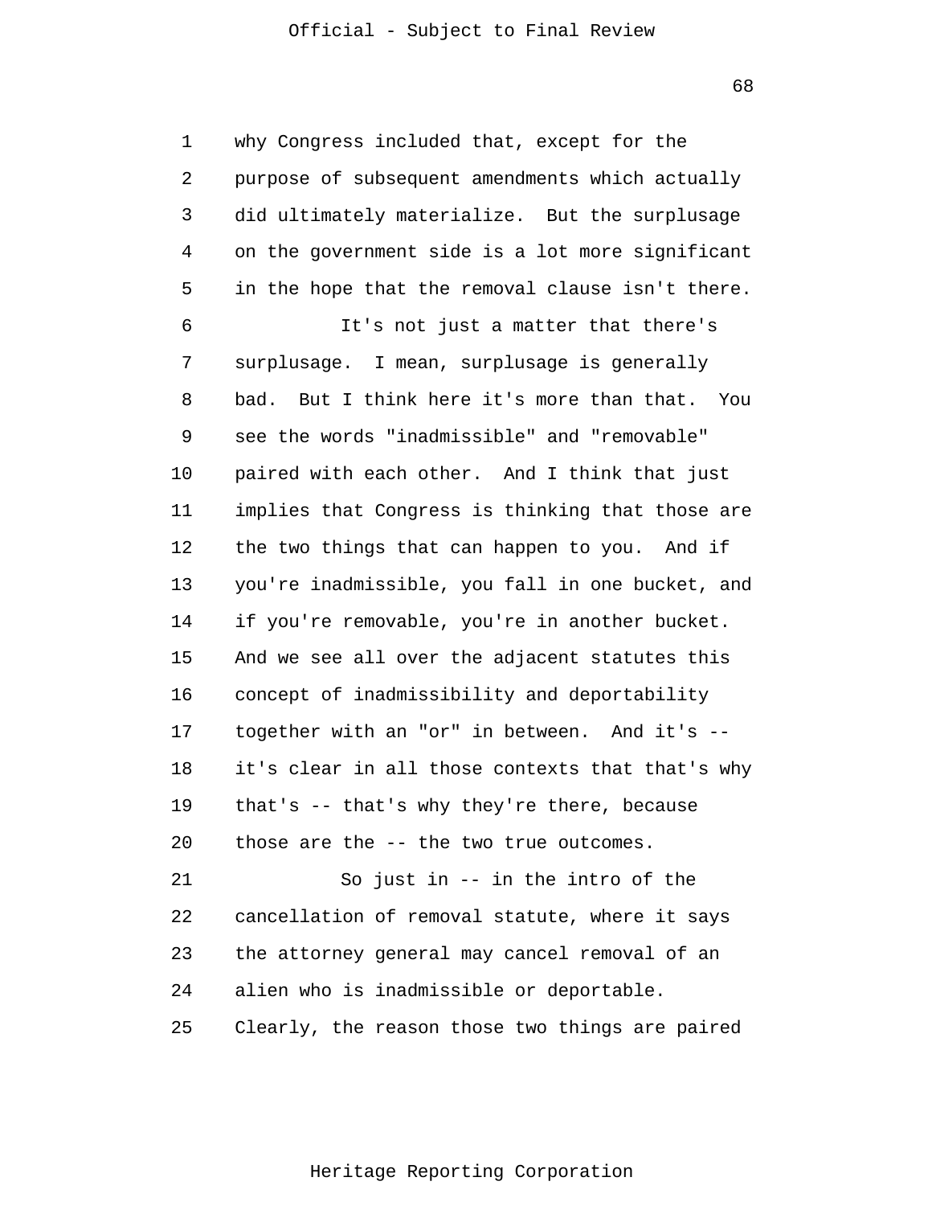why Congress included that, except for the purpose of subsequent amendments which actually did ultimately materialize. But the surplusage on the government side is a lot more significant in the hope that the removal clause isn't there.

It's not just a matter that there's surplusage. I mean, surplusage is generally bad. But I think here it's more than that. You see the words "inadmissible" and "removable" paired with each other. And I think that just implies that Congress is thinking that those are the two things that can happen to you. And if you're inadmissible, you fall in one bucket, and if you're removable, you're in another bucket. And we see all over the adjacent statutes this concept of inadmissibility and deportability together with an "or" in between. And it's -- it's clear in all those contexts that that's why that's -- that's why they're there, because those are the -- the two true outcomes.

So just in -- in the intro of the cancellation of removal statute, where it says the attorney general may cancel removal of an alien who is inadmissible or deportable. Clearly, the reason those two things are paired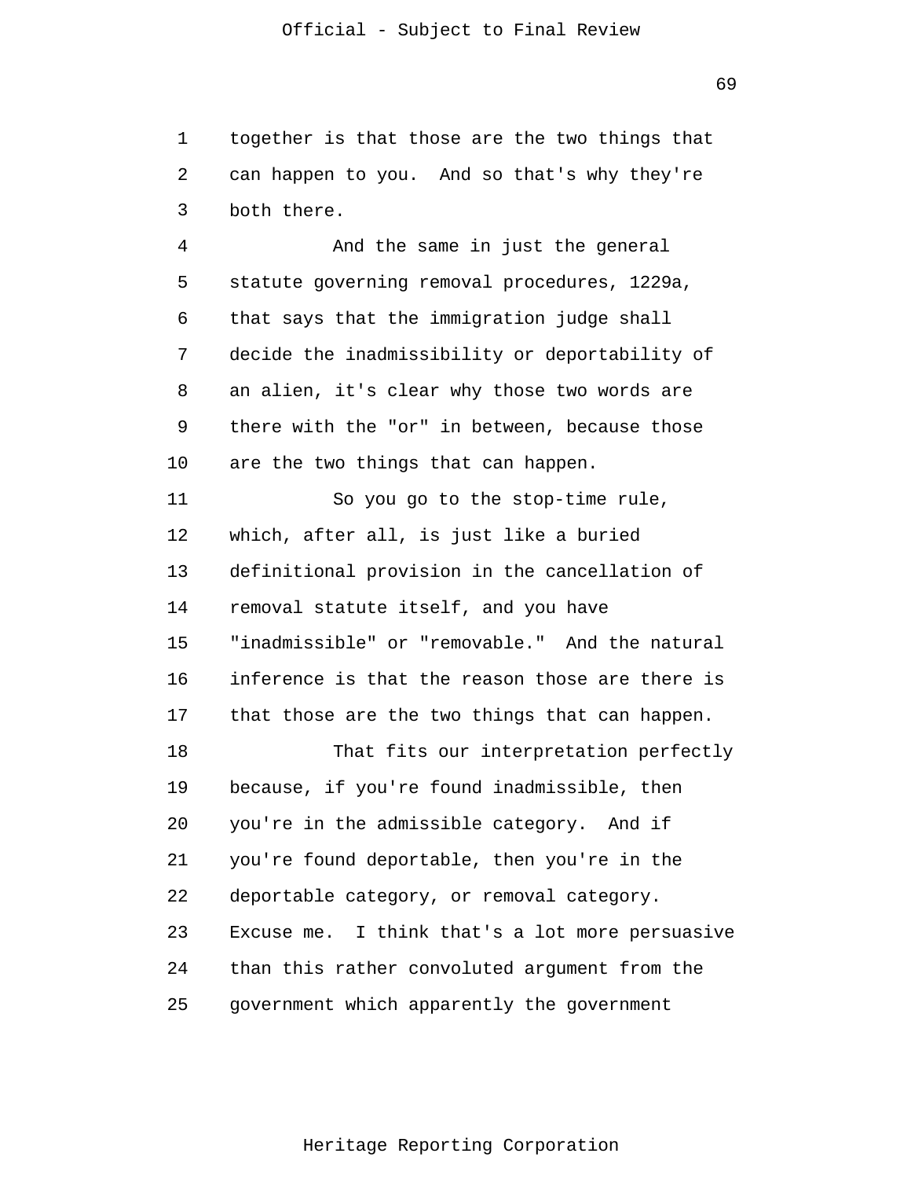together is that those are the two things that can happen to you. And so that's why they're both there.

And the same in just the general statute governing removal procedures, 1229a, that says that the immigration judge shall decide the inadmissibility or deportability of an alien, it's clear why those two words are there with the "or" in between, because those are the two things that can happen.

So you go to the stop-time rule, which, after all, is just like a buried definitional provision in the cancellation of removal statute itself, and you have "inadmissible" or "removable." And the natural inference is that the reason those are there is that those are the two things that can happen.

That fits our interpretation perfectly because, if you're found inadmissible, then you're in the admissible category. And if you're found deportable, then you're in the deportable category, or removal category. Excuse me. I think that's a lot more persuasive than this rather convoluted argument from the government which apparently the government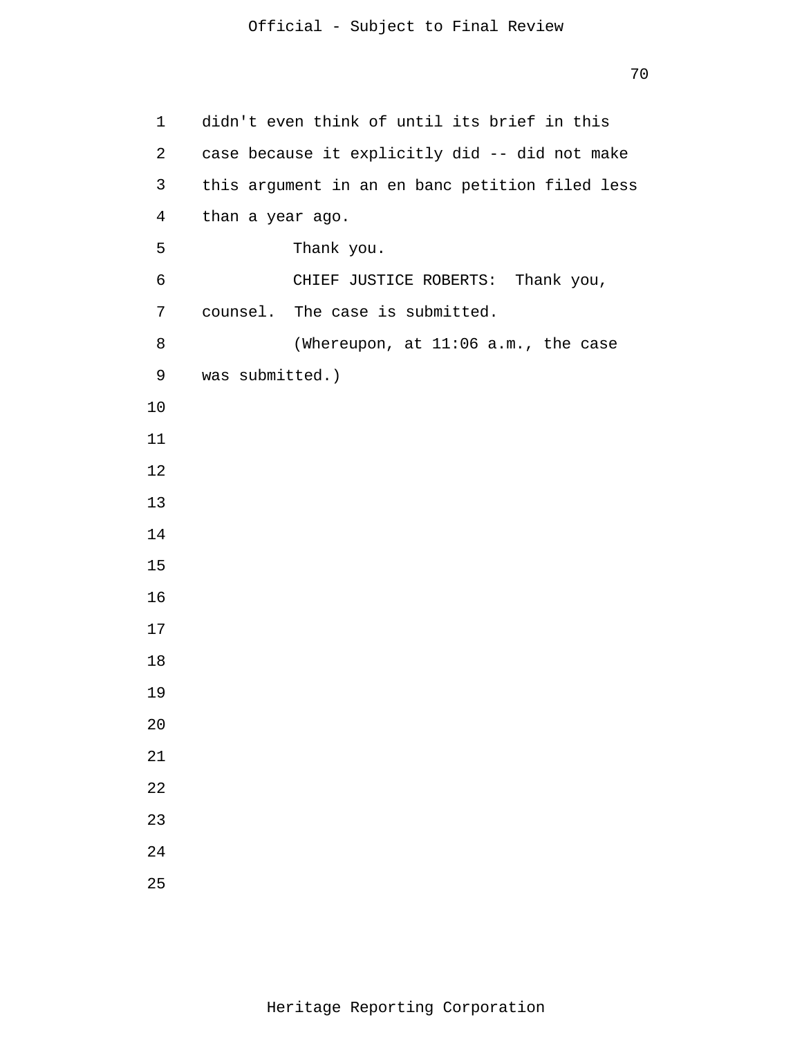didn't even think of until its brief in this case because it explicitly did -- did not make this argument in an en banc petition filed less than a year ago.

Thank you.

CHIEF JUSTICE ROBERTS: Thank you, counsel. The case is submitted.

(Whereupon, at 11:06 a.m., the case was submitted.)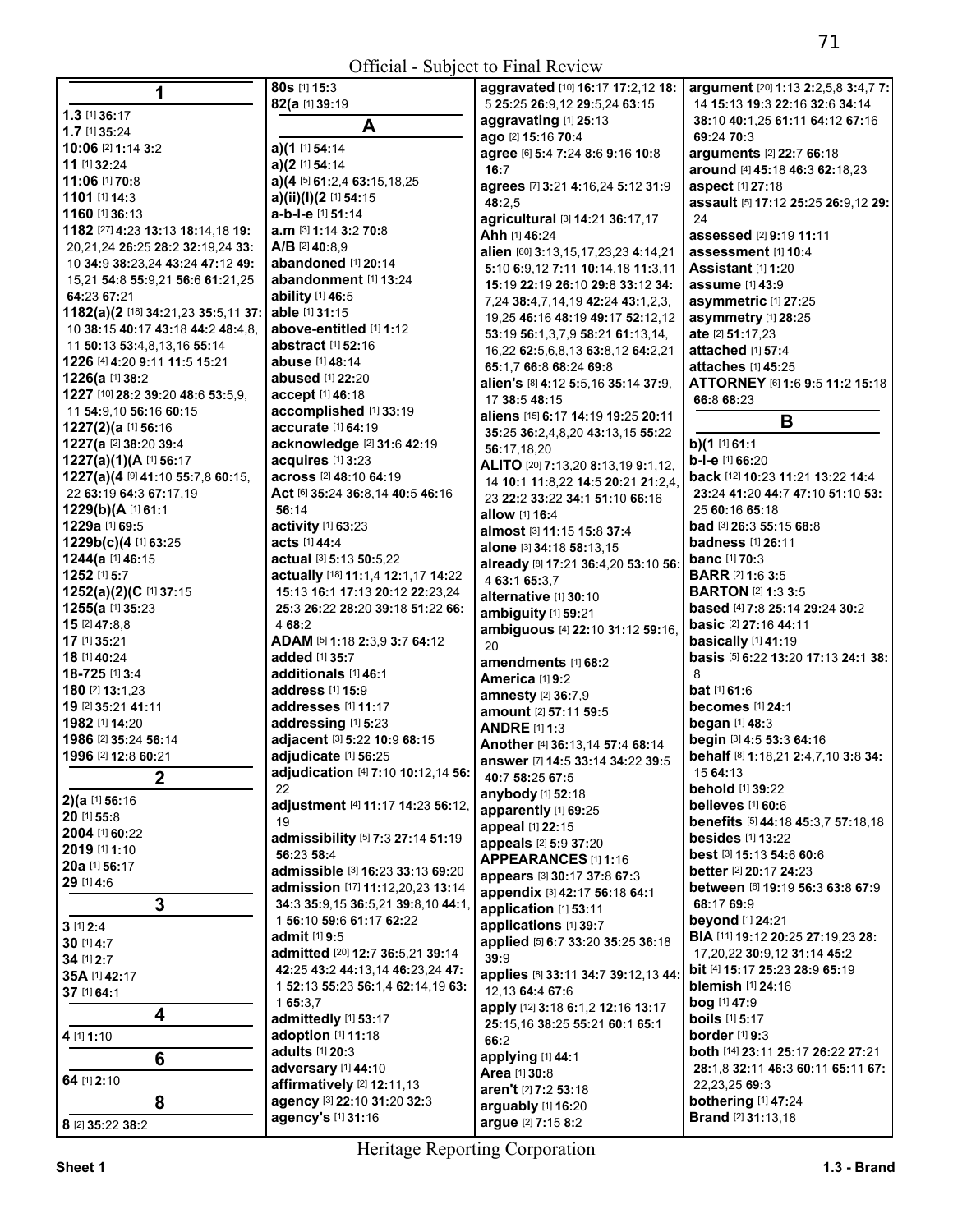Official - Subject to Final Review

## 1

**1.3** [1] **36:**17
**1.7** [1] **35:**24
**10:06** [2] **1:**14 **3:**2
**11** [1] **32:**24
**11:06** [1] **70:**8
**1101** [1] **14:**3
**1160** [1] **36:**13
**1182** [27] **4:**23 **13:**13 **18:**14,18 **19:**20,21,24 **26:**25 **28:**2 **32:**19,24 **33:**10 **34:**9 **38:**23,24 **43:**24 **47:**12 **49:**15,21 **54:**8 **55:**9,21 **56:**6 **61:**21,25 **64:**23 **67:**21
**1182(a)(2** [18] **34:**21,23 **35:**5,11 **37:**10 **38:**15 **40:**17 **43:**18 **44:**2 **48:**4,8, 11 **50:**13 **53:**4,8,13,16 **55:**14
**1226** [4] **4:**20 **9:**11 **11:**5 **15:**21
**1226(a** [1] **38:**2
**1227** [10] **28:**2 **39:**20 **48:**6 **53:**5,9, 11 **54:**9,10 **56:**16 **60:**15
**1227(2)(a** [1] **56:**16
**1227(a** [2] **38:**20 **39:**4
**1227(a)(1)(A** [1] **56:**17
**1227(a)(4** [9] **41:**10 **55:**7,8 **60:**15, 22 **63:**19 **64:**3 **67:**17,19
**1229(b)(A** [1] **61:**1
**1229a** [1] **69:**5
**1229b(c)(4** [1] **63:**25
**1244(a** [1] **46:**15
**1252** [1] **5:**7
**1252(a)(2)(C** [1] **37:**15
**1255(a** [1] **35:**23
**15** [2] **47:**8,8
**17** [1] **35:**21
**18** [1] **40:**24
**18-725** [1] **3:**4
**180** [2] **13:**1,23
**19** [2] **35:**21 **41:**11
**1982** [1] **14:**20
**1986** [2] **35:**24 **56:**14
**1996** [2] **12:**8 **60:**21

## 2

**2)(a** [1] **56:**16
**20** [1] **55:**8
**2004** [1] **60:**22
**2019** [1] **1:**10
**20a** [1] **56:**17
**29** [1] **4:**6

## 3

**3** [1] **2:**4
**30** [1] **4:**7
**34** [1] **2:**7
**35A** [1] **42:**17
**37** [1] **64:**1

## 4

**4** [1] **1:**10

## 6

**64** [1] **2:**10

## 8

**8** [2] **35:**22 **38:**2
**80s** [1] **15:**3
**82(a** [1] **39:**19

## A

**a)(1** [1] **54:**14
**a)(2** [1] **54:**14
**a)(4** [5] **61:**2,4 **63:**15,18,25
**a)(ii)(I)(2** [1] **54:**15
**a-b-l-e** [1] **51:**14
**a.m** [3] **1:**14 **3:**2 **70:**8
**A/B** [2] **40:**8,9
**abandoned** [1] **20:**14
**abandonment** [1] **13:**24
**ability** [1] **46:**5
**able** [1] **31:**15
**above-entitled** [1] **1:**12
**abstract** [1] **52:**16
**abuse** [1] **48:**14
**abused** [1] **22:**20
**accept** [1] **46:**18
**accomplished** [1] **33:**19
**accurate** [1] **64:**19
**acknowledge** [2] **31:**6 **42:**19
**acquires** [1] **3:**23
**across** [2] **48:**10 **64:**19
**Act** [6] **35:**24 **36:**8,14 **40:**5 **46:**16 **56:**14
**activity** [1] **63:**23
**acts** [1] **44:**4
**actual** [3] **5:**13 **50:**5,22
**actually** [18] **11:**1,4 **12:**1,17 **14:**22 **15:**13 **16:**1 **17:**13 **20:**12 **22:**23,24 **25:**3 **26:**22 **28:**20 **39:**18 **51:**22 **66:**4 **68:**2
**ADAM** [5] **1:**18 **2:**3,9 **3:**7 **64:**12
**added** [1] **35:**7
**additionals** [1] **46:**1
**address** [1] **15:**9
**addresses** [1] **11:**17
**addressing** [1] **5:**23
**adjacent** [3] **5:**22 **10:**9 **68:**15
**adjudicate** [1] **56:**25
**adjudication** [4] **7:**10 **10:**12,14 **56:**22
**adjustment** [4] **11:**17 **14:**23 **56:**12, 19
**admissibility** [5] **7:**3 **27:**14 **51:**19 **56:**23 **58:**4
**admissible** [3] **16:**23 **33:**13 **69:**20
**admission** [17] **11:**12,20,23 **13:**14 **34:**3 **35:**9,15 **36:**5,21 **39:**8,10 **44:**1, 1 **56:**10 **59:**6 **61:**17 **62:**22
**admit** [1] **9:**5
**admitted** [20] **12:**7 **36:**5,21 **39:**14 **42:**25 **43:**2 **44:**13,14 **46:**23,24 **47:**1 **52:**13 **55:**23 **56:**1,4 **62:**14,19 **63:**1 **65:**3,7
**admittedly** [1] **53:**17
**adoption** [1] **11:**18
**adults** [1] **20:**3
**adversary** [1] **44:**10
**affirmatively** [2] **12:**11,13
**agency** [3] **22:**10 **31:**20 **32:**3
**agency's** [1] **31:**16
**aggravated** [10] **16:**17 **17:**2,12 **18:**5 **25:**25 **26:**9,12 **29:**5,24 **63:**15
**aggravating** [1] **25:**13
**ago** [2] **15:**16 **70:**4
**agree** [6] **5:**4 **7:**24 **8:**6 **9:**16 **10:**8 **16:**7
**agrees** [7] **3:**21 **4:**16,24 **5:**12 **31:**9 **48:**2,5
**agricultural** [3] **14:**21 **36:**17,17
**Ahh** [1] **46:**24
**alien** [60] **3:**13,15,17,23,23 **4:**14,21 **5:**10 **6:**9,12 **7:**11 **10:**14,18 **11:**3,11 **15:**19 **22:**19 **26:**10 **29:**8 **33:**12 **34:**7,24 **38:**4,7,14,19 **42:**24 **43:**1,2,3, 19,25 **46:**16 **48:**19 **49:**17 **52:**12,12 **53:**19 **56:**1,3,7,9 **58:**21 **61:**13,14, 16,22 **62:**5,6,8,13 **63:**8,12 **64:**2,21 **65:**1,7 **66:**8 **68:**24 **69:**8
**alien's** [8] **4:**12 **5:**5,16 **35:**14 **37:**9, 17 **38:**5 **48:**15
**aliens** [15] **6:**17 **14:**19 **19:**25 **20:**11 **35:**25 **36:**2,4,8,20 **43:**13,15 **55:**22 **56:**17,18,20
**ALITO** [20] **7:**13,20 **8:**13,19 **9:**1,12, 14 **10:**1 **11:**8,22 **14:**5 **20:**21 **21:**2,4, 23 **22:**2 **33:**22 **34:**1 **51:**10 **66:**16
**allow** [1] **16:**4
**almost** [3] **11:**15 **15:**8 **37:**4
**alone** [3] **34:**18 **58:**13,15
**already** [8] **17:**21 **36:**4,20 **53:**10 **56:**4 **63:**1 **65:**3,7
**alternative** [1] **30:**10
**ambiguity** [1] **59:**21
**ambiguous** [4] **22:**10 **31:**12 **59:**16, 20
**amendments** [1] **68:**2
**America** [1] **9:**2
**amnesty** [2] **36:**7,9
**amount** [2] **57:**11 **59:**5
**ANDRE** [1] **1:**3
**Another** [4] **36:**13,14 **57:**4 **68:**14
**answer** [7] **14:**5 **33:**14 **34:**22 **39:**5 **40:**7 **58:**25 **67:**5
**anybody** [1] **52:**18
**apparently** [1] **69:**25
**appeal** [1] **22:**15
**appeals** [2] **5:**9 **37:**20
**APPEARANCES** [1] **1:**16
**appears** [3] **30:**17 **37:**8 **67:**3
**appendix** [3] **42:**17 **56:**18 **64:**1
**application** [1] **53:**11
**applications** [1] **39:**7
**applied** [5] **6:**7 **33:**20 **35:**25 **36:**18 **39:**9
**applies** [8] **33:**11 **34:**7 **39:**12,13 **44:**12,13 **64:**4 **67:**6
**apply** [12] **3:**18 **6:**1,2 **12:**16 **13:**17 **25:**15,16 **38:**25 **55:**21 **60:**1 **65:**1 **66:**2
**applying** [1] **44:**1
**Area** [1] **30:**8
**aren't** [2] **7:**2 **53:**18
**arguably** [1] **16:**20
**argue** [2] **7:**15 **8:**2
**argument** [20] **1:**13 **2:**2,5,8 **3:**4,7 **7:**14 **15:**13 **19:**3 **22:**16 **32:**6 **34:**14 **38:**10 **40:**1,25 **61:**11 **64:**12 **67:**16 **69:**24 **70:**3
**arguments** [2] **22:**7 **66:**18
**around** [4] **45:**18 **46:**3 **62:**18,23
**aspect** [1] **27:**18
**assault** [5] **17:**12 **25:**25 **26:**9,12 **29:**24
**assessed** [2] **9:**19 **11:**11
**assessment** [1] **10:**4
**Assistant** [1] **1:**20
**assume** [1] **43:**9
**asymmetric** [1] **27:**25
**asymmetry** [1] **28:**25
**ate** [2] **51:**17,23
**attached** [1] **57:**4
**attaches** [1] **45:**25
**ATTORNEY** [6] **1:**6 **9:**5 **11:**2 **15:**18 **66:**8 **68:**23

## B

**b)(1** [1] **61:**1
**b-l-e** [1] **66:**20
**back** [12] **10:**23 **11:**21 **13:**22 **14:**4 **23:**24 **41:**20 **44:**7 **47:**10 **51:**10 **53:**25 **60:**16 **65:**18
**bad** [3] **26:**3 **55:**15 **68:**8
**badness** [1] **26:**11
**banc** [1] **70:**3
**BARR** [2] **1:**6 **3:**5
**BARTON** [2] **1:**3 **3:**5
**based** [4] **7:**8 **25:**14 **29:**24 **30:**2
**basic** [2] **27:**16 **44:**11
**basically** [1] **41:**19
**basis** [5] **6:**22 **13:**20 **17:**13 **24:**1 **38:**8
**bat** [1] **61:**6
**becomes** [1] **24:**1
**began** [1] **48:**3
**begin** [3] **4:**5 **53:**3 **64:**16
**behalf** [8] **1:**18,21 **2:**4,7,10 **3:**8 **34:**15 **64:**13
**behold** [1] **39:**22
**believes** [1] **60:**6
**benefits** [5] **44:**18 **45:**3,7 **57:**18,18
**besides** [1] **13:**22
**best** [3] **15:**13 **54:**6 **60:**6
**better** [2] **20:**17 **24:**23
**between** [6] **19:**19 **56:**3 **63:**8 **67:**9 **68:**17 **69:**9
**beyond** [1] **24:**21
**BIA** [11] **19:**12 **20:**25 **27:**19,23 **28:**17,20,22 **30:**9,12 **31:**14 **45:**2
**bit** [4] **15:**17 **25:**23 **28:**9 **65:**19
**blemish** [1] **24:**16
**bog** [1] **47:**9
**boils** [1] **5:**17
**border** [1] **9:**3
**both** [14] **23:**11 **25:**17 **26:**22 **27:**21 **28:**1,8 **32:**11 **46:**3 **60:**11 **65:**11 **67:**22,23,25 **69:**3
**bothering** [1] **47:**24
**Brand** [2] **31:**13,18

Heritage Reporting Corporation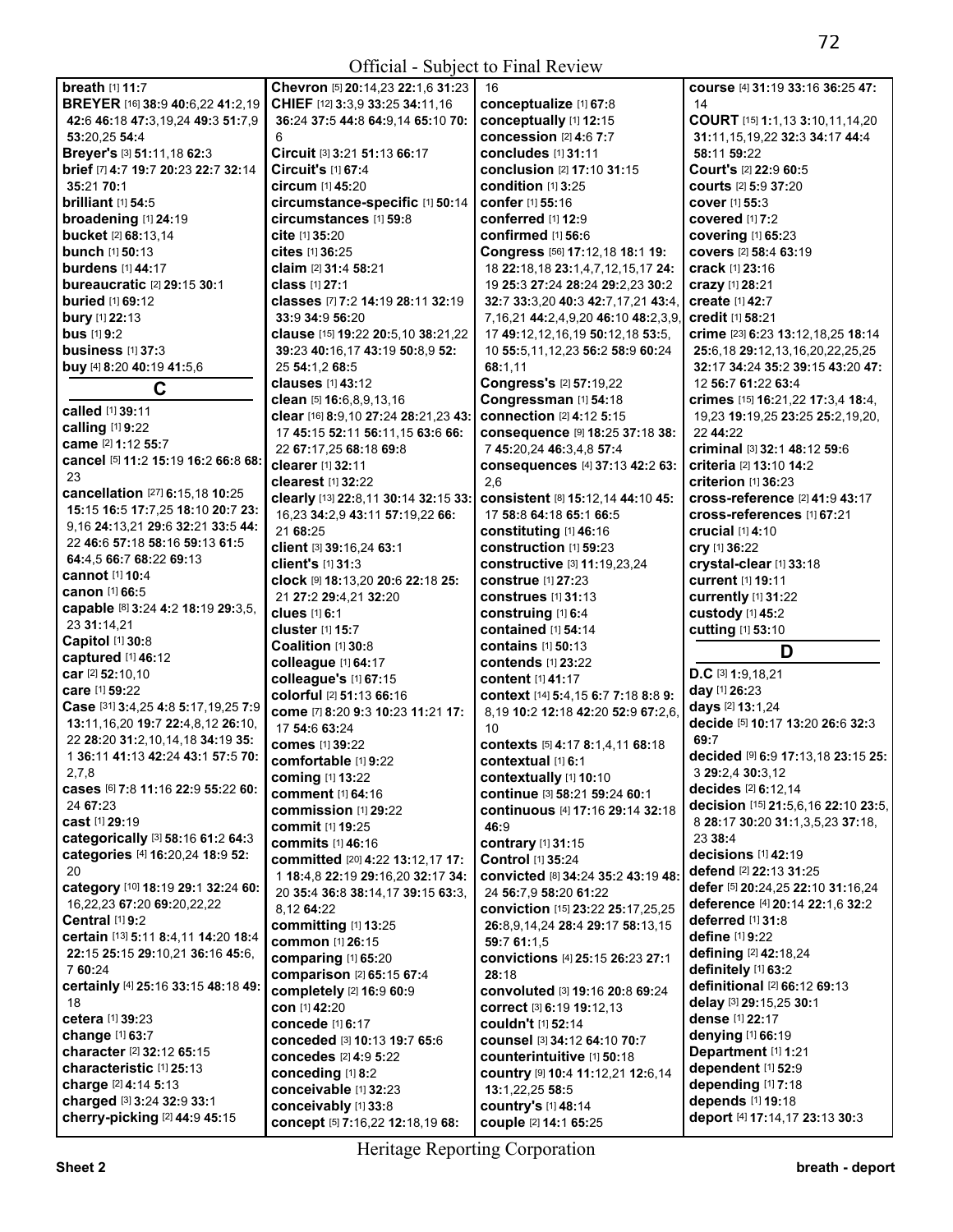breath [1] 11:7
BREYER [16] 38:9 40:6,22 41:2,19 42:6 46:18 47:3,19,24 49:3 51:7,9 53:20,25 54:4
Breyer's [3] 51:11,18 62:3
brief [7] 4:7 19:7 20:23 22:7 32:14 35:21 70:1
brilliant [1] 54:5
broadening [1] 24:19
bucket [2] 68:13,14
bunch [1] 50:13
burdens [1] 44:17
bureaucratic [2] 29:15 30:1
buried [1] 69:12
bury [1] 22:13
bus [1] 9:2
business [1] 37:3
buy [4] 8:20 40:19 41:5,6

## C

called [1] 39:11
calling [1] 9:22
came [2] 1:12 55:7
cancel [5] 11:2 15:19 16:2 66:8 68:23
cancellation [27] 6:15,18 10:25 15:15 16:5 17:7,25 18:10 20:7 23:9,16 24:13,21 29:6 32:21 33:5 44:22 46:6 57:18 58:16 59:13 61:5 64:4,5 66:7 68:22 69:13
cannot [1] 10:4
canon [1] 66:5
capable [8] 3:24 4:2 18:19 29:3,5,23 31:14,21
Capitol [1] 30:8
captured [1] 46:12
car [2] 52:10,10
care [1] 59:22
Case [31] 3:4,25 4:8 5:17,19,25 7:9 13:11,16,20 19:7 22:4,8,12 26:10,22 28:20 31:2,10,14,18 34:19 35:1 36:11 41:13 42:24 43:1 57:5 70:2,7,8
cases [6] 7:8 11:16 22:9 55:22 60:24 67:23
cast [1] 29:19
categorically [3] 58:16 61:2 64:3
categories [4] 16:20,24 18:9 52:20
category [10] 18:19 29:1 32:24 60:16,22,23 67:20 69:20,22,22
Central [1] 9:2
certain [13] 5:11 8:4,11 14:20 18:4 22:15 25:15 29:10,21 36:16 45:6,7 60:24
certainly [4] 25:16 33:15 48:18 49:18
cetera [1] 39:23
change [1] 63:7
character [2] 32:12 65:15
characteristic [1] 25:13
charge [2] 4:14 5:13
charged [3] 3:24 32:9 33:1
cherry-picking [2] 44:9 45:15
Chevron [5] 20:14,23 22:1,6 31:23
CHIEF [12] 3:3,9 33:25 34:11,16 36:24 37:5 44:8 64:9,14 65:10 70:6
Circuit [3] 3:21 51:13 66:17
Circuit's [1] 67:4
circum [1] 45:20
circumstance-specific [1] 50:14
circumstances [1] 59:8
cite [1] 35:20
cites [1] 36:25
claim [2] 31:4 58:21
class [1] 27:1
classes [7] 7:2 14:19 28:11 32:19 33:9 34:9 56:20
clause [15] 19:22 20:5,10 38:21,22 39:23 40:16,17 43:19 50:8,9 52:25 54:1,2 68:5
clauses [1] 43:12
clean [5] 16:6,8,9,13,16
clear [16] 8:9,10 27:24 28:21,23 43:17 45:15 52:11 56:11,15 63:6 66:22 67:17,25 68:18 69:8
clearer [1] 32:11
clearest [1] 32:22
clearly [13] 22:8,11 30:14 32:15 33:16,23 34:2,9 43:11 57:19,22 66:21 68:25
client [3] 39:16,24 63:1
client's [1] 31:3
clock [9] 18:13,20 20:6 22:18 25:21 27:2 29:4,21 32:20
clues [1] 6:1
cluster [1] 15:7
Coalition [1] 30:8
colleague [1] 64:17
colleague's [1] 67:15
colorful [2] 51:13 66:16
come [7] 8:20 9:3 10:23 11:21 17:17 54:6 63:24
comes [1] 39:22
comfortable [1] 9:22
coming [1] 13:22
comment [1] 64:16
commission [1] 29:22
commit [1] 19:25
commits [1] 46:16
committed [20] 4:22 13:12,17 17:1 18:4,8 22:19 29:16,20 32:17 34:20 35:4 36:8 38:14,17 39:15 63:3,8,12 64:22
committing [1] 13:25
common [1] 26:15
comparing [1] 65:20
comparison [2] 65:15 67:4
completely [2] 16:9 60:9
con [1] 42:20
concede [1] 6:17
conceded [3] 10:13 19:7 65:6
concedes [2] 4:9 5:22
conceding [1] 8:2
conceivable [1] 32:23
conceivably [1] 33:8
concept [5] 7:16,22 12:18,19 68:16
conceptualize [1] 67:8
conceptually [1] 12:15
concession [2] 4:6 7:7
concludes [1] 31:11
conclusion [2] 17:10 31:15
condition [1] 3:25
confer [1] 55:16
conferred [1] 12:9
confirmed [1] 56:6
Congress [56] 17:12,18 18:1 19:18 22:18,18 23:1,4,7,12,15,17 24:19 25:3 27:24 28:24 29:2,23 30:2 32:7 33:3,20 40:3 42:7,17,21 43:4,7,16,21 44:2,4,9,20 46:10 48:2,3,9,17 49:12,12,16,19 50:12,18 53:5,10 55:5,11,12,23 56:2 58:9 60:24 68:1,11
Congress's [2] 57:19,22
Congressman [1] 54:18
connection [2] 4:12 5:15
consequence [9] 18:25 37:18 38:7 45:20,24 46:3,4,8 57:4
consequences [4] 37:13 42:2 63:2,6
consistent [8] 15:12,14 44:10 45:17 58:8 64:18 65:1 66:5
constituting [1] 46:16
construction [1] 59:23
constructive [3] 11:19,23,24
construe [1] 27:23
construes [1] 31:13
construing [1] 6:4
contained [1] 54:14
contains [1] 50:13
contends [1] 23:22
content [1] 41:17
context [14] 5:4,15 6:7 7:18 8:8 9:8,19 10:2 12:18 42:20 52:9 67:2,6,10
contexts [5] 4:17 8:1,4,11 68:18
contextual [1] 6:1
contextually [1] 10:10
continue [3] 58:21 59:24 60:1
continuous [4] 17:16 29:14 32:18 46:9
contrary [1] 31:15
Control [1] 35:24
convicted [8] 34:24 35:2 43:19 48:24 56:7,9 58:20 61:22
conviction [15] 23:22 25:17,25,25 26:8,9,14,24 28:4 29:17 58:13,15 59:7 61:1,5
convictions [4] 25:15 26:23 27:1 28:18
convoluted [3] 19:16 20:8 69:24
correct [3] 6:19 19:12,13
couldn't [1] 52:14
counsel [3] 34:12 64:10 70:7
counterintuitive [1] 50:18
country [9] 10:4 11:12,21 12:6,14 13:1,22,25 58:5
country's [1] 48:14
couple [2] 14:1 65:25
course [4] 31:19 33:16 36:25 47:14
COURT [15] 1:1,13 3:10,11,14,20 31:11,15,19,22 32:3 34:17 44:4 58:11 59:22
Court's [2] 22:9 60:5
courts [2] 5:9 37:20
cover [1] 55:3
covered [1] 7:2
covering [1] 65:23
covers [2] 58:4 63:19
crack [1] 23:16
crazy [1] 28:21
create [1] 42:7
credit [1] 58:21
crime [23] 6:23 13:12,18,25 18:14 25:6,18 29:12,13,16,20,22,25,25 32:17 34:24 35:2 39:15 43:20 47:12 56:7 61:22 63:4
crimes [15] 16:21,22 17:3,4 18:4,19,23 19:19,25 23:25 25:2,19,20,22 44:22
criminal [3] 32:1 48:12 59:6
criteria [2] 13:10 14:2
criterion [1] 36:23
cross-reference [2] 41:9 43:17
cross-references [1] 67:21
crucial [1] 4:10
cry [1] 36:22
crystal-clear [1] 33:18
current [1] 19:11
currently [1] 31:22
custody [1] 45:2
cutting [1] 53:10

## D

D.C [3] 1:9,18,21
day [1] 26:23
days [2] 13:1,24
decide [5] 10:17 13:20 26:6 32:3 69:7
decided [9] 6:9 17:13,18 23:15 25:3 29:2,4 30:3,12
decides [2] 6:12,14
decision [15] 21:5,6,16 22:10 23:5,8 28:17 30:20 31:1,3,5,23 37:18,23 38:4
decisions [1] 42:19
defend [2] 22:13 31:25
defer [5] 20:24,25 22:10 31:16,24
deference [4] 20:14 22:1,6 32:2
deferred [1] 31:8
define [1] 9:22
defining [2] 42:18,24
definitely [1] 63:2
definitional [2] 66:12 69:13
delay [3] 29:15,25 30:1
dense [1] 22:17
denying [1] 66:19
Department [1] 1:21
dependent [1] 52:9
depending [1] 7:18
depends [1] 19:18
deport [4] 17:14,17 23:13 30:3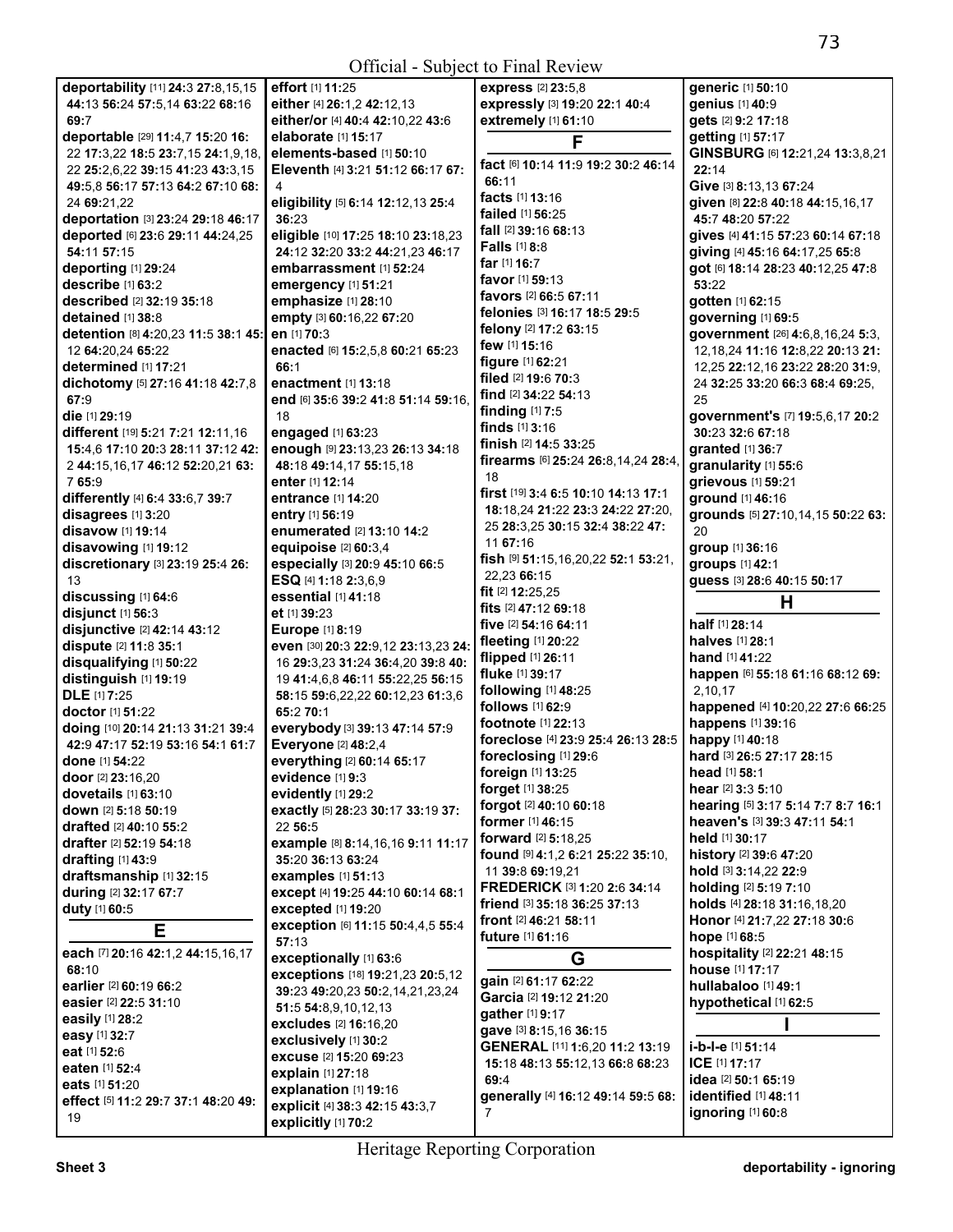Official - Subject to Final Review

**deportability** [11] **24**:3 **27**:8,15,15 **44**:13 **56**:24 **57**:5,14 **63**:22 **68**:16 **69**:7
**deportable** [29] **11**:4,7 **15**:20 **16**:22 **17**:3,22 **18**:5 **23**:7,15 **24**:1,9,18,22 **25**:2,6,22 **39**:15 **41**:23 **43**:3,15 **49**:5,8 **56**:17 **57**:13 **64**:2 **67**:10 **68**:24 **69**:21,22
**deportation** [3] **23**:24 **29**:18 **46**:17
**deported** [6] **23**:6 **29**:11 **44**:24,25 **54**:11 **57**:15
**deporting** [1] **29**:24
**describe** [1] **63**:2
**described** [2] **32**:19 **35**:18
**detained** [1] **38**:8
**detention** [8] **4**:20,23 **11**:5 **38**:1 **45**:12 **64**:20,24 **65**:22
**determined** [1] **17**:21
**dichotomy** [5] **27**:16 **41**:18 **42**:7,8 **67**:9
**die** [1] **29**:19
**different** [19] **5**:21 **7**:21 **12**:11,16 **15**:4,6 **17**:10 **20**:3 **28**:11 **37**:12 **42**:2 **44**:15,16,17 **46**:12 **52**:20,21 **63**:7 **65**:9
**differently** [4] **6**:4 **33**:6,7 **39**:7
**disagrees** [1] **3**:20
**disavow** [1] **19**:14
**disavowing** [1] **19**:12
**discretionary** [3] **23**:19 **25**:4 **26**:13
**discussing** [1] **64**:6
**disjunct** [1] **56**:3
**disjunctive** [2] **42**:14 **43**:12
**dispute** [2] **11**:8 **35**:1
**disqualifying** [1] **50**:22
**distinguish** [1] **19**:19
**DLE** [1] **7**:25
**doctor** [1] **51**:22
**doing** [10] **20**:14 **21**:13 **31**:21 **39**:4 **42**:9 **47**:17 **52**:19 **53**:16 **54**:1 **61**:7
**done** [1] **54**:22
**door** [2] **23**:16,20
**dovetails** [1] **63**:10
**down** [2] **5**:18 **50**:19
**drafted** [2] **40**:10 **55**:2
**drafter** [2] **52**:19 **54**:18
**drafting** [1] **43**:9
**draftsmanship** [1] **32**:15
**during** [2] **32**:17 **67**:7
**duty** [1] **60**:5

## E

**each** [7] **20**:16 **42**:1,2 **44**:15,16,17 **68**:10
**earlier** [2] **60**:19 **66**:2
**easier** [2] **22**:5 **31**:10
**easily** [1] **28**:2
**easy** [1] **32**:7
**eat** [1] **52**:6
**eaten** [1] **52**:4
**eats** [1] **51**:20
**effect** [5] **11**:2 **29**:7 **37**:1 **48**:20 **49**:19
**effort** [1] **11**:25
**either** [4] **26**:1,2 **42**:12,13
**either/or** [4] **40**:4 **42**:10,22 **43**:6
**elaborate** [1] **15**:17
**elements-based** [1] **50**:10
**Eleventh** [4] **3**:21 **51**:12 **66**:17 **67**:4
**eligibility** [5] **6**:14 **12**:12,13 **25**:4 **36**:23
**eligible** [10] **17**:25 **18**:10 **23**:18,23 **24**:12 **32**:20 **33**:2 **44**:21,23 **46**:17
**embarrassment** [1] **52**:24
**emergency** [1] **51**:21
**emphasize** [1] **28**:10
**empty** [3] **60**:16,22 **67**:20
**en** [1] **70**:3
**enacted** [6] **15**:2,5,8 **60**:21 **65**:23 **66**:1
**enactment** [1] **13**:18
**end** [6] **35**:6 **39**:2 **41**:8 **51**:14 **59**:16,18
**engaged** [1] **63**:23
**enough** [9] **23**:13,23 **26**:13 **34**:18 **48**:18 **49**:14,17 **55**:15,18
**enter** [1] **12**:14
**entrance** [1] **14**:20
**entry** [1] **56**:19
**enumerated** [2] **13**:10 **14**:2
**equipoise** [2] **60**:3,4
**especially** [3] **20**:9 **45**:10 **66**:5
**ESQ** [4] **1**:18 **2**:3,6,9
**essential** [1] **41**:18
**et** [1] **39**:23
**Europe** [1] **8**:19
**even** [30] **20**:3 **22**:9,12 **23**:13,23 **24**:16 **29**:3,23 **31**:24 **36**:4,20 **39**:8 **40**:19 **41**:4,6,8 **46**:11 **55**:22,25 **56**:15 **58**:15 **59**:6,22,22 **60**:12,23 **61**:3,6 **65**:2 **70**:1
**everybody** [3] **39**:13 **47**:14 **57**:9
**Everyone** [2] **48**:2,4
**everything** [2] **60**:14 **65**:17
**evidence** [1] **9**:3
**evidently** [1] **29**:2
**exactly** [5] **28**:23 **30**:17 **33**:19 **37**:22 **56**:5
**example** [8] **8**:14,16,16 **9**:11 **11**:17 **35**:20 **36**:13 **63**:24
**examples** [1] **51**:13
**except** [4] **19**:25 **44**:10 **60**:14 **68**:1
**excepted** [1] **19**:20
**exception** [6] **11**:15 **50**:4,4,5 **55**:4 **57**:13
**exceptionally** [1] **63**:6
**exceptions** [18] **19**:21,23 **20**:5,12 **39**:23 **49**:20,23 **50**:2,14,21,23,24 **51**:5 **54**:8,9,10,12,13
**excludes** [2] **16**:16,20
**exclusively** [1] **30**:2
**excuse** [2] **15**:20 **69**:23
**explain** [1] **27**:18
**explanation** [1] **19**:16
**explicit** [4] **38**:3 **42**:15 **43**:3,7
**explicitly** [1] **70**:2
**express** [2] **23**:5,8
**expressly** [3] **19**:20 **22**:1 **40**:4
**extremely** [1] **61**:10

## F

**fact** [6] **10**:14 **11**:9 **19**:2 **30**:2 **46**:14 **66**:11
**facts** [1] **13**:16
**failed** [1] **56**:25
**fall** [2] **39**:16 **68**:13
**Falls** [1] **8**:8
**far** [1] **16**:7
**favor** [1] **59**:13
**favors** [2] **66**:5 **67**:11
**felonies** [3] **16**:17 **18**:5 **29**:5
**felony** [2] **17**:2 **63**:15
**few** [1] **15**:16
**figure** [1] **62**:21
**filed** [2] **19**:6 **70**:3
**find** [2] **34**:22 **54**:13
**finding** [1] **7**:5
**finds** [1] **3**:16
**finish** [2] **14**:5 **33**:25
**firearms** [6] **25**:24 **26**:8,14,24 **28**:4,18
**first** [19] **3**:4 **6**:5 **10**:10 **14**:13 **17**:1 **18**:18,24 **21**:22 **23**:3 **24**:22 **27**:20,25 **28**:3,25 **30**:15 **32**:4 **38**:22 **47**:11 **67**:16
**fish** [9] **51**:15,16,20 **52**:1 **53**:21,22,23 **66**:15
**fit** [2] **12**:25,25
**fits** [2] **47**:12 **69**:18
**five** [2] **54**:16 **64**:11
**fleeting** [1] **20**:22
**flipped** [1] **26**:11
**fluke** [1] **39**:17
**following** [1] **48**:25
**follows** [1] **62**:9
**footnote** [1] **22**:13
**foreclose** [4] **23**:9 **25**:4 **26**:13 **28**:5
**foreclosing** [1] **29**:6
**foreign** [1] **13**:25
**forget** [1] **38**:25
**forgot** [2] **40**:10 **60**:18
**former** [1] **46**:15
**forward** [2] **5**:18,25
**found** [9] **4**:1,2 **6**:21 **25**:22 **35**:10,11 **39**:8 **69**:19,21
**FREDERICK** [3] **1**:20 **2**:6 **34**:14
**friend** [3] **35**:18 **36**:25 **37**:13
**front** [2] **46**:21 **58**:11
**future** [1] **61**:16

## G

**gain** [2] **61**:17 **62**:22
**Garcia** [2] **19**:12 **21**:20
**gather** [1] **9**:17
**gave** [3] **8**:15,16 **36**:15
**GENERAL** [11] **1**:6,20 **11**:2 **13**:19 **15**:18 **48**:13 **55**:12,13 **66**:8 **68**:23 **69**:4
**generally** [4] **16**:12 **49**:14 **59**:5 **68**:7
**generic** [1] **50**:10
**genius** [1] **40**:9
**gets** [2] **9**:2 **17**:18
**getting** [1] **57**:17
**GINSBURG** [6] **12**:21,24 **13**:3,8,21 **22**:14
**Give** [3] **8**:13,13 **67**:24
**given** [8] **22**:8 **40**:18 **44**:15,16,17 **45**:7 **48**:20 **57**:22
**gives** [4] **41**:15 **57**:23 **60**:14 **67**:18
**giving** [4] **45**:16 **64**:17,25 **65**:8
**got** [6] **18**:14 **28**:23 **40**:12,25 **47**:8 **53**:22
**gotten** [1] **62**:15
**governing** [1] **69**:5
**government** [26] **4**:6,8,16,24 **5**:3,12,18,24 **11**:16 **12**:8,22 **20**:13 **21**:12,25 **22**:12,16 **23**:22 **28**:20 **31**:9,24 **32**:25 **33**:20 **66**:3 **68**:4 **69**:25,25
**government's** [7] **19**:5,6,17 **20**:2 **30**:23 **32**:6 **67**:18
**granted** [1] **36**:7
**granularity** [1] **55**:6
**grievous** [1] **59**:21
**ground** [1] **46**:16
**grounds** [5] **27**:10,14,15 **50**:22 **63**:20
**group** [1] **36**:16
**groups** [1] **42**:1
**guess** [3] **28**:6 **40**:15 **50**:17

## H

**half** [1] **28**:14
**halves** [1] **28**:1
**hand** [1] **41**:22
**happen** [6] **55**:18 **61**:16 **68**:12 **69**:2,10,17
**happened** [4] **10**:20,22 **27**:6 **66**:25
**happens** [1] **39**:16
**happy** [1] **40**:18
**hard** [3] **26**:5 **27**:17 **28**:15
**head** [1] **58**:1
**hear** [2] **3**:3 **5**:10
**hearing** [5] **3**:17 **5**:14 **7**:7 **8**:7 **16**:1
**heaven's** [3] **39**:3 **47**:11 **54**:1
**held** [1] **30**:17
**history** [2] **39**:6 **47**:20
**hold** [3] **3**:14,22 **22**:9
**holding** [2] **5**:19 **7**:10
**holds** [4] **28**:18 **31**:16,18,20
**Honor** [4] **21**:7,22 **27**:18 **30**:6
**hope** [1] **68**:5
**hospitality** [2] **22**:21 **48**:15
**house** [1] **17**:17
**hullabaloo** [1] **49**:1
**hypothetical** [1] **62**:5

## I

**i-b-l-e** [1] **51**:14
**ICE** [1] **17**:17
**idea** [2] **50**:1 **65**:19
**identified** [1] **48**:11
**ignoring** [1] **60**:8

Heritage Reporting Corporation

Sheet 3 — deportability - ignoring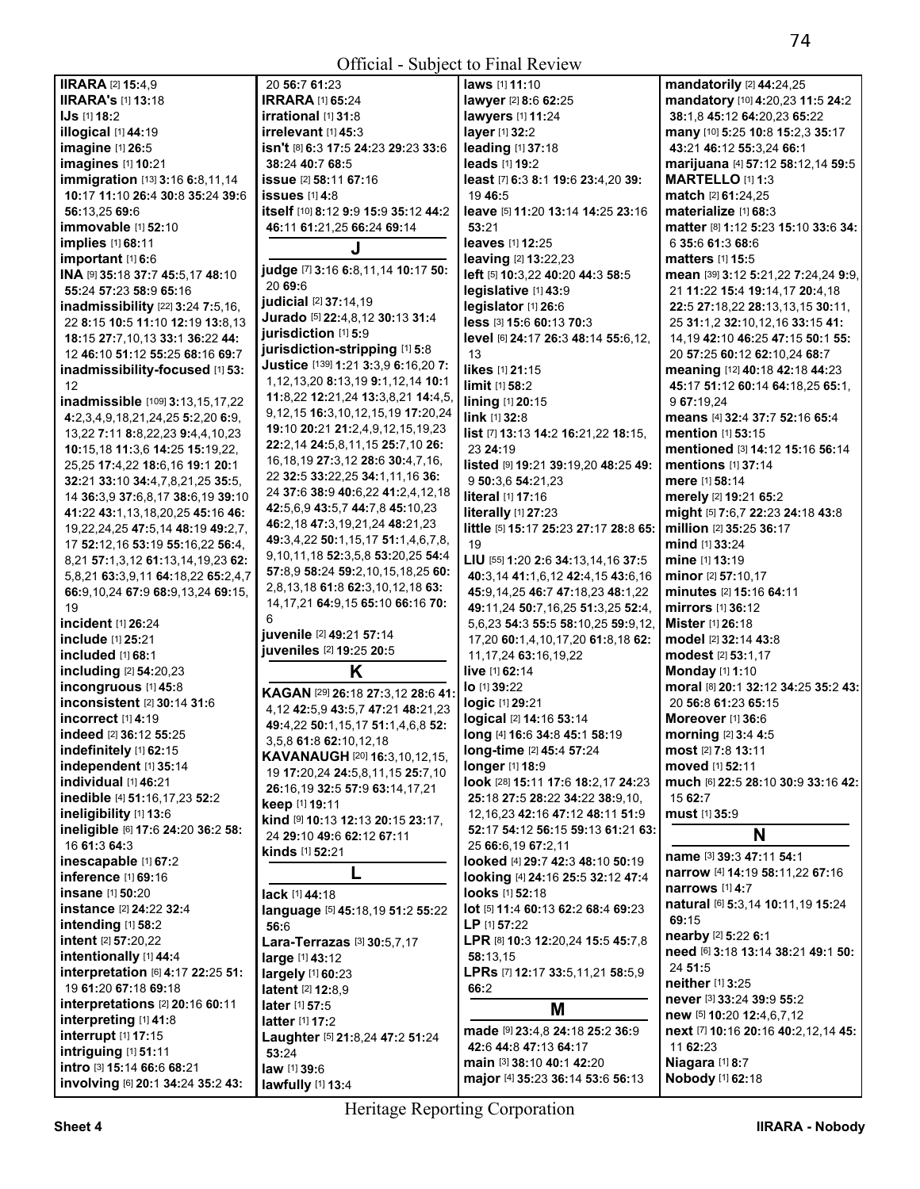**IIRARA** [2] **15:**4,9
**IIRARA's** [1] **13:**18
**IJs** [1] **18:**2
**illogical** [1] **44:**19
**imagine** [1] **26:**5
**imagines** [1] **10:**21
**immigration** [13] **3:**16 **6:**8,11,14 **10:**17 **11:**10 **26:**4 **30:**8 **35:**24 **39:**6 **56:**13,25 **69:**6
**immovable** [1] **52:**10
**implies** [1] **68:**11
**important** [1] **6:**6
**INA** [9] **35:**18 **37:**7 **45:**5,17 **48:**10 **55:**24 **57:**23 **58:**9 **65:**16
**inadmissibility** [22] **3:**24 **7:**5,16, 22 **8:**15 **10:**5 **11:**10 **12:**19 **13:**8,13 **18:**15 **27:**7,10,13 **33:**1 **36:**22 **44:**12 **46:**10 **51:**12 **55:**25 **68:**16 **69:**7
**inadmissibility-focused** [1] **53:**12
**inadmissible** [109] **3:**13,15,17,22 **4:**2,3,4,9,18,21,24,25 **5:**2,20 **6:**9, 13,22 **7:**11 **8:**8,22,23 **9:**4,4,10,23 **10:**15,18 **11:**3,6 **14:**25 **15:**19,22, 25,25 **17:**4,22 **18:**6,16 **19:**1 **20:**1 **32:**21 **33:**10 **34:**4,7,8,21,25 **35:**5, 14 **36:**3,9 **37:**6,8,17 **38:**6,19 **39:**10 **41:**22 **43:**1,13,18,20,25 **45:**16 **46:**19,22,24,25 **47:**5,14 **48:**19 **49:**2,7, 17 **52:**12,16 **53:**19 **55:**16,22 **56:**4, 8,21 **57:**1,3,12 **61:**13,14,19,23 **62:**5,8,21 **63:**3,9,11 **64:**18,22 **65:**2,4,7 **66:**9,10,24 **67:**9 **68:**9,13,24 **69:**15, 19
**incident** [1] **26:**24
**include** [1] **25:**21
**included** [1] **68:**1
**including** [2] **54:**20,23
**incongruous** [1] **45:**8
**inconsistent** [2] **30:**14 **31:**6
**incorrect** [1] **4:**19
**indeed** [2] **36:**12 **55:**25
**indefinitely** [1] **62:**15
**independent** [1] **35:**14
**individual** [1] **46:**21
**inedible** [4] **51:**16,17,23 **52:**2
**ineligibility** [1] **13:**6
**ineligible** [6] **17:**6 **24:**20 **36:**2 **58:**16 **61:**3 **64:**3
**inescapable** [1] **67:**2
**inference** [1] **69:**16
**insane** [1] **50:**20
**instance** [2] **24:**22 **32:**4
**intending** [1] **58:**2
**intent** [2] **57:**20,22
**intentionally** [1] **44:**4
**interpretation** [6] **4:**17 **22:**25 **51:**19 **61:**20 **67:**18 **69:**18
**interpretations** [2] **20:**16 **60:**11
**interpreting** [1] **41:**8
**interrupt** [1] **17:**15
**intriguing** [1] **51:**11
**intro** [3] **15:**14 **66:**6 **68:**21
**involving** [6] **20:**1 **34:**24 **35:**2 **43:**20 **56:**7 **61:**23
**IRRARA** [1] **65:**24
**irrational** [1] **31:**8
**irrelevant** [1] **45:**3
**isn't** [8] **6:**3 **17:**5 **24:**23 **29:**23 **33:**6 **38:**24 **40:**7 **68:**5
**issue** [2] **58:**11 **67:**16
**issues** [1] **4:**8
**itself** [10] **8:**12 **9:**9 **15:**9 **35:**12 **44:**2 **46:**11 **61:**21,25 **66:**24 **69:**14

## J

**judge** [7] **3:**16 **6:**8,11,14 **10:**17 **50:**20 **69:**6
**judicial** [2] **37:**14,19
**Jurado** [5] **22:**4,8,12 **30:**13 **31:**4
**jurisdiction** [1] **5:**9
**jurisdiction-stripping** [1] **5:**8
**Justice** [139] **1:**21 **3:**3,9 **6:**16,20 **7:**1,12,13,20 **8:**13,19 **9:**1,12,14 **10:**1 **11:**8,22 **12:**21,24 **13:**3,8,21 **14:**4,5, 9,12,15 **16:**3,10,12,15,19 **17:**20,24 **19:**10 **20:**21 **21:**2,4,9,12,15,19,23 **22:**2,14 **24:**5,8,11,15 **25:**7,10 **26:**16,18,19 **27:**3,12 **28:**6 **30:**4,7,16, 22 **32:**5 **33:**22,25 **34:**1,11,16 **36:**24 **37:**6 **38:**9 **40:**6,22 **41:**2,4,12,18 **42:**5,6,9 **43:**5,7 **44:**7,8 **45:**10,23 **46:**2,18 **47:**3,19,21,24 **48:**21,23 **49:**3,4,22 **50:**1,15,17 **51:**1,4,6,7,8, 9,10,11,18 **52:**3,5,8 **53:**20,25 **54:**4 **57:**8,9 **58:**24 **59:**2,10,15,18,25 **60:**2,8,13,18 **61:**8 **62:**3,10,12,18 **63:**14,17,21 **64:**9,15 **65:**10 **66:**16 **70:**6
**juvenile** [2] **49:**21 **57:**14
**juveniles** [2] **19:**25 **20:**5

## K

**KAGAN** [29] **26:**18 **27:**3,12 **28:**6 **41:**4,12 **42:**5,9 **43:**5,7 **47:**21 **48:**21,23 **49:**4,22 **50:**1,15,17 **51:**1,4,6,8 **52:**3,5,8 **61:**8 **62:**10,12,18
**KAVANAUGH** [20] **16:**3,10,12,15, 19 **17:**20,24 **24:**5,8,11,15 **25:**7,10 **26:**16,19 **32:**5 **57:**9 **63:**14,17,21
**keep** [1] **19:**11
**kind** [9] **10:**13 **12:**13 **20:**15 **23:**17, 24 **29:**10 **49:**6 **62:**12 **67:**11
**kinds** [1] **52:**21

## L

**lack** [1] **44:**18
**language** [5] **45:**18,19 **51:**2 **55:**22 **56:**6
**Lara-Terrazas** [3] **30:**5,7,17
**large** [1] **43:**12
**largely** [1] **60:**23
**latent** [2] **12:**8,9
**later** [1] **57:**5
**latter** [1] **17:**2
**Laughter** [5] **21:**8,24 **47:**2 **51:**24 **53:**24
**law** [1] **39:**6
**lawfully** [1] **13:**4
**laws** [1] **11:**10
**lawyer** [2] **8:**6 **62:**25
**lawyers** [1] **11:**24
**layer** [1] **32:**2
**leading** [1] **37:**18
**leads** [1] **19:**2
**least** [7] **6:**3 **8:**1 **19:**6 **23:**4,20 **39:**19 **46:**5
**leave** [5] **11:**20 **13:**14 **14:**25 **23:**16 **53:**21
**leaves** [1] **12:**25
**leaving** [2] **13:**22,23
**left** [5] **10:**3,22 **40:**20 **44:**3 **58:**5
**legislative** [1] **43:**9
**legislator** [1] **26:**6
**less** [3] **15:**6 **60:**13 **70:**3
**level** [6] **24:**17 **26:**3 **48:**14 **55:**6,12, 13
**likes** [1] **21:**15
**limit** [1] **58:**2
**lining** [1] **20:**15
**link** [1] **32:**8
**list** [7] **13:**13 **14:**2 **16:**21,22 **18:**15, 23 **24:**19
**listed** [9] **19:**21 **39:**19,20 **48:**25 **49:**9 **50:**3,6 **54:**21,23
**literal** [1] **17:**16
**literally** [1] **27:**23
**little** [5] **15:**17 **25:**23 **27:**17 **28:**8 **65:**19
**LIU** [55] **1:**20 **2:**6 **34:**13,14,16 **37:**5 **40:**3,14 **41:**1,6,12 **42:**4,15 **43:**6,16 **45:**9,14,25 **46:**7 **47:**18,23 **48:**1,22 **49:**11,24 **50:**7,16,25 **51:**3,25 **52:**4, 5,6,23 **54:**3 **55:**5 **58:**10,25 **59:**9,12, 17,20 **60:**1,4,10,17,20 **61:**8,18 **62:**11,17,24 **63:**16,19,22
**live** [1] **62:**14
**lo** [1] **39:**22
**logic** [1] **29:**21
**logical** [2] **14:**16 **53:**14
**long** [4] **16:**6 **34:**8 **45:**1 **58:**19
**long-time** [2] **45:**4 **57:**24
**longer** [1] **18:**9
**look** [28] **15:**11 **17:**6 **18:**2,17 **24:**23 **25:**18 **27:**5 **28:**22 **34:**22 **38:**9,10, 12,16,23 **42:**16 **47:**12 **48:**11 **51:**9 **52:**17 **54:**12 **56:**18 **59:**13 **61:**21 **63:**25 **66:**6,19 **67:**2,11
**looked** [4] **29:**7 **42:**3 **48:**10 **50:**19
**looking** [4] **24:**16 **25:**5 **32:**12 **47:**4
**looks** [1] **52:**18
**lot** [5] **11:**4 **60:**13 **62:**2 **68:**4 **69:**23
**LP** [1] **57:**22
**LPR** [8] **10:**3 **12:**20,24 **15:**5 **45:**7,8 **58:**13,15
**LPRs** [7] **12:**17 **33:**5,11,21 **58:**5,9 **66:**2

## M

**made** [9] **23:**4,8 **24:**18 **25:**2 **36:**9 **42:**6 **44:**8 **47:**13 **64:**17
**main** [3] **38:**10 **40:**1 **42:**20
**major** [4] **35:**23 **36:**14 **53:**6 **56:**13
**mandatorily** [2] **44:**24,25
**mandatory** [10] **4:**20,23 **11:**5 **24:**2 **38:**1,8 **45:**12 **64:**20,23 **65:**22
**many** [10] **5:**25 **10:**8 **15:**2,3 **35:**17 **43:**21 **46:**12 **55:**3,24 **66:**1
**marijuana** [4] **57:**12 **58:**12,14 **59:**5
**MARTELLO** [1] **1:**3
**match** [2] **61:**24,25
**materialize** [1] **68:**3
**matter** [8] **1:**12 **5:**23 **15:**10 **33:**6 **34:**6 **35:**6 **61:**3 **68:**6
**matters** [1] **15:**5
**mean** [39] **3:**12 **5:**21,22 **7:**24,24 **9:**9, 21 **11:**22 **15:**4 **19:**14,17 **20:**4,18 **22:**5 **27:**18,22 **28:**13,13,15 **30:**11, 25 **31:**1,2 **32:**10,12,16 **33:**15 **41:**14,19 **42:**10 **46:**25 **47:**15 **50:**1 **55:**20 **57:**25 **60:**12 **62:**10,24 **68:**7
**meaning** [12] **40:**18 **42:**18 **44:**23 **45:**17 **51:**12 **60:**14 **64:**18,25 **65:**1, 9 **67:**19,24
**means** [4] **32:**4 **37:**7 **52:**16 **65:**4
**mention** [1] **53:**15
**mentioned** [3] **14:**12 **15:**16 **56:**14
**mentions** [1] **37:**14
**mere** [1] **58:**14
**merely** [2] **19:**21 **65:**2
**might** [5] **7:**6,7 **22:**23 **24:**18 **43:**8
**million** [2] **35:**25 **36:**17
**mind** [1] **33:**24
**mine** [1] **13:**19
**minor** [2] **57:**10,17
**minutes** [2] **15:**16 **64:**11
**mirrors** [1] **36:**12
**Mister** [1] **26:**18
**model** [2] **32:**14 **43:**8
**modest** [2] **53:**1,17
**Monday** [1] **1:**10
**moral** [8] **20:**1 **32:**12 **34:**25 **35:**2 **43:**20 **56:**8 **61:**23 **65:**15
**Moreover** [1] **36:**6
**morning** [2] **3:**4 **4:**5
**most** [2] **7:**8 **13:**11
**moved** [1] **52:**11
**much** [6] **22:**5 **28:**10 **30:**9 **33:**16 **42:**15 **62:**7
**must** [1] **35:**9

## N

**name** [3] **39:**3 **47:**11 **54:**1
**narrow** [4] **14:**19 **58:**11,22 **67:**16
**narrows** [1] **4:**7
**natural** [6] **5:**3,14 **10:**11,19 **15:**24 **69:**15
**nearby** [2] **5:**22 **6:**1
**need** [6] **3:**18 **13:**14 **38:**21 **49:**1 **50:**24 **51:**5
**neither** [1] **3:**25
**never** [3] **33:**24 **39:**9 **55:**2
**new** [5] **10:**20 **12:**4,6,7,12
**next** [7] **10:**16 **20:**16 **40:**2,12,14 **45:**11 **62:**23
**Niagara** [1] **8:**7
**Nobody** [1] **62:**18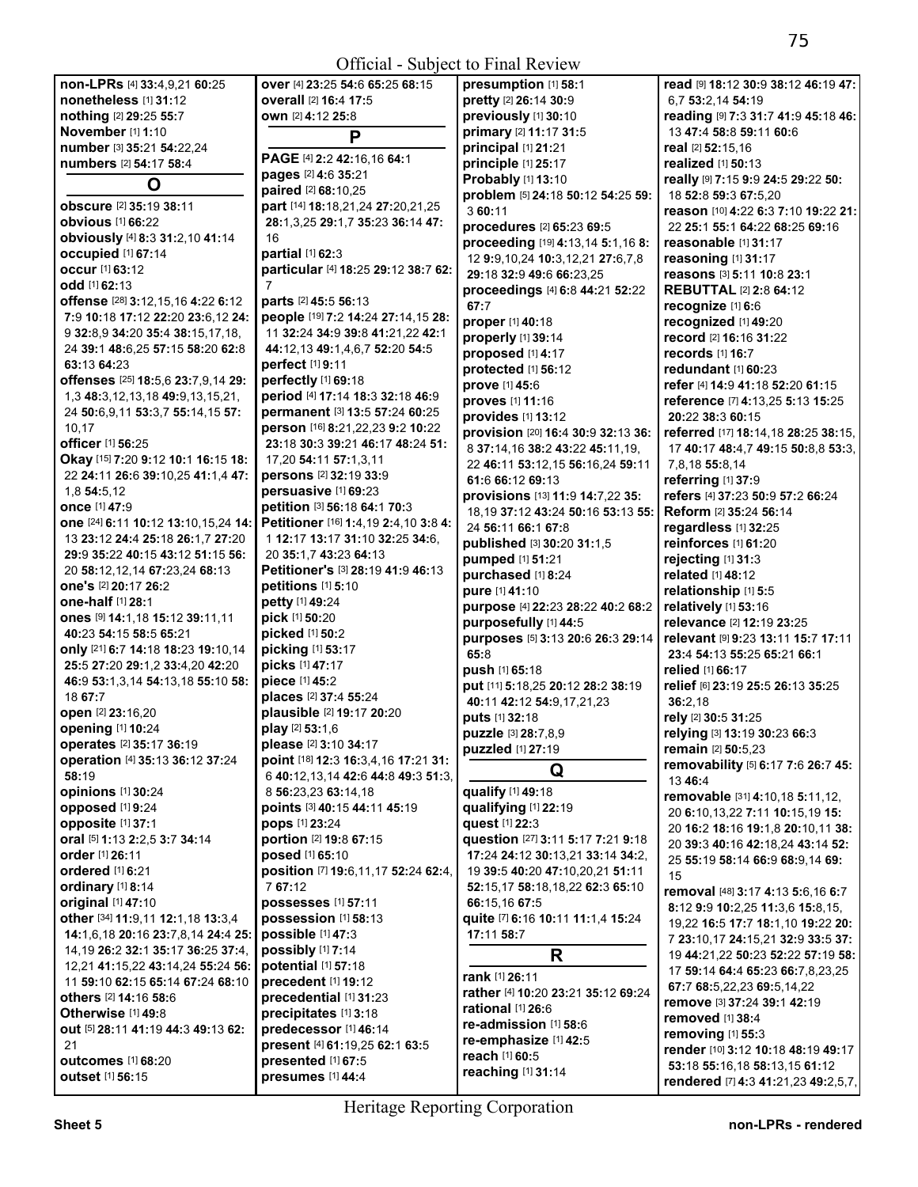Official - Subject to Final Review

**non-LPRs** [4] **33:**4,9,21 **60:**25
**nonetheless** [1] **31:**12
**nothing** [2] **29:**25 **55:**7
**November** [1] **1:**10
**number** [3] **35:**21 **54:**22,24
**numbers** [2] **54:**17 **58:**4

## O

**obscure** [2] **35:**19 **38:**11
**obvious** [1] **66:**22
**obviously** [4] **8:**3 **31:**2,10 **41:**14
**occupied** [1] **67:**14
**occur** [1] **63:**12
**odd** [1] **62:**13
**offense** [28] **3:**12,15,16 **4:**22 **6:**12 **7:**9 **10:**18 **17:**12 **22:**20 **23:**6,12 **24:**9 **32:**8,9 **34:**20 **35:**4 **38:**15,17,18, 24 **39:**1 **48:**6,25 **57:**15 **58:**20 **62:**8 **63:**13 **64:**23
**offenses** [25] **18:**5,6 **23:**7,9,14 **29:**1,3 **48:**3,12,13,18 **49:**9,13,15,21, 24 **50:**6,9,11 **53:**3,7 **55:**14,15 **57:**10,17
**officer** [1] **56:**25
**Okay** [15] **7:**20 **9:**12 **10:**1 **16:**15 **18:**22 **24:**11 **26:**6 **39:**10,25 **41:**1,4 **47:**1,8 **54:**5,12
**once** [1] **47:**9
**one** [24] **6:**11 **10:**12 **13:**10,15,24 **14:**13 **23:**12 **24:**4 **25:**18 **26:**1,7 **27:**20 **29:**9 **35:**22 **40:**15 **43:**12 **51:**15 **56:**20 **58:**12,12,14 **67:**23,24 **68:**13
**one's** [2] **20:**17 **26:**2
**one-half** [1] **28:**1
**ones** [9] **14:**1,18 **15:**12 **39:**11,11 **40:**23 **54:**15 **58:**5 **65:**21
**only** [21] **6:**7 **14:**18 **18:**23 **19:**10,14 **25:**5 **27:**20 **29:**1,2 **33:**4,20 **42:**20 **46:**9 **53:**1,3,14 **54:**13,18 **55:**10 **58:**18 **67:**7
**open** [2] **23:**16,20
**opening** [1] **10:**24
**operates** [2] **35:**17 **36:**19
**operation** [4] **35:**13 **36:**12 **37:**24 **58:**19
**opinions** [1] **30:**24
**opposed** [1] **9:**24
**opposite** [1] **37:**1
**oral** [5] **1:**13 **2:**2,5 **3:**7 **34:**14
**order** [1] **26:**11
**ordered** [1] **6:**21
**ordinary** [1] **8:**14
**original** [1] **47:**10
**other** [34] **11:**9,11 **12:**1,18 **13:**3,4 **14:**1,6,18 **20:**16 **23:**7,8,14 **24:**4 **25:**14,19 **26:**2 **32:**1 **35:**17 **36:**25 **37:**4, 12,21 **41:**15,22 **43:**14,24 **55:**24 **56:**11 **59:**10 **62:**15 **65:**14 **67:**24 **68:**10
**others** [2] **14:**16 **58:**6
**Otherwise** [1] **49:**8
**out** [5] **28:**11 **41:**19 **44:**3 **49:**13 **62:**21
**outcomes** [1] **68:**20
**outset** [1] **56:**15
**over** [4] **23:**25 **54:**6 **65:**25 **68:**15
**overall** [2] **16:**4 **17:**5
**own** [2] **4:**12 **25:**8

## P

**PAGE** [4] **2:**2 **42:**16,16 **64:**1
**pages** [2] **4:**6 **35:**21
**paired** [2] **68:**10,25
**part** [14] **18:**18,21,24 **27:**20,21,25 **28:**1,3,25 **29:**1,7 **35:**23 **36:**14 **47:**16
**partial** [1] **62:**3
**particular** [4] **18:**25 **29:**12 **38:**7 **62:**7
**parts** [2] **45:**5 **56:**13
**people** [19] **7:**2 **14:**24 **27:**14,15 **28:**11 **32:**24 **34:**9 **39:**8 **41:**21,22 **42:**1 **44:**12,13 **49:**1,4,6,7 **52:**20 **54:**5
**perfect** [1] **9:**11
**perfectly** [1] **69:**18
**period** [4] **17:**14 **18:**3 **32:**18 **46:**9
**permanent** [3] **13:**5 **57:**24 **60:**25
**person** [16] **8:**21,22,23 **9:**2 **10:**22 **23:**18 **30:**3 **39:**21 **46:**17 **48:**24 **51:**17,20 **54:**11 **57:**1,3,11
**persons** [2] **32:**19 **33:**9
**persuasive** [1] **69:**23
**petition** [3] **56:**18 **64:**1 **70:**3
**Petitioner** [16] **1:**4,19 **2:**4,10 **3:**8 **4:**1 **12:**17 **13:**17 **31:**10 **32:**25 **34:**6, 20 **35:**1,7 **43:**23 **64:**13
**Petitioner's** [3] **28:**19 **41:**9 **46:**13
**petitions** [1] **5:**10
**petty** [1] **49:**24
**pick** [1] **50:**20
**picked** [1] **50:**2
**picking** [1] **53:**17
**picks** [1] **47:**17
**piece** [1] **45:**2
**places** [2] **37:**4 **55:**24
**plausible** [2] **19:**17 **20:**20
**play** [2] **53:**1,6
**please** [2] **3:**10 **34:**17
**point** [18] **12:**3 **16:**3,4,16 **17:**21 **31:**6 **40:**12,13,14 **42:**6 **44:**8 **49:**3 **51:**3, 8 **56:**23,23 **63:**14,18
**points** [3] **40:**15 **44:**11 **45:**19
**pops** [1] **23:**24
**portion** [2] **19:**8 **67:**15
**posed** [1] **65:**10
**position** [7] **19:**6,11,17 **52:**24 **62:**4, 7 **67:**12
**possesses** [1] **57:**11
**possession** [1] **58:**13
**possible** [1] **47:**3
**possibly** [1] **7:**14
**potential** [1] **57:**18
**precedent** [1] **19:**12
**precedential** [1] **31:**23
**precipitates** [1] **3:**18
**predecessor** [1] **46:**14
**present** [4] **61:**19,25 **62:**1 **63:**5
**presented** [1] **67:**5
**presumes** [1] **44:**4
**presumption** [1] **58:**1
**pretty** [2] **26:**14 **30:**9
**previously** [1] **30:**10
**primary** [2] **11:**17 **31:**5
**principal** [1] **21:**21
**principle** [1] **25:**17
**Probably** [1] **13:**10
**problem** [5] **24:**18 **50:**12 **54:**25 **59:**3 **60:**11
**procedures** [2] **65:**23 **69:**5
**proceeding** [19] **4:**13,14 **5:**1,16 **8:**12 **9:**9,10,24 **10:**3,12,21 **27:**6,7,8 **29:**18 **32:**9 **49:**6 **66:**23,25
**proceedings** [4] **6:**8 **44:**21 **52:**22 **67:**7
**proper** [1] **40:**18
**properly** [1] **39:**14
**proposed** [1] **4:**17
**protected** [1] **56:**12
**prove** [1] **45:**6
**proves** [1] **11:**16
**provides** [1] **13:**12
**provision** [20] **16:**4 **30:**9 **32:**13 **36:**8 **37:**14,16 **38:**2 **43:**22 **45:**11,19, 22 **46:**11 **53:**12,15 **56:**16,24 **59:**11 **61:**6 **66:**12 **69:**13
**provisions** [13] **11:**9 **14:**7,22 **35:**18,19 **37:**12 **43:**24 **50:**16 **53:**13 **55:**24 **56:**11 **66:**1 **67:**8
**published** [3] **30:**20 **31:**1,5
**pumped** [1] **51:**21
**purchased** [1] **8:**24
**pure** [1] **41:**10
**purpose** [4] **22:**23 **28:**22 **40:**2 **68:**2
**purposefully** [1] **44:**5
**purposes** [5] **3:**13 **20:**6 **26:**3 **29:**14 **65:**8
**push** [1] **65:**18
**put** [11] **5:**18,25 **20:**12 **28:**2 **38:**19 **40:**11 **42:**12 **54:**9,17,21,23
**puts** [1] **32:**18
**puzzle** [3] **28:**7,8,9
**puzzled** [1] **27:**19

## Q

**qualify** [1] **49:**18
**qualifying** [1] **22:**19
**quest** [1] **22:**3
**question** [27] **3:**11 **5:**17 **7:**21 **9:**18 **17:**24 **24:**12 **30:**13,21 **33:**14 **34:**2, 19 **39:**5 **40:**20 **47:**10,20,21 **51:**11 **52:**15,17 **58:**18,18,22 **62:**3 **65:**10 **66:**15,16 **67:**5
**quite** [7] **6:**16 **10:**11 **11:**1,4 **15:**24 **17:**11 **58:**7

## R

**rank** [1] **26:**11
**rather** [4] **10:**20 **23:**21 **35:**12 **69:**24
**rational** [1] **26:**6
**re-admission** [1] **58:**6
**re-emphasize** [1] **42:**5
**reach** [1] **60:**5
**reaching** [1] **31:**14
**read** [9] **18:**12 **30:**9 **38:**12 **46:**19 **47:**6,7 **53:**2,14 **54:**19
**reading** [9] **7:**3 **31:**7 **41:**9 **45:**18 **46:**13 **47:**4 **58:**8 **59:**11 **60:**6
**real** [2] **52:**15,16
**realized** [1] **50:**13
**really** [9] **7:**15 **9:**9 **24:**5 **29:**22 **50:**18 **52:**8 **59:**3 **67:**5,20
**reason** [10] **4:**22 **6:**3 **7:**10 **19:**22 **21:**22 **25:**1 **55:**1 **64:**22 **68:**25 **69:**16
**reasonable** [1] **31:**17
**reasoning** [1] **31:**17
**reasons** [3] **5:**11 **10:**8 **23:**1
**REBUTTAL** [2] **2:**8 **64:**12
**recognize** [1] **6:**6
**recognized** [1] **49:**20
**record** [2] **16:**16 **31:**22
**records** [1] **16:**7
**redundant** [1] **60:**23
**refer** [4] **14:**9 **41:**18 **52:**20 **61:**15
**reference** [7] **4:**13,25 **5:**13 **15:**25 **20:**22 **38:**3 **60:**15
**referred** [17] **18:**14,18 **28:**25 **38:**15, 17 **40:**17 **48:**4,7 **49:**15 **50:**8,8 **53:**3, 7,8,18 **55:**8,14
**referring** [1] **37:**9
**refers** [4] **37:**23 **50:**9 **57:**2 **66:**24
**Reform** [2] **35:**24 **56:**14
**regardless** [1] **32:**25
**reinforces** [1] **61:**20
**rejecting** [1] **31:**3
**related** [1] **48:**12
**relationship** [1] **5:**5
**relatively** [1] **53:**16
**relevance** [2] **12:**19 **23:**25
**relevant** [9] **9:**23 **13:**11 **15:**7 **17:**11 **23:**4 **54:**13 **55:**25 **65:**21 **66:**1
**relied** [1] **66:**17
**relief** [6] **23:**19 **25:**5 **26:**13 **35:**25 **36:**2,18
**rely** [2] **30:**5 **31:**25
**relying** [3] **13:**19 **30:**23 **66:**3
**remain** [2] **50:**5,23
**removability** [5] **6:**17 **7:**6 **26:**7 **45:**13 **46:**4
**removable** [31] **4:**10,18 **5:**11,12, 20 **6:**10,13,22 **7:**11 **10:**15,19 **15:**20 **16:**2 **18:**16 **19:**1,8 **20:**10,11 **38:**20 **39:**3 **40:**16 **42:**18,24 **43:**14 **52:**25 **55:**19 **58:**14 **66:**9 **68:**9,14 **69:**15
**removal** [48] **3:**17 **4:**13 **5:**6,16 **6:**7 **8:**12 **9:**9 **10:**2,25 **11:**3,6 **15:**8,15, 19,22 **16:**5 **17:**7 **18:**1,10 **19:**22 **20:**7 **23:**10,17 **24:**15,21 **32:**9 **33:**5 **37:**19 **44:**21,22 **50:**23 **52:**22 **57:**19 **58:**17 **59:**14 **64:**4 **65:**23 **66:**7,8,23,25 **67:**7 **68:**5,22,23 **69:**5,14,22
**remove** [3] **37:**24 **39:**1 **42:**19
**removed** [1] **38:**4
**removing** [1] **55:**3
**render** [10] **3:**12 **10:**18 **48:**19 **49:**17 **53:**18 **55:**16,18 **58:**13,15 **61:**12
**rendered** [7] **4:**3 **41:**21,23 **49:**2,5,7,

Heritage Reporting Corporation

**Sheet 5** **non-LPRs - rendered**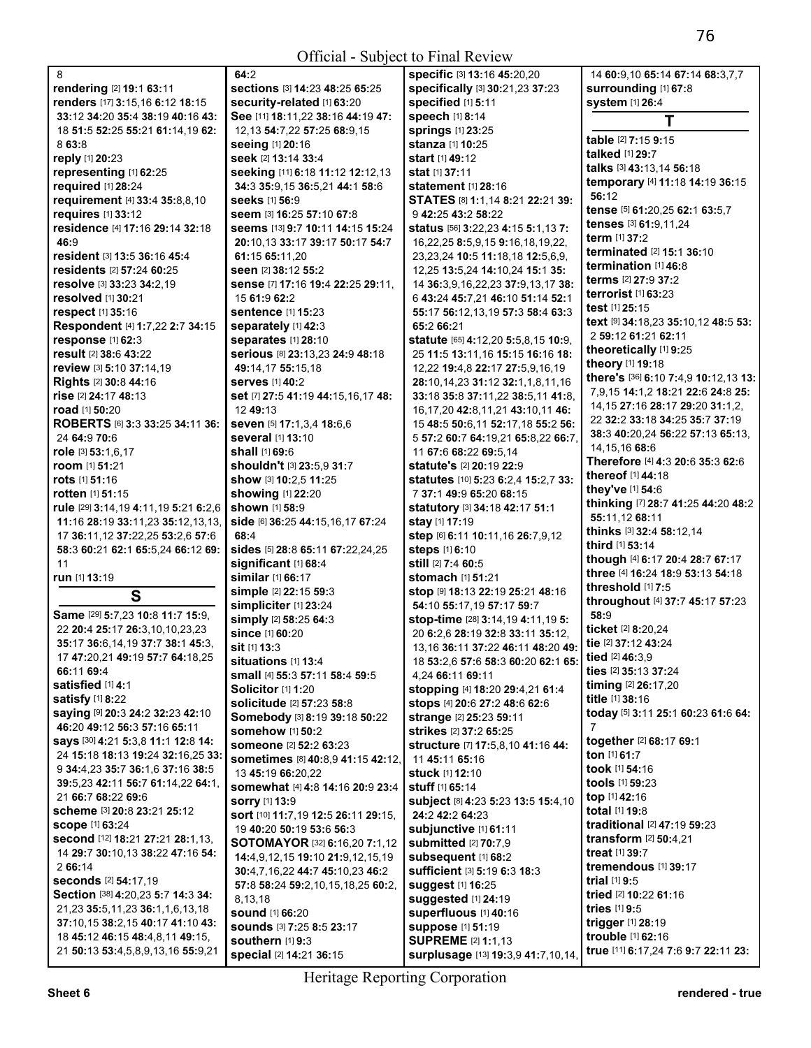8
**rendering** [2] **19:**1 **63:**11
**renders** [17] **3:**15,16 **6:**12 **18:**15 **33:**12 **34:**20 **35:**4 **38:**19 **40:**16 **43:** 18 **51:**5 **52:**25 **55:**21 **61:**14,19 **62:** 8 **63:**8
**reply** [1] **20:**23
**representing** [1] **62:**25
**required** [1] **28:**24
**requirement** [4] **33:**4 **35:**8,8,10
**requires** [1] **33:**12
**residence** [4] **17:**16 **29:**14 **32:**18 **46:**9
**resident** [3] **13:**5 **36:**16 **45:**4
**residents** [2] **57:**24 **60:**25
**resolve** [3] **33:**23 **34:**2,19
**resolved** [1] **30:**21
**respect** [1] **35:**16
**Respondent** [4] **1:**7,22 **2:**7 **34:**15
**response** [1] **62:**3
**result** [2] **38:**6 **43:**22
**review** [3] **5:**10 **37:**14,19
**Rights** [2] **30:**8 **44:**16
**rise** [2] **24:**17 **48:**13
**road** [1] **50:**20
**ROBERTS** [6] **3:**3 **33:**25 **34:**11 **36:** 24 **64:**9 **70:**6
**role** [3] **53:**1,6,17
**room** [1] **51:**21
**rots** [1] **51:**16
**rotten** [1] **51:**15
**rule** [29] **3:**14,19 **4:**11,19 **5:**21 **6:**2,6 **11:**16 **28:**19 **33:**11,23 **35:**12,13,13, 17 **36:**11,12 **37:**22,25 **53:**2,6 **57:**6 **58:**3 **60:**21 **62:**1 **65:**5,24 **66:**12 **69:** 11
**run** [1] **13:**19

## S

**Same** [29] **5:**7,23 **10:**8 **11:**7 **15:**9, 22 **20:**4 **25:**17 **26:**3,10,10,23,23 **35:**17 **36:**6,14,19 **37:**7 **38:**1 **45:**3, 17 **47:**20,21 **49:**19 **57:**7 **64:**18,25 **66:**11 **69:**4
**satisfied** [1] **4:**1
**satisfy** [1] **8:**22
**saying** [9] **20:**3 **24:**2 **32:**23 **42:**10 **46:**20 **49:**12 **56:**3 **57:**16 **65:**11
**says** [30] **4:**21 **5:**3,8 **11:**1 **12:**8 **14:** 24 **15:**18 **18:**13 **19:**24 **32:**16,25 **33:** 9 **34:**4,23 **35:**7 **36:**1,6 **37:**16 **38:**5 **39:**5,23 **42:**11 **56:**7 **61:**14,22 **64:**1, 21 **66:**7 **68:**22 **69:**6
**scheme** [3] **20:**8 **23:**21 **25:**12
**scope** [1] **63:**24
**second** [12] **18:**21 **27:**21 **28:**1,13, 14 **29:**7 **30:**10,13 **38:**22 **47:**16 **54:** 2 **66:**14
**seconds** [2] **54:**17,19
**Section** [38] **4:**20,23 **5:**7 **14:**3 **34:** 21,23 **35:**5,11,23 **36:**1,1,6,13,18 **37:**10,15 **38:**2,15 **40:**17 **41:**10 **43:** 18 **45:**12 **46:**15 **48:**4,8,11 **49:**15, 21 **50:**13 **53:**4,5,8,9,13,16 **55:**9,21 **64:**2
**sections** [3] **14:**23 **48:**25 **65:**25
**security-related** [1] **63:**20
**See** [11] **18:**11,22 **38:**16 **44:**19 **47:** 12,13 **54:**7,22 **57:**25 **68:**9,15
**seeing** [1] **20:**16
**seek** [2] **13:**14 **33:**4
**seeking** [11] **6:**18 **11:**12 **12:**12,13 **34:**3 **35:**9,15 **36:**5,21 **44:**1 **58:**6
**seeks** [1] **56:**9
**seem** [3] **16:**25 **57:**10 **67:**8
**seems** [13] **9:**7 **10:**11 **14:**15 **15:**24 **20:**10,13 **33:**17 **39:**17 **50:**17 **54:**7 **61:**15 **65:**11,20
**seen** [2] **38:**12 **55:**2
**sense** [7] **17:**16 **19:**4 **22:**25 **29:**11, 15 **61:**9 **62:**2
**sentence** [1] **15:**23
**separately** [1] **42:**3
**separates** [1] **28:**10
**serious** [8] **23:**13,23 **24:**9 **48:**18 **49:**14,17 **55:**15,18
**serves** [1] **40:**2
**set** [7] **27:**5 **41:**19 **44:**15,16,17 **48:** 12 **49:**13
**seven** [5] **17:**1,3,4 **18:**6,6
**several** [1] **13:**10
**shall** [1] **69:**6
**shouldn't** [3] **23:**5,9 **31:**7
**show** [3] **10:**2,5 **11:**25
**showing** [1] **22:**20
**shown** [1] **58:**9
**side** [6] **36:**25 **44:**15,16,17 **67:**24 **68:**4
**sides** [5] **28:**8 **65:**11 **67:**22,24,25
**significant** [1] **68:**4
**similar** [1] **66:**17
**simple** [2] **22:**15 **59:**3
**simpliciter** [1] **23:**24
**simply** [2] **58:**25 **64:**3
**since** [1] **60:**20
**sit** [1] **13:**3
**situations** [1] **13:**4
**small** [4] **55:**3 **57:**11 **58:**4 **59:**5
**Solicitor** [1] **1:**20
**solicitude** [2] **57:**23 **58:**8
**Somebody** [3] **8:**19 **39:**18 **50:**22
**somehow** [1] **50:**2
**someone** [2] **52:**2 **63:**23
**sometimes** [8] **40:**8,9 **41:**15 **42:**12, 13 **45:**19 **66:**20,22
**somewhat** [4] **4:**8 **14:**16 **20:**9 **23:**4
**sorry** [1] **13:**9
**sort** [10] **11:**7,19 **12:**5 **26:**11 **29:**15, 19 **40:**20 **50:**19 **53:**6 **56:**3
**SOTOMAYOR** [32] **6:**16,20 **7:**1,12 **14:**4,9,12,15 **19:**10 **21:**9,12,15,19 **30:**4,7,16,22 **44:**7 **45:**10,23 **46:**2 **57:**8 **58:**24 **59:**2,10,15,18,25 **60:**2, 8,13,18
**sound** [1] **66:**20
**sounds** [3] **7:**25 **8:**5 **23:**17
**southern** [1] **9:**3
**special** [2] **14:**21 **36:**15
**specific** [3] **13:**16 **45:**20,20
**specifically** [3] **30:**21,23 **37:**23
**specified** [1] **5:**11
**speech** [1] **8:**14
**springs** [1] **23:**25
**stanza** [1] **10:**25
**start** [1] **49:**12
**stat** [1] **37:**11
**statement** [1] **28:**16
**STATES** [8] **1:**1,14 **8:**21 **22:**21 **39:** 9 **42:**25 **43:**2 **58:**22
**status** [56] **3:**22,23 **4:**15 **5:**1,13 **7:** 16,22,25 **8:**5,9,15 **9:**16,18,19,22, 23,23,24 **10:**5 **11:**18,18 **12:**5,6,9, 12,25 **13:**5,24 **14:**10,24 **15:**1 **35:** 14 **36:**3,9,16,22,23 **37:**9,13,17 **38:** 6 **43:**24 **45:**7,21 **46:**10 **51:**14 **52:**1 **55:**17 **56:**12,13,19 **57:**3 **58:**4 **63:**3 **65:**2 **66:**21
**statute** [65] **4:**12,20 **5:**5,8,15 **10:**9, 25 **11:**5 **13:**11,16 **15:**15 **16:**16 **18:** 12,22 **19:**4,8 **22:**17 **27:**5,9,16,19 **28:**10,14,23 **31:**12 **32:**1,1,8,11,16 **33:**18 **35:**8 **37:**11,22 **38:**5,11 **41:**8, 16,17,20 **42:**8,11,21 **43:**10,11 **46:** 15 **48:**5 **50:**6,11 **52:**17,18 **55:**2 **56:** 5 **57:**2 **60:**7 **64:**19,21 **65:**8,22 **66:**7, 11 **67:**6 **68:**22 **69:**5,14
**statute's** [2] **20:**19 **22:**9
**statutes** [10] **5:**23 **6:**2,4 **15:**2,7 **33:** 7 **37:**1 **49:**9 **65:**20 **68:**15
**statutory** [3] **34:**18 **42:**17 **51:**1
**stay** [1] **17:**19
**step** [6] **6:**11 **10:**11,16 **26:**7,9,12
**steps** [1] **6:**10
**still** [2] **7:**4 **60:**5
**stomach** [1] **51:**21
**stop** [9] **18:**13 **22:**19 **25:**21 **48:**16 **54:**10 **55:**17,19 **57:**17 **59:**7
**stop-time** [28] **3:**14,19 **4:**11,19 **5:** 20 **6:**2,6 **28:**19 **32:**8 **33:**11 **35:**12, 13,16 **36:**11 **37:**22 **46:**11 **48:**20 **49:** 18 **53:**2,6 **57:**6 **58:**3 **60:**20 **62:**1 **65:** 4,24 **66:**11 **69:**11
**stopping** [4] **18:**20 **29:**4,21 **61:**4
**stops** [4] **20:**6 **27:**2 **48:**6 **62:**6
**strange** [2] **25:**23 **59:**11
**strikes** [2] **37:**2 **65:**25
**structure** [7] **17:**5,8,10 **41:**16 **44:** 11 **45:**11 **65:**16
**stuck** [1] **12:**10
**stuff** [1] **65:**14
**subject** [8] **4:**23 **5:**23 **13:**5 **15:**4,10 **24:**2 **42:**2 **64:**23
**subjunctive** [1] **61:**11
**submitted** [2] **70:**7,9
**subsequent** [1] **68:**2
**sufficient** [3] **5:**19 **6:**3 **18:**3
**suggest** [1] **16:**25
**suggested** [1] **24:**19
**superfluous** [1] **40:**16
**suppose** [1] **51:**19
**SUPREME** [2] **1:**1,13
**surplusage** [13] **19:**3,9 **41:**7,10,14, 14 **60:**9,10 **65:**14 **67:**14 **68:**3,7,7
**surrounding** [1] **67:**8
**system** [1] **26:**4

## T

**table** [2] **7:**15 **9:**15
**talked** [1] **29:**7
**talks** [3] **43:**13,14 **56:**18
**temporary** [4] **11:**18 **14:**19 **36:**15 **56:**12
**tense** [5] **61:**20,25 **62:**1 **63:**5,7
**tenses** [3] **61:**9,11,24
**term** [1] **37:**2
**terminated** [2] **15:**1 **36:**10
**termination** [1] **46:**8
**terms** [2] **27:**9 **37:**2
**terrorist** [1] **63:**23
**test** [1] **25:**15
**text** [9] **34:**18,23 **35:**10,12 **48:**5 **53:** 2 **59:**12 **61:**21 **62:**11
**theoretically** [1] **9:**25
**theory** [1] **19:**18
**there's** [36] **6:**10 **7:**4,9 **10:**12,13 **13:** 7,9,15 **14:**1,2 **18:**21 **22:**6 **24:**8 **25:** 14,15 **27:**16 **28:**17 **29:**20 **31:**1,2, 22 **32:**2 **33:**18 **34:**25 **35:**7 **37:**19 **38:**3 **40:**20,24 **56:**22 **57:**13 **65:**13, 14,15,16 **68:**6
**Therefore** [4] **4:**3 **20:**6 **35:**3 **62:**6
**thereof** [1] **44:**18
**they've** [1] **54:**6
**thinking** [7] **28:**7 **41:**25 **44:**20 **48:**2 **55:**11,12 **68:**11
**thinks** [3] **32:**4 **58:**12,14
**third** [1] **53:**14
**though** [4] **6:**17 **20:**4 **28:**7 **67:**17
**three** [4] **16:**24 **18:**9 **53:**13 **54:**18
**threshold** [1] **7:**5
**throughout** [4] **37:**7 **45:**17 **57:**23 **58:**9
**ticket** [2] **8:**20,24
**tie** [2] **37:**12 **43:**24
**tied** [2] **46:**3,9
**ties** [2] **35:**13 **37:**24
**timing** [2] **26:**17,20
**title** [1] **38:**16
**today** [5] **3:**11 **25:**1 **60:**23 **61:**6 **64:** 7
**together** [2] **68:**17 **69:**1
**ton** [1] **61:**7
**took** [1] **54:**16
**tools** [1] **59:**23
**top** [1] **42:**16
**total** [1] **19:**8
**traditional** [2] **47:**19 **59:**23
**transform** [2] **50:**4,21
**treat** [1] **39:**7
**tremendous** [1] **39:**17
**trial** [1] **9:**5
**tried** [2] **10:**22 **61:**16
**tries** [1] **9:**5
**trigger** [1] **28:**19
**trouble** [1] **62:**16
**true** [11] **6:**17,24 **7:**6 **9:**7 **22:**11 **23:**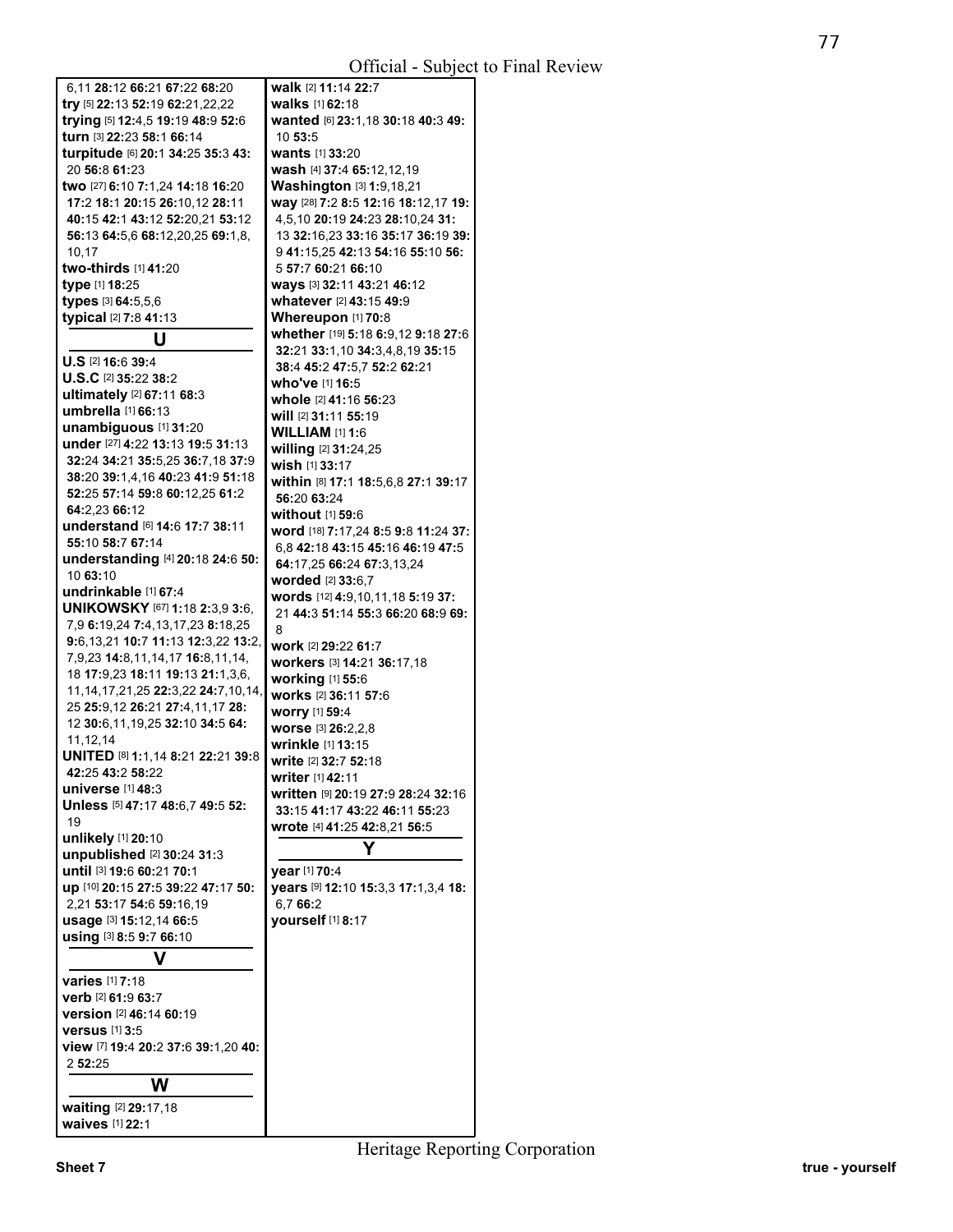6,11 **28:**12 **66:**21 **67:**22 **68:**20
**try** [5] **22:**13 **52:**19 **62:**21,22,22
**trying** [5] **12:**4,5 **19:**19 **48:**9 **52:**6
**turn** [3] **22:**23 **58:**1 **66:**14
**turpitude** [6] **20:**1 **34:**25 **35:**3 **43:** 20 **56:**8 **61:**23
**two** [27] **6:**10 **7:**1,24 **14:**18 **16:**20 **17:**2 **18:**1 **20:**15 **26:**10,12 **28:**11 **40:**15 **42:**1 **43:**12 **52:**20,21 **53:**12 **56:**13 **64:**5,6 **68:**12,20,25 **69:**1,8, 10,17
**two-thirds** [1] **41:**20
**type** [1] **18:**25
**types** [3] **64:**5,5,6
**typical** [2] **7:**8 **41:**13

## U

**U.S** [2] **16:**6 **39:**4
**U.S.C** [2] **35:**22 **38:**2
**ultimately** [2] **67:**11 **68:**3
**umbrella** [1] **66:**13
**unambiguous** [1] **31:**20
**under** [27] **4:**22 **13:**13 **19:**5 **31:**13 **32:**24 **34:**21 **35:**5,25 **36:**7,18 **37:**9 **38:**20 **39:**1,4,16 **40:**23 **41:**9 **51:**18 **52:**25 **57:**14 **59:**8 **60:**12,25 **61:**2 **64:**2,23 **66:**12
**understand** [6] **14:**6 **17:**7 **38:**11 **55:**10 **58:**7 **67:**14
**understanding** [4] **20:**18 **24:**6 **50:** 10 **63:**10
**undrinkable** [1] **67:**4
**UNIKOWSKY** [67] **1:**18 **2:**3,9 **3:**6, 7,9 **6:**19,24 **7:**4,13,17,23 **8:**18,25 **9:**6,13,21 **10:**7 **11:**13 **12:**3,22 **13:**2, 7,9,23 **14:**8,11,14,17 **16:**8,11,14, 18 **17:**9,23 **18:**11 **19:**13 **21:**1,3,6, 11,14,17,21,25 **22:**3,22 **24:**7,10,14, 25 **25:**9,12 **26:**21 **27:**4,11,17 **28:** 12 **30:**6,11,19,25 **32:**10 **34:**5 **64:** 11,12,14
**UNITED** [8] **1:**1,14 **8:**21 **22:**21 **39:**8 **42:**25 **43:**2 **58:**22
**universe** [1] **48:**3
**Unless** [5] **47:**17 **48:**6,7 **49:**5 **52:** 19
**unlikely** [1] **20:**10
**unpublished** [2] **30:**24 **31:**3
**until** [3] **19:**6 **60:**21 **70:**1
**up** [10] **20:**15 **27:**5 **39:**22 **47:**17 **50:** 2,21 **53:**17 **54:**6 **59:**16,19
**usage** [3] **15:**12,14 **66:**5
**using** [3] **8:**5 **9:**7 **66:**10

## V

**varies** [1] **7:**18
**verb** [2] **61:**9 **63:**7
**version** [2] **46:**14 **60:**19
**versus** [1] **3:**5
**view** [7] **19:**4 **20:**2 **37:**6 **39:**1,20 **40:** 2 **52:**25

## W

**waiting** [2] **29:**17,18
**waives** [1] **22:**1
**walk** [2] **11:**14 **22:**7
**walks** [1] **62:**18
**wanted** [6] **23:**1,18 **30:**18 **40:**3 **49:** 10 **53:**5
**wants** [1] **33:**20
**wash** [4] **37:**4 **65:**12,12,19
**Washington** [3] **1:**9,18,21
**way** [28] **7:**2 **8:**5 **12:**16 **18:**12,17 **19:** 4,5,10 **20:**19 **24:**23 **28:**10,24 **31:** 13 **32:**16,23 **33:**16 **35:**17 **36:**19 **39:** 9 **41:**15,25 **42:**13 **54:**16 **55:**10 **56:** 5 **57:**7 **60:**21 **66:**10
**ways** [3] **32:**11 **43:**21 **46:**12
**whatever** [2] **43:**15 **49:**9
**Whereupon** [1] **70:**8
**whether** [19] **5:**18 **6:**9,12 **9:**18 **27:**6 **32:**21 **33:**1,10 **34:**3,4,8,19 **35:**15 **38:**4 **45:**2 **47:**5,7 **52:**2 **62:**21
**who've** [1] **16:**5
**whole** [2] **41:**16 **56:**23
**will** [2] **31:**11 **55:**19
**WILLIAM** [1] **1:**6
**willing** [2] **31:**24,25
**wish** [1] **33:**17
**within** [8] **17:**1 **18:**5,6,8 **27:**1 **39:**17 **56:**20 **63:**24
**without** [1] **59:**6
**word** [18] **7:**17,24 **8:**5 **9:**8 **11:**24 **37:** 6,8 **42:**18 **43:**15 **45:**16 **46:**19 **47:**5 **64:**17,25 **66:**24 **67:**3,13,24
**worded** [2] **33:**6,7
**words** [12] **4:**9,10,11,18 **5:**19 **37:** 21 **44:**3 **51:**14 **55:**3 **66:**20 **68:**9 **69:** 8
**work** [2] **29:**22 **61:**7
**workers** [3] **14:**21 **36:**17,18
**working** [1] **55:**6
**works** [2] **36:**11 **57:**6
**worry** [1] **59:**4
**worse** [3] **26:**2,2,8
**wrinkle** [1] **13:**15
**write** [2] **32:**7 **52:**18
**writer** [1] **42:**11
**written** [9] **20:**19 **27:**9 **28:**24 **32:**16 **33:**15 **41:**17 **43:**22 **46:**11 **55:**23
**wrote** [4] **41:**25 **42:**8,21 **56:**5

## Y

**year** [1] **70:**4
**years** [9] **12:**10 **15:**3,3 **17:**1,3,4 **18:** 6,7 **66:**2
**yourself** [1] **8:**17